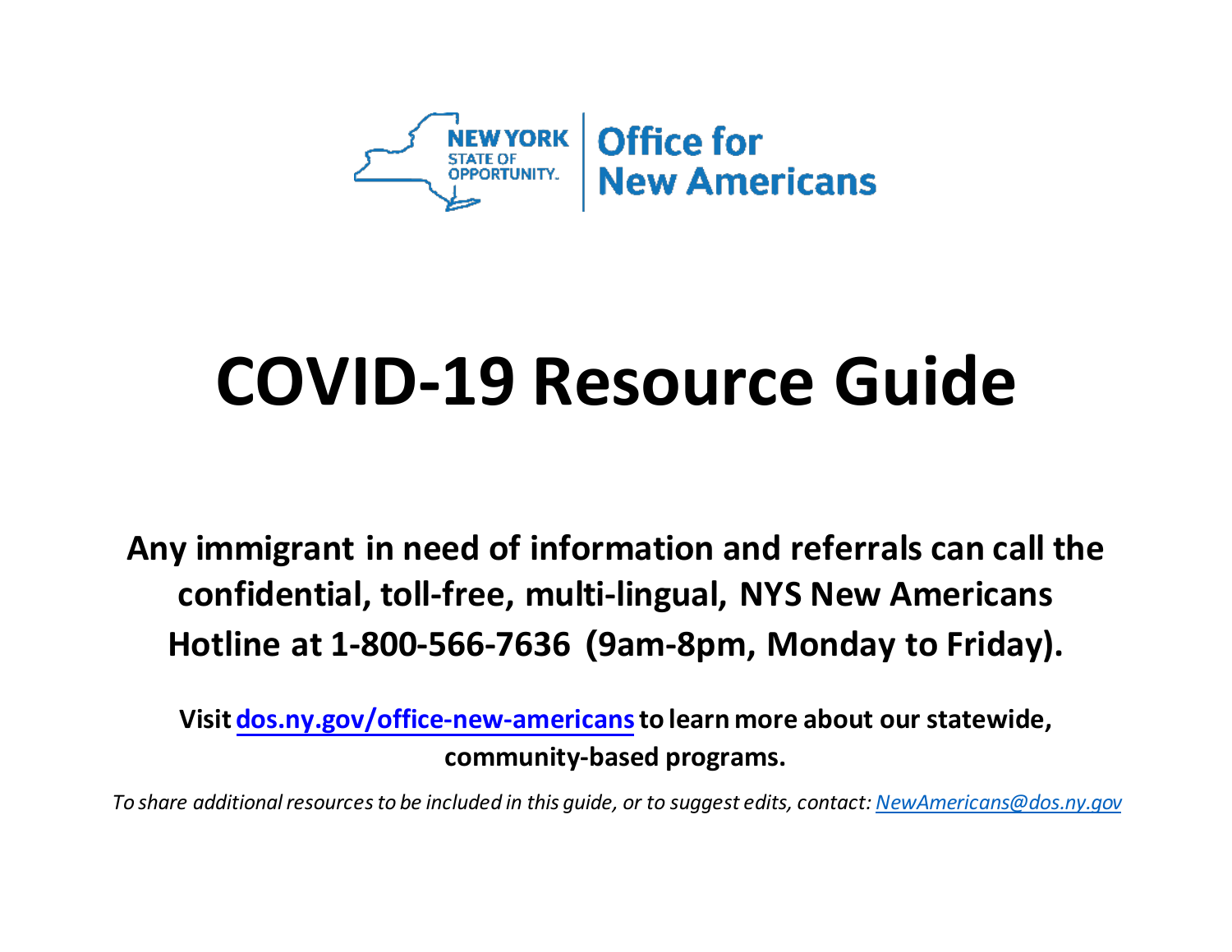NEW YORK STATE OF OPPORTUNITY. | Office for New Americans

# COVID-19 Resource Guide

**Any immigrant in need of information and referrals can call the confidential, toll-free, multi-lingual, NYS New Americans Hotline at 1-800-566-7636 (9am-8pm, Monday to Friday).**

**Visit [dos.ny.gov/office-new-americans](dos.ny.gov/office-new-americans) to learn more about our statewide, community-based programs.**

*To share additional resources to be included in this guide, or to suggest edits, contact: [NewAmericans@dos.ny.gov](mailto:NewAmericans@dos.ny.gov)*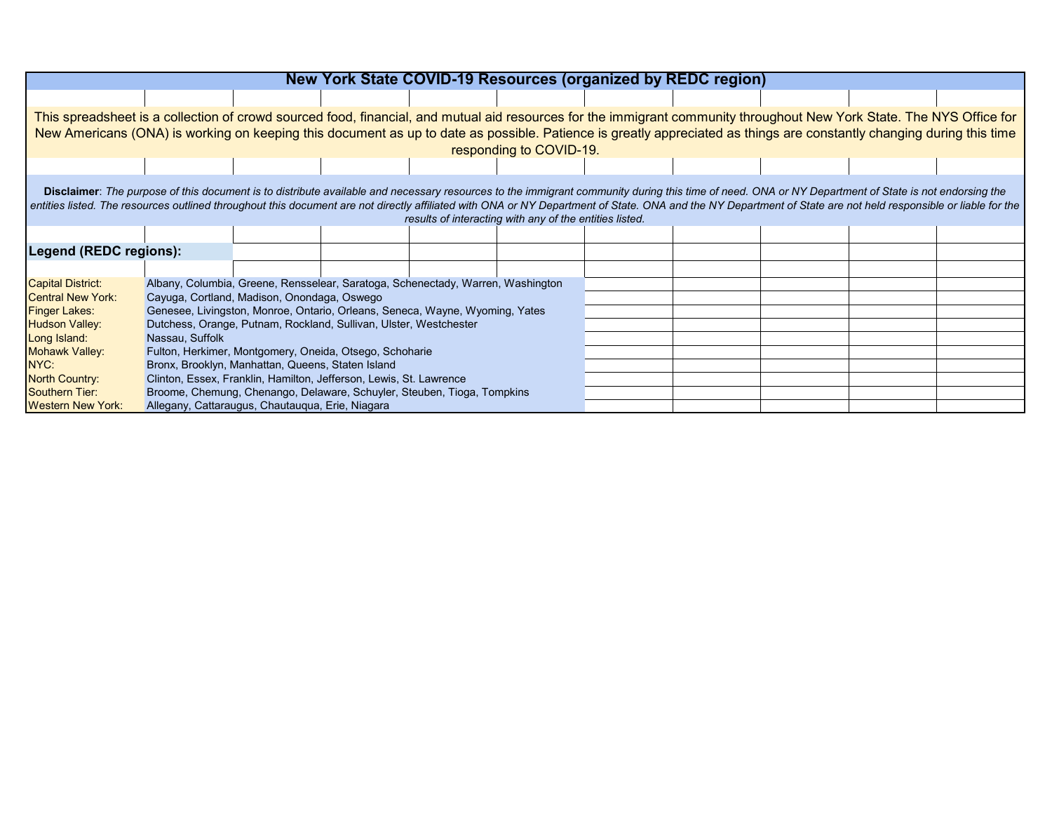# New York State COVID-19 Resources (organized by REDC region)

This spreadsheet is a collection of crowd sourced food, financial, and mutual aid resources for the immigrant community throughout New York State. The NYS Office for New Americans (ONA) is working on keeping this document as up to date as possible. Patience is greatly appreciated as things are constantly changing during this time responding to COVID-19.

**Disclaimer**: *The purpose of this document is to distribute available and necessary resources to the immigrant community during this time of need. ONA or NY Department of State is not endorsing the entities listed. The resources outlined throughout this document are not directly affiliated with ONA or NY Department of State. ONA and the NY Department of State are not held responsible or liable for the results of interacting with any of the entities listed.*

**Legend (REDC regions):**

| | |
|---|---|
| Capital District: | Albany, Columbia, Greene, Rensselear, Saratoga, Schenectady, Warren, Washington |
| Central New York: | Cayuga, Cortland, Madison, Onondaga, Oswego |
| Finger Lakes: | Genesee, Livingston, Monroe, Ontario, Orleans, Seneca, Wayne, Wyoming, Yates |
| Hudson Valley: | Dutchess, Orange, Putnam, Rockland, Sullivan, Ulster, Westchester |
| Long Island: | Nassau, Suffolk |
| Mohawk Valley: | Fulton, Herkimer, Montgomery, Oneida, Otsego, Schoharie |
| NYC: | Bronx, Brooklyn, Manhattan, Queens, Staten Island |
| North Country: | Clinton, Essex, Franklin, Hamilton, Jefferson, Lewis, St. Lawrence |
| Southern Tier: | Broome, Chemung, Chenango, Delaware, Schuyler, Steuben, Tioga, Tompkins |
| Western New York: | Allegany, Cattaraugus, Chautauqua, Erie, Niagara |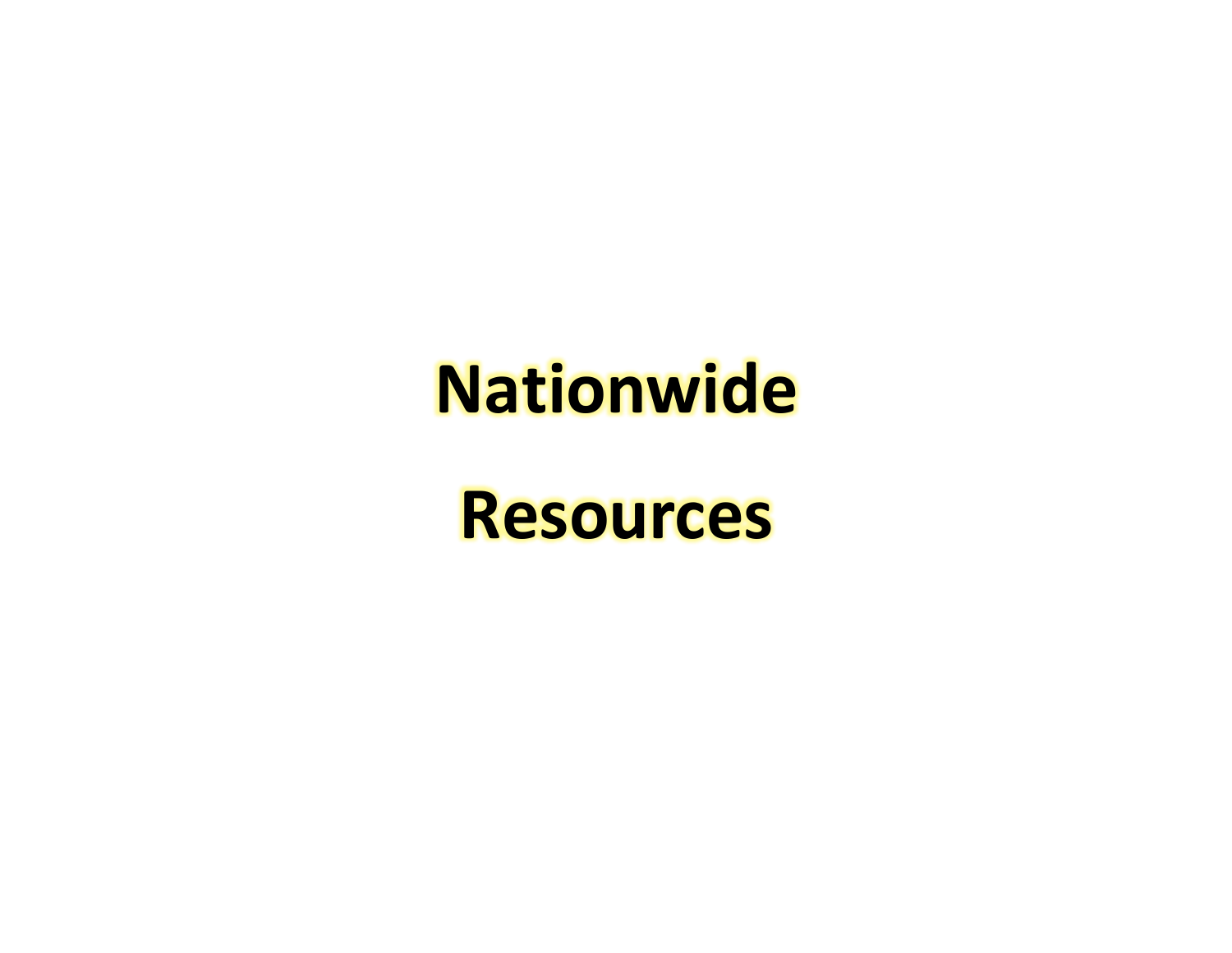# Nationwide

# Resources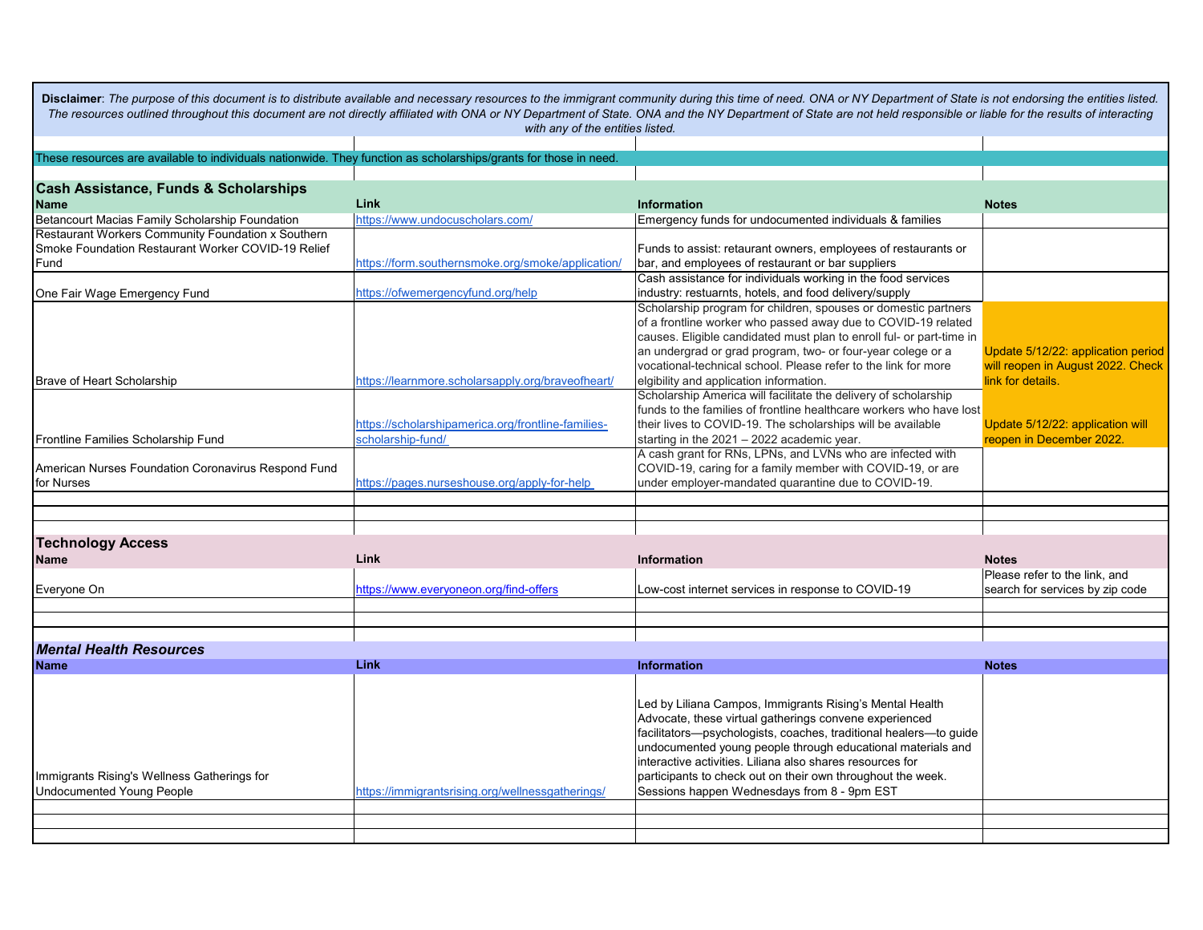**Disclaimer**: *The purpose of this document is to distribute available and necessary resources to the immigrant community during this time of need. ONA or NY Department of State is not endorsing the entities listed. The resources outlined throughout this document are not directly affiliated with ONA or NY Department of State. ONA and the NY Department of State are not held responsible or liable for the results of interacting with any of the entities listed.*

These resources are available to individuals nationwide. They function as scholarships/grants for those in need.

## Cash Assistance, Funds & Scholarships

| Name | Link | Information | Notes |
|---|---|---|---|
| Betancourt Macias Family Scholarship Foundation | https://www.undocuscholars.com/ | Emergency funds for undocumented individuals & families | |
| Restaurant Workers Community Foundation x Southern Smoke Foundation Restaurant Worker COVID-19 Relief Fund | https://form.southernsmoke.org/smoke/application/ | Funds to assist: retaurant owners, employees of restaurants or bar, and employees of restaurant or bar suppliers | |
| One Fair Wage Emergency Fund | https://ofwemergencyfund.org/help | Cash assistance for individuals working in the food services industry: restuarnts, hotels, and food delivery/supply | |
| Brave of Heart Scholarship | https://learnmore.scholarsapply.org/braveofheart/ | Scholarship program for children, spouses or domestic partners of a frontline worker who passed away due to COVID-19 related causes. Eligible candidated must plan to enroll ful- or part-time in an undergrad or grad program, two- or four-year colege or a vocational-technical school. Please refer to the link for more elgibility and application information. | Update 5/12/22: application period will reopen in August 2022. Check link for details. |
| Frontline Families Scholarship Fund | https://scholarshipamerica.org/frontline-families-scholarship-fund/ | Scholarship America will facilitate the delivery of scholarship funds to the families of frontline healthcare workers who have lost their lives to COVID-19. The scholarships will be available starting in the 2021 – 2022 academic year. | Update 5/12/22: application will reopen in December 2022. |
| American Nurses Foundation Coronavirus Respond Fund for Nurses | https://pages.nurseshouse.org/apply-for-help | A cash grant for RNs, LPNs, and LVNs who are infected with COVID-19, caring for a family member with COVID-19, or are under employer-mandated quarantine due to COVID-19. | |

## Technology Access

| Name | Link | Information | Notes |
|---|---|---|---|
| Everyone On | https://www.everyoneon.org/find-offers | Low-cost internet services in response to COVID-19 | Please refer to the link, and search for services by zip code |

## *Mental Health Resources*

| Name | Link | Information | Notes |
|---|---|---|---|
| Immigrants Rising's Wellness Gatherings for Undocumented Young People | https://immigrantsrising.org/wellnessgatherings/ | Led by Liliana Campos, Immigrants Rising's Mental Health Advocate, these virtual gatherings convene experienced facilitators—psychologists, coaches, traditional healers—to guide undocumented young people through educational materials and interactive activities. Liliana also shares resources for participants to check out on their own throughout the week. Sessions happen Wednesdays from 8 - 9pm EST | |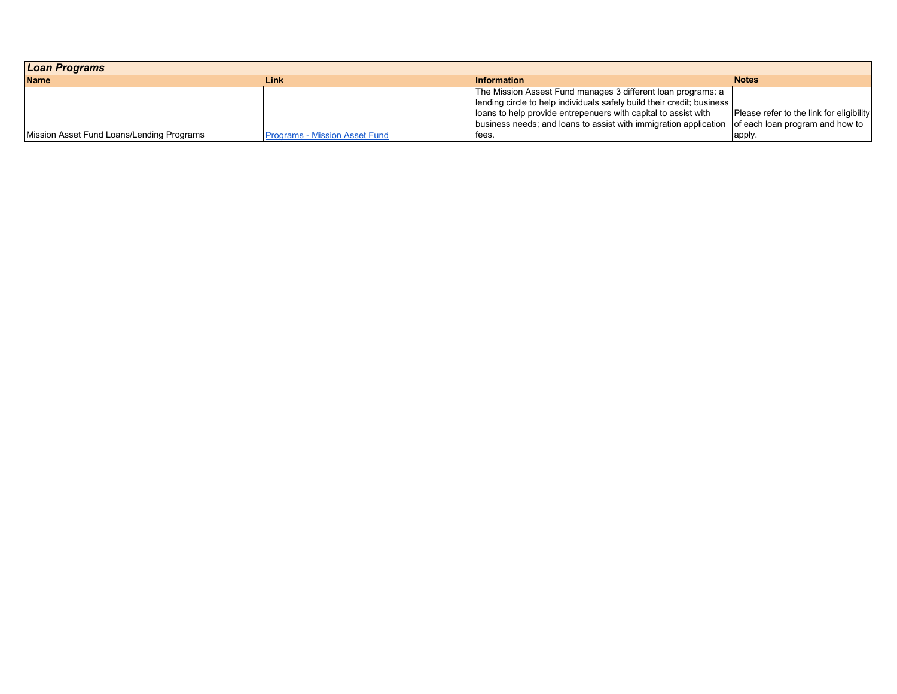| Loan Programs | | | |
|---|---|---|---|
| **Name** | **Link** | **Information** | **Notes** |
| Mission Asset Fund Loans/Lending Programs | Programs - Mission Asset Fund | The Mission Assest Fund manages 3 different loan programs: a lending circle to help individuals safely build their credit; business loans to help provide entrepenuers with capital to assist with business needs; and loans to assist with immigration application fees. | Please refer to the link for eligibility of each loan program and how to apply. |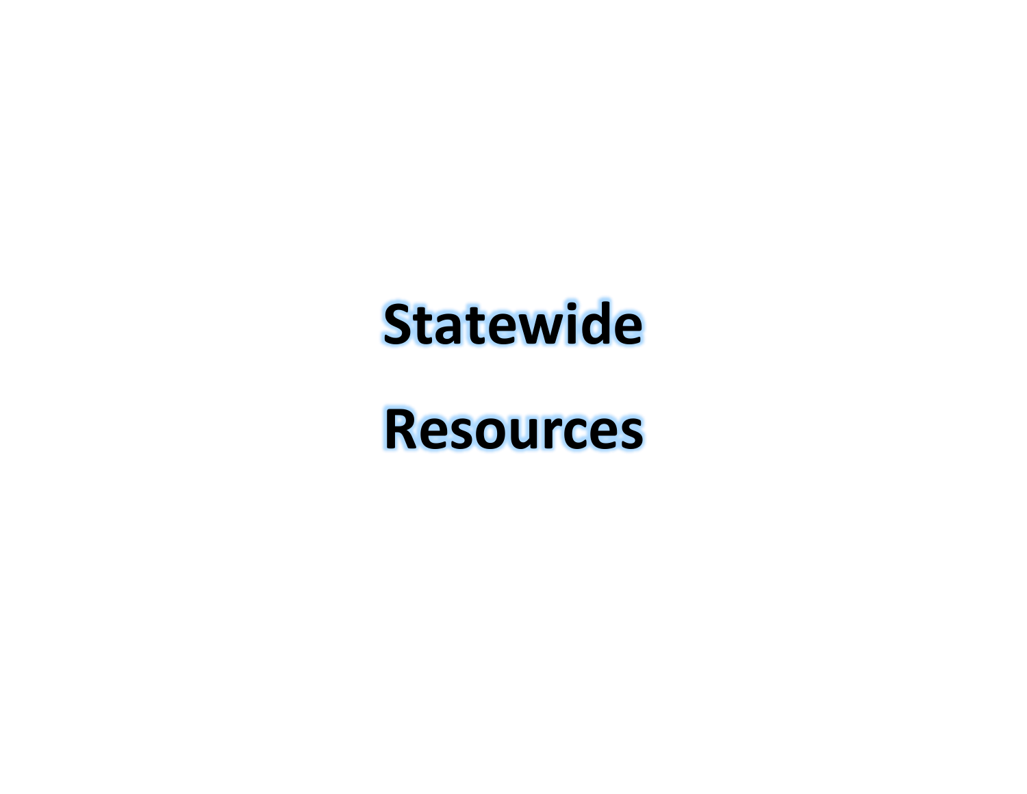# Statewide

# Resources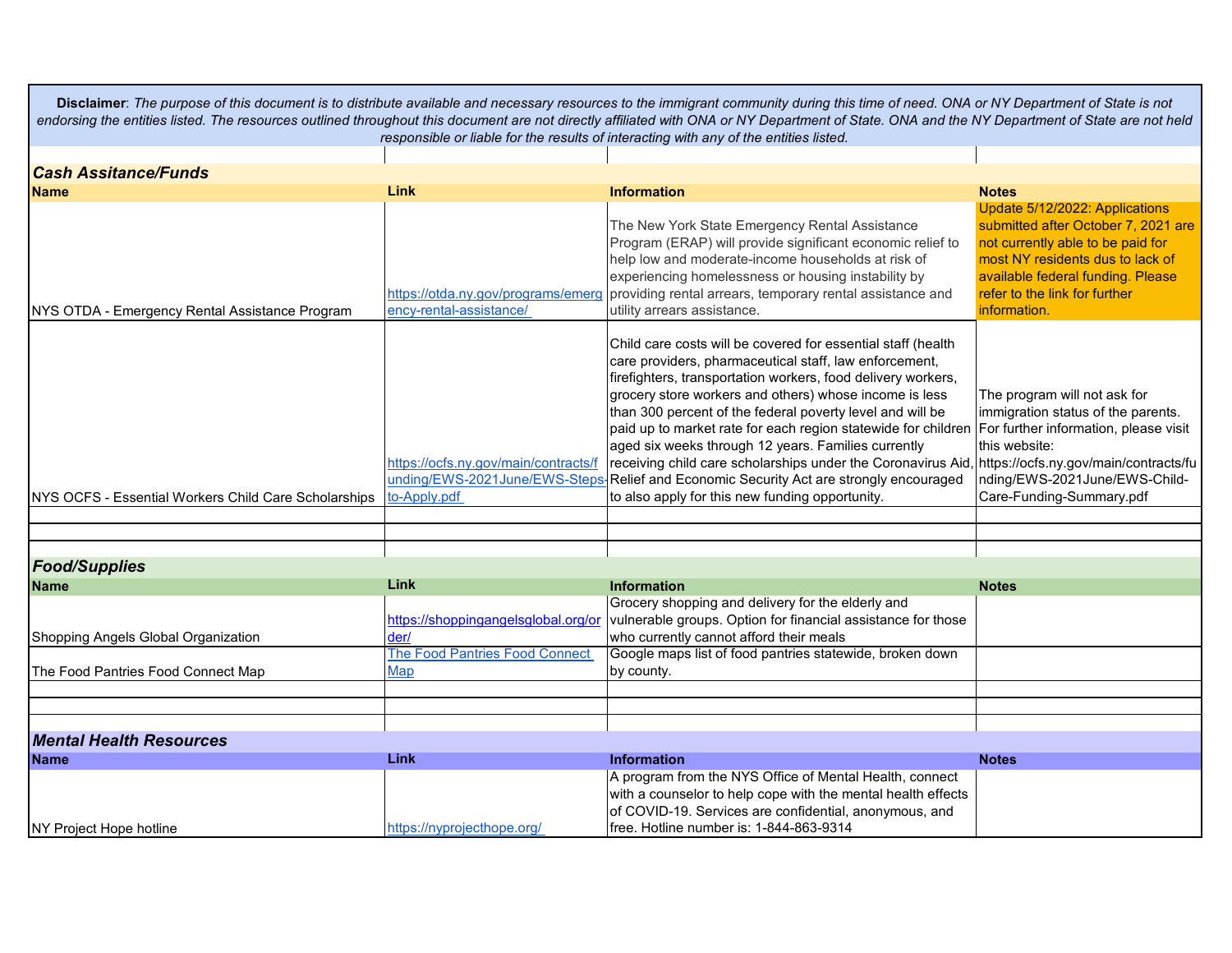**Disclaimer**: *The purpose of this document is to distribute available and necessary resources to the immigrant community during this time of need. ONA or NY Department of State is not endorsing the entities listed. The resources outlined throughout this document are not directly affiliated with ONA or NY Department of State. ONA and the NY Department of State are not held responsible or liable for the results of interacting with any of the entities listed.*

## Cash Assitance/Funds

| Name | Link | Information | Notes |
|---|---|---|---|
| NYS OTDA - Emergency Rental Assistance Program | https://otda.ny.gov/programs/emergency-rental-assistance/ | The New York State Emergency Rental Assistance Program (ERAP) will provide significant economic relief to help low and moderate-income households at risk of experiencing homelessness or housing instability by providing rental arrears, temporary rental assistance and utility arrears assistance. | Update 5/12/2022: Applications submitted after October 7, 2021 are not currently able to be paid for most NY residents dus to lack of available federal funding. Please refer to the link for further information. |
| NYS OCFS - Essential Workers Child Care Scholarships | https://ocfs.ny.gov/main/contracts/funding/EWS-2021June/EWS-Steps-to-Apply.pdf | Child care costs will be covered for essential staff (health care providers, pharmaceutical staff, law enforcement, firefighters, transportation workers, food delivery workers, grocery store workers and others) whose income is less than 300 percent of the federal poverty level and will be paid up to market rate for each region statewide for children aged six weeks through 12 years. Families currently receiving child care scholarships under the Coronavirus Aid, Relief and Economic Security Act are strongly encouraged to also apply for this new funding opportunity. | The program will not ask for immigration status of the parents. For further information, please visit this website: https://ocfs.ny.gov/main/contracts/funding/EWS-2021June/EWS-Child-Care-Funding-Summary.pdf |

## Food/Supplies

| Name | Link | Information | Notes |
|---|---|---|---|
| Shopping Angels Global Organization | https://shoppingangelsglobal.org/order/ | Grocery shopping and delivery for the elderly and vulnerable groups. Option for financial assistance for those who currently cannot afford their meals | |
| The Food Pantries Food Connect Map | The Food Pantries Food Connect Map | Google maps list of food pantries statewide, broken down by county. | |

## Mental Health Resources

| Name | Link | Information | Notes |
|---|---|---|---|
| NY Project Hope hotline | https://nyprojecthope.org/ | A program from the NYS Office of Mental Health, connect with a counselor to help cope with the mental health effects of COVID-19. Services are confidential, anonymous, and free. Hotline number is: 1-844-863-9314 | |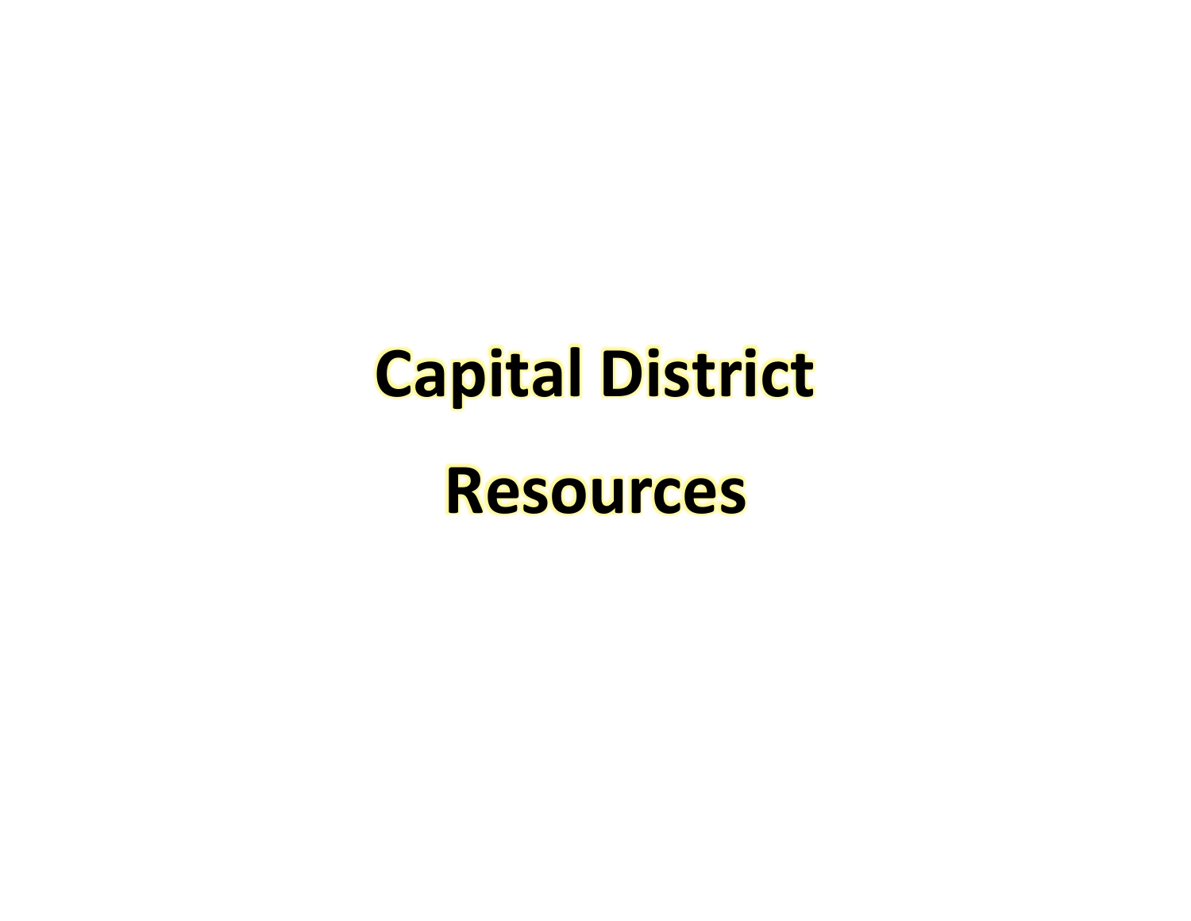# Capital District

# Resources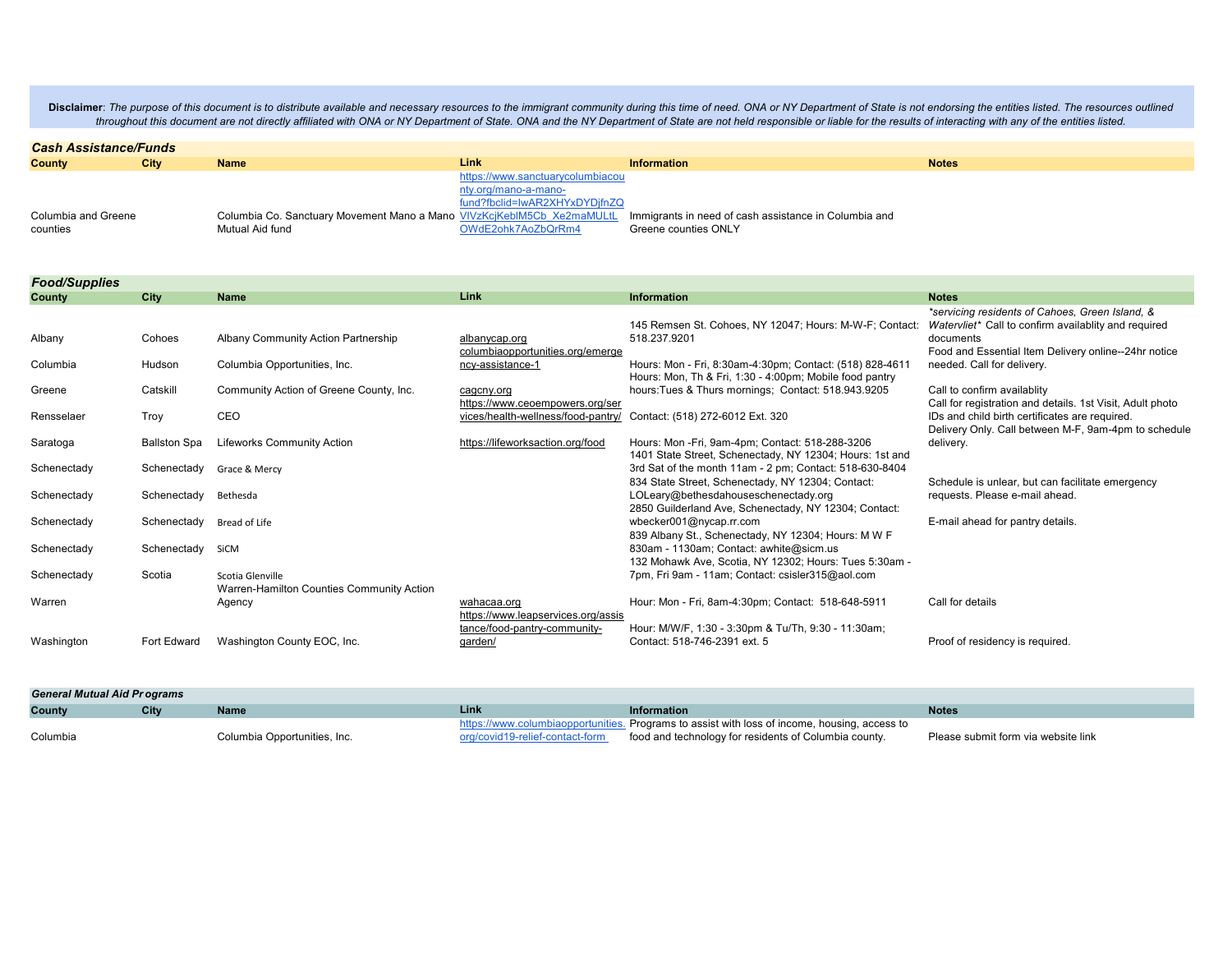**Disclaimer**: *The purpose of this document is to distribute available and necessary resources to the immigrant community during this time of need. ONA or NY Department of State is not endorsing the entities listed. The resources outlined throughout this document are not directly affiliated with ONA or NY Department of State. ONA and the NY Department of State are not held responsible or liable for the results of interacting with any of the entities listed.*

## *Cash Assistance/Funds*

| County | City | Name | Link | Information | Notes |
|---|---|---|---|---|---|
| Columbia and Greene counties | | Columbia Co. Sanctuary Movement Mano a Mano Mutual Aid fund | https://www.sanctuarycolumbiacounty.org/mano-a-mano-fund?fbclid=IwAR2XHYxDYDjfnZQVIVzKcjKeblM5Cb_Xe2maMULtLOWdE2ohk7AoZbQrRm4 | Immigrants in need of cash assistance in Columbia and Greene counties ONLY | |

## *Food/Supplies*

| County | City | Name | Link | Information | Notes |
|---|---|---|---|---|---|
| Albany | Cohoes | Albany Community Action Partnership | albanycap.org | 145 Remsen St. Cohoes, NY 12047; Hours: M-W-F; Contact: 518.237.9201 | *servicing residents of Cahoes, Green Island, & Watervliet* Call to confirm availablity and required documents |
| Columbia | Hudson | Columbia Opportunities, Inc. | columbiaopportunities.org/emergency-assistance-1 | Hours: Mon - Fri, 8:30am-4:30pm; Contact: (518) 828-4611 | Food and Essential Item Delivery online--24hr notice needed. Call for delivery. |
| Greene | Catskill | Community Action of Greene County, Inc. | cagcny.org | Hours: Mon, Th & Fri, 1:30 - 4:00pm; Mobile food pantry hours:Tues & Thurs mornings; Contact: 518.943.9205 | Call to confirm availablity |
| Rensselaer | Troy | CEO | https://www.ceoempowers.org/services/health-wellness/food-pantry/ | Contact: (518) 272-6012 Ext. 320 | Call for registration and details. 1st Visit, Adult photo IDs and child birth certificates are required. |
| Saratoga | Ballston Spa | Lifeworks Community Action | https://lifeworksaction.org/food | Hours: Mon -Fri, 9am-4pm; Contact: 518-288-3206 | Delivery Only. Call between M-F, 9am-4pm to schedule delivery. |
| Schenectady | Schenectady | Grace & Mercy | | 1401 State Street, Schenectady, NY 12304; Hours: 1st and 3rd Sat of the month 11am - 2 pm; Contact: 518-630-8404 | |
| Schenectady | Schenectady | Bethesda | | 834 State Street, Schenectady, NY 12304; Contact: LOLeary@bethesdahouseschenectady.org | Schedule is unlear, but can facilitate emergency requests. Please e-mail ahead. |
| Schenectady | Schenectady | Bread of Life | | 2850 Guilderland Ave, Schenectady, NY 12304; Contact: wbecker001@nycap.rr.com | E-mail ahead for pantry details. |
| Schenectady | Schenectady | SiCM | | 839 Albany St., Schenectady, NY 12304; Hours: M W F 830am - 1130am; Contact: awhite@sicm.us | |
| Schenectady | Scotia | Scotia Glenville | | 132 Mohawk Ave, Scotia, NY 12302; Hours: Tues 5:30am - 7pm, Fri 9am - 11am; Contact: csisler315@aol.com | |
| Warren | | Warren-Hamilton Counties Community Action Agency | wahacaa.org | Hour: Mon - Fri, 8am-4:30pm; Contact: 518-648-5911 | Call for details |
| Washington | Fort Edward | Washington County EOC, Inc. | https://www.leapservices.org/assistance/food-pantry-community-garden/ | Hour: M/W/F, 1:30 - 3:30pm & Tu/Th, 9:30 - 11:30am; Contact: 518-746-2391 ext. 5 | Proof of residency is required. |

## *General Mutual Aid Programs*

| County | City | Name | Link | Information | Notes |
|---|---|---|---|---|---|
| Columbia | | Columbia Opportunities, Inc. | https://www.columbiaopportunities.org/covid19-relief-contact-form | Programs to assist with loss of income, housing, access to food and technology for residents of Columbia county. | Please submit form via website link |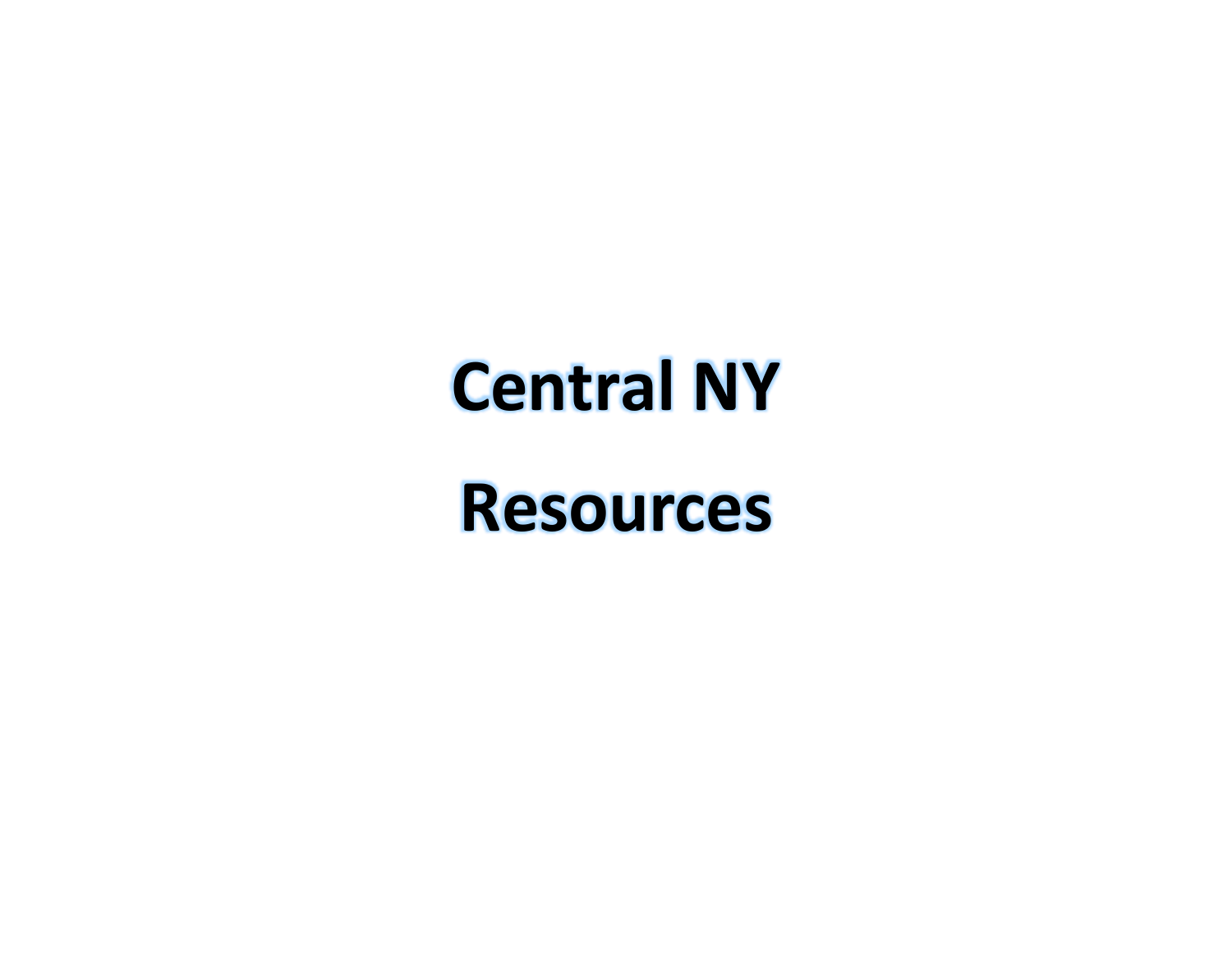# Central NY

# Resources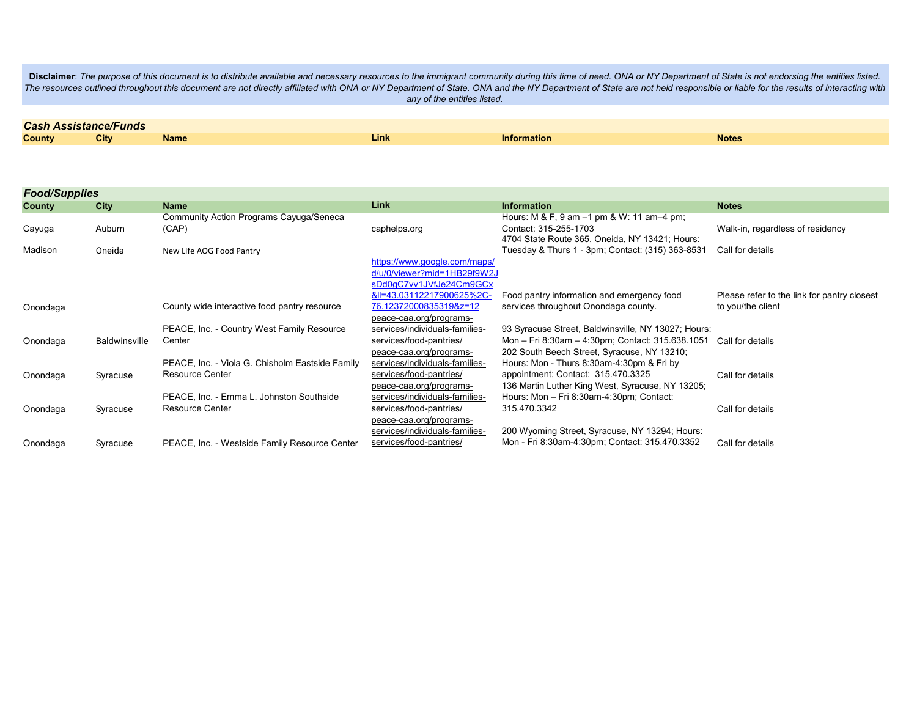**Disclaimer**: *The purpose of this document is to distribute available and necessary resources to the immigrant community during this time of need. ONA or NY Department of State is not endorsing the entities listed. The resources outlined throughout this document are not directly affiliated with ONA or NY Department of State. ONA and the NY Department of State are not held responsible or liable for the results of interacting with any of the entities listed.*

## *Cash Assistance/Funds*

| County | City | Name | Link | Information | Notes |
|---|---|---|---|---|---|

## *Food/Supplies*

| County | City | Name | Link | Information | Notes |
|---|---|---|---|---|---|
| Cayuga | Auburn | Community Action Programs Cayuga/Seneca (CAP) | caphelps.org | Hours: M & F, 9 am –1 pm & W: 11 am–4 pm; Contact: 315-255-1703 | Walk-in, regardless of residency |
| Madison | Oneida | New Life AOG Food Pantry | | 4704 State Route 365, Oneida, NY 13421; Hours: Tuesday & Thurs 1 - 3pm; Contact: (315) 363-8531 | Call for details |
| Onondaga | | County wide interactive food pantry resource | https://www.google.com/maps/d/u/0/viewer?mid=1HB29f9W2JsDd0gC7vv1JVfJe24Cm9GCx&ll=43.03112217900625%2C-76.12372000835319&z=12 | Food pantry information and emergency food services throughout Onondaga county. | Please refer to the link for pantry closest to you/the client |
| Onondaga | Baldwinsville | PEACE, Inc. - Country West Family Resource Center | peace-caa.org/programs-services/individuals-families-services/food-pantries/ | 93 Syracuse Street, Baldwinsville, NY 13027; Hours: Mon – Fri 8:30am – 4:30pm; Contact: 315.638.1051 | Call for details |
| Onondaga | Syracuse | PEACE, Inc. - Viola G. Chisholm Eastside Family Resource Center | peace-caa.org/programs-services/individuals-families-services/food-pantries/ | 202 South Beech Street, Syracuse, NY 13210; Hours: Mon - Thurs 8:30am-4:30pm & Fri by appointment; Contact: 315.470.3325 | Call for details |
| Onondaga | Syracuse | PEACE, Inc. - Emma L. Johnston Southside Resource Center | peace-caa.org/programs-services/individuals-families-services/food-pantries/ | 136 Martin Luther King West, Syracuse, NY 13205; Hours: Mon – Fri 8:30am-4:30pm; Contact: 315.470.3342 | Call for details |
| Onondaga | Syracuse | PEACE, Inc. - Westside Family Resource Center | peace-caa.org/programs-services/individuals-families-services/food-pantries/ | 200 Wyoming Street, Syracuse, NY 13294; Hours: Mon - Fri 8:30am-4:30pm; Contact: 315.470.3352 | Call for details |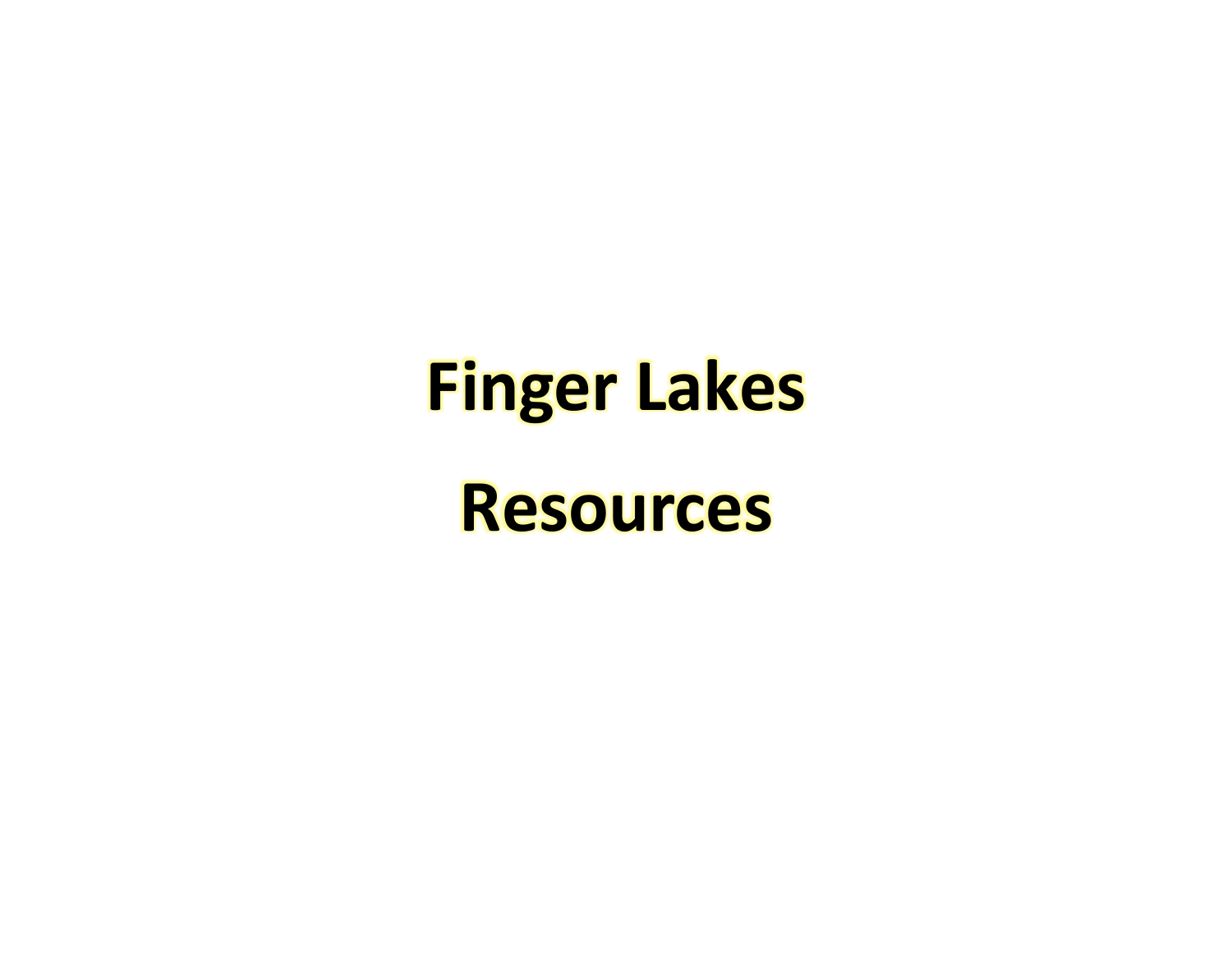# Finger Lakes Resources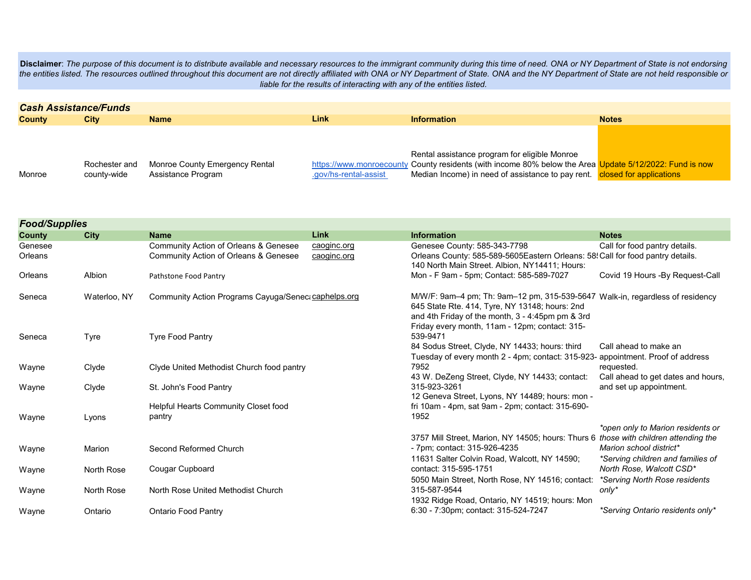**Disclaimer**: *The purpose of this document is to distribute available and necessary resources to the immigrant community during this time of need. ONA or NY Department of State is not endorsing the entities listed. The resources outlined throughout this document are not directly affiliated with ONA or NY Department of State. ONA and the NY Department of State are not held responsible or liable for the results of interacting with any of the entities listed.*

## *Cash Assistance/Funds*

| County | City | Name | Link | Information | Notes |
|---|---|---|---|---|---|
| Monroe | Rochester and county-wide | Monroe County Emergency Rental Assistance Program | https://www.monroecounty.gov/hs-rental-assist | Rental assistance program for eligible Monroe County residents (with income 80% below the Area Median Income) in need of assistance to pay rent. | Update 5/12/2022: Fund is now closed for applications |

## *Food/Supplies*

| County | City | Name | Link | Information | Notes |
|---|---|---|---|---|---|
| Genesee | | Community Action of Orleans & Genesee | caoginc.org | Genesee County: 585-343-7798 | Call for food pantry details. |
| Orleans | | Community Action of Orleans & Genesee | caoginc.org | Orleans County: 585-589-5605Eastern Orleans: 58 | Call for food pantry details. |
| Orleans | Albion | Pathstone Food Pantry | | 140 North Main Street. Albion, NY14411; Hours: Mon - F 9am - 5pm; Contact: 585-589-7027 | Covid 19 Hours -By Request-Call |
| Seneca | Waterloo, NY | Community Action Programs Cayuga/Senec | caphelps.org | M/W/F: 9am–4 pm; Th: 9am–12 pm, 315-539-5647 | Walk-in, regardless of residency |
| Seneca | Tyre | Tyre Food Pantry | | 645 State Rte. 414, Tyre, NY 13148; hours: 2nd and 4th Friday of the month, 3 - 4:45pm pm & 3rd Friday every month, 11am - 12pm; contact: 315-539-9471 | |
| Wayne | Clyde | Clyde United Methodist Church food pantry | | 84 Sodus Street, Clyde, NY 14433; hours: third Tuesday of every month 2 - 4pm; contact: 315-923-7952 | Call ahead to make an appointment. Proof of address requested. |
| Wayne | Clyde | St. John's Food Pantry | | 43 W. DeZeng Street, Clyde, NY 14433; contact: 315-923-3261 | Call ahead to get dates and hours, and set up appointment. |
| Wayne | Lyons | Helpful Hearts Community Closet food pantry | | 12 Geneva Street, Lyons, NY 14489; hours: mon - fri 10am - 4pm, sat 9am - 2pm; contact: 315-690-1952 | |
| Wayne | Marion | Second Reformed Church | | 3757 Mill Street, Marion, NY 14505; hours: Thurs 6 - 7pm; contact: 315-926-4235 | *\*open only to Marion residents or those with children attending the Marion school district\** |
| Wayne | North Rose | Cougar Cupboard | | 11631 Salter Colvin Road, Walcott, NY 14590; contact: 315-595-1751 | *\*Serving children and families of North Rose, Walcott CSD\** |
| Wayne | North Rose | North Rose United Methodist Church | | 5050 Main Street, North Rose, NY 14516; contact: 315-587-9544 | *\*Serving North Rose residents only\** |
| Wayne | Ontario | Ontario Food Pantry | | 1932 Ridge Road, Ontario, NY 14519; hours: Mon 6:30 - 7:30pm; contact: 315-524-7247 | *\*Serving Ontario residents only\** |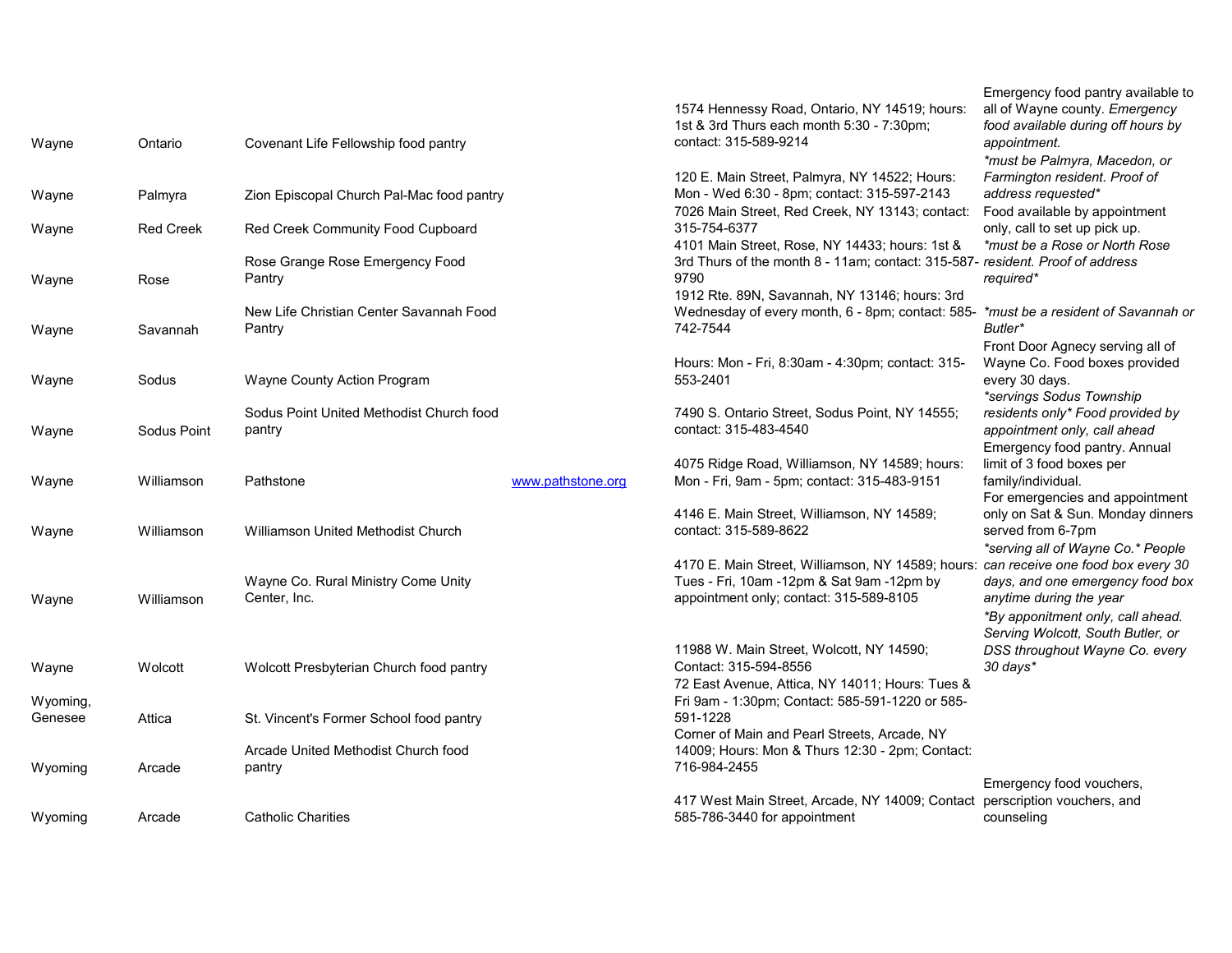| | | | | | |
|---|---|---|---|---|---|
| Wayne | Ontario | Covenant Life Fellowship food pantry | | 1574 Hennessy Road, Ontario, NY 14519; hours: 1st & 3rd Thurs each month 5:30 - 7:30pm; contact: 315-589-9214 | Emergency food pantry available to all of Wayne county. *Emergency food available during off hours by appointment.* |
| Wayne | Palmyra | Zion Episcopal Church Pal-Mac food pantry | | 120 E. Main Street, Palmyra, NY 14522; Hours: Mon - Wed 6:30 - 8pm; contact: 315-597-2143 | *\*must be Palmyra, Macedon, or Farmington resident. Proof of address requested\** |
| Wayne | Red Creek | Red Creek Community Food Cupboard | | 7026 Main Street, Red Creek, NY 13143; contact: 315-754-6377 | Food available by appointment only, call to set up pick up. |
| Wayne | Rose | Rose Grange Rose Emergency Food Pantry | | 4101 Main Street, Rose, NY 14433; hours: 1st & 3rd Thurs of the month 8 - 11am; contact: 315-587-9790 | *\*must be a Rose or North Rose resident. Proof of address required\** |
| Wayne | Savannah | New Life Christian Center Savannah Food Pantry | | 1912 Rte. 89N, Savannah, NY 13146; hours: 3rd Wednesday of every month, 6 - 8pm; contact: 585-742-7544 | *\*must be a resident of Savannah or Butler\** |
| Wayne | Sodus | Wayne County Action Program | | Hours: Mon - Fri, 8:30am - 4:30pm; contact: 315-553-2401 | Front Door Agnecy serving all of Wayne Co. Food boxes provided every 30 days. |
| Wayne | Sodus Point | Sodus Point United Methodist Church food pantry | | 7490 S. Ontario Street, Sodus Point, NY 14555; contact: 315-483-4540 | *\*servings Sodus Township residents only\* Food provided by appointment only, call ahead* |
| Wayne | Williamson | Pathstone | www.pathstone.org | 4075 Ridge Road, Williamson, NY 14589; hours: Mon - Fri, 9am - 5pm; contact: 315-483-9151 | Emergency food pantry. Annual limit of 3 food boxes per family/individual. |
| Wayne | Williamson | Williamson United Methodist Church | | 4146 E. Main Street, Williamson, NY 14589; contact: 315-589-8622 | For emergencies and appointment only on Sat & Sun. Monday dinners served from 6-7pm |
| Wayne | Williamson | Wayne Co. Rural Ministry Come Unity Center, Inc. | | 4170 E. Main Street, Williamson, NY 14589; hours: Tues - Fri, 10am -12pm & Sat 9am -12pm by appointment only; contact: 315-589-8105 | *\*serving all of Wayne Co.\* People can receive one food box every 30 days, and one emergency food box anytime during the year* |
| Wayne | Wolcott | Wolcott Presbyterian Church food pantry | | 11988 W. Main Street, Wolcott, NY 14590; Contact: 315-594-8556 | *\*By appointment only, call ahead. Serving Wolcott, South Butler, or DSS throughout Wayne Co. every 30 days\** |
| Wyoming, Genesee | Attica | St. Vincent's Former School food pantry | | 72 East Avenue, Attica, NY 14011; Hours: Tues & Fri 9am - 1:30pm; Contact: 585-591-1220 or 585-591-1228 | |
| Wyoming | Arcade | Arcade United Methodist Church food pantry | | Corner of Main and Pearl Streets, Arcade, NY 14009; Hours: Mon & Thurs 12:30 - 2pm; Contact: 716-984-2455 | |
| Wyoming | Arcade | Catholic Charities | | 417 West Main Street, Arcade, NY 14009; Contact 585-786-3440 for appointment | Emergency food vouchers, perscription vouchers, and counseling |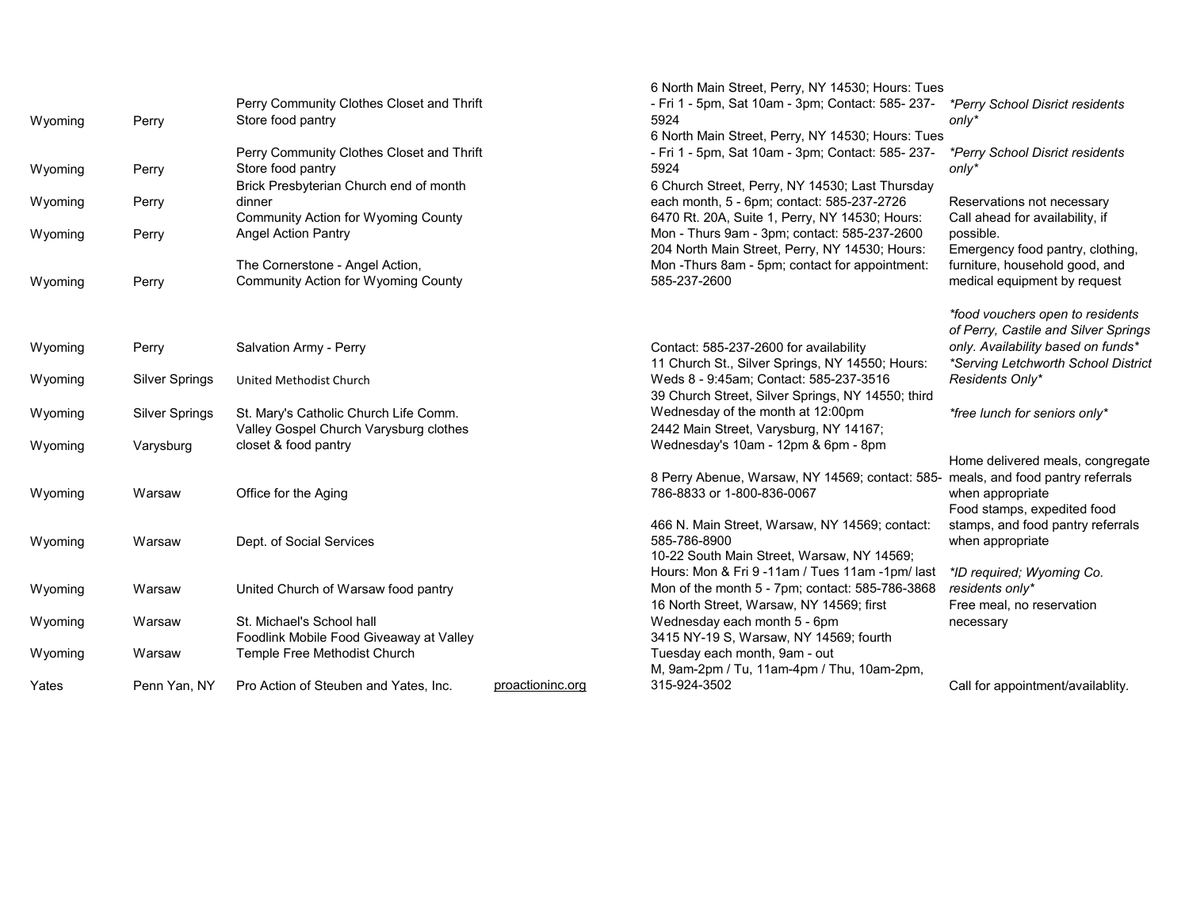| | | | | | |
|---|---|---|---|---|---|
| Wyoming | Perry | Perry Community Clothes Closet and Thrift Store food pantry | | 6 North Main Street, Perry, NY 14530; Hours: Tues - Fri 1 - 5pm, Sat 10am - 3pm; Contact: 585- 237-5924 | *Perry School Disrict residents only* |
| Wyoming | Perry | Perry Community Clothes Closet and Thrift Store food pantry | | 6 North Main Street, Perry, NY 14530; Hours: Tues - Fri 1 - 5pm, Sat 10am - 3pm; Contact: 585- 237-5924 | *Perry School Disrict residents only* |
| Wyoming | Perry | Brick Presbyterian Church end of month dinner | | 6 Church Street, Perry, NY 14530; Last Thursday each month, 5 - 6pm; contact: 585-237-2726 | Reservations not necessary |
| Wyoming | Perry | Community Action for Wyoming County Angel Action Pantry | | 6470 Rt. 20A, Suite 1, Perry, NY 14530; Hours: Mon - Thurs 9am - 3pm; contact: 585-237-2600 | Call ahead for availability, if possible. |
| Wyoming | Perry | The Cornerstone - Angel Action, Community Action for Wyoming County | | 204 North Main Street, Perry, NY 14530; Hours: Mon -Thurs 8am - 5pm; contact for appointment: 585-237-2600 | Emergency food pantry, clothing, furniture, household good, and medical equipment by request |
| Wyoming | Perry | Salvation Army - Perry | | Contact: 585-237-2600 for availability | *food vouchers open to residents of Perry, Castile and Silver Springs only. Availability based on funds* |
| Wyoming | Silver Springs | United Methodist Church | | 11 Church St., Silver Springs, NY 14550; Hours: Weds 8 - 9:45am; Contact: 585-237-3516 | *Serving Letchworth School District Residents Only* |
| Wyoming | Silver Springs | St. Mary's Catholic Church Life Comm. | | 39 Church Street, Silver Springs, NY 14550; third Wednesday of the month at 12:00pm | *free lunch for seniors only* |
| Wyoming | Varysburg | Valley Gospel Church Varysburg clothes closet & food pantry | | 2442 Main Street, Varysburg, NY 14167; Wednesday's 10am - 12pm & 6pm - 8pm | |
| Wyoming | Warsaw | Office for the Aging | | 8 Perry Abenue, Warsaw, NY 14569; contact: 585-786-8833 or 1-800-836-0067 | Home delivered meals, congregate meals, and food pantry referrals when appropriate |
| Wyoming | Warsaw | Dept. of Social Services | | 466 N. Main Street, Warsaw, NY 14569; contact: 585-786-8900 | Food stamps, expedited food stamps, and food pantry referrals when appropriate |
| Wyoming | Warsaw | United Church of Warsaw food pantry | | 10-22 South Main Street, Warsaw, NY 14569; Hours: Mon & Fri 9 -11am / Tues 11am -1pm/ last Mon of the month 5 - 7pm; contact: 585-786-3868 | *ID required; Wyoming Co. residents only* |
| Wyoming | Warsaw | St. Michael's School hall | | 16 North Street, Warsaw, NY 14569; first Wednesday each month 5 - 6pm | Free meal, no reservation necessary |
| Wyoming | Warsaw | Foodlink Mobile Food Giveaway at Valley Temple Free Methodist Church | | 3415 NY-19 S, Warsaw, NY 14569; fourth Tuesday each month, 9am - out | |
| Yates | Penn Yan, NY | Pro Action of Steuben and Yates, Inc. | proactioninc.org | M, 9am-2pm / Tu, 11am-4pm / Thu, 10am-2pm, 315-924-3502 | Call for appointment/availablity. |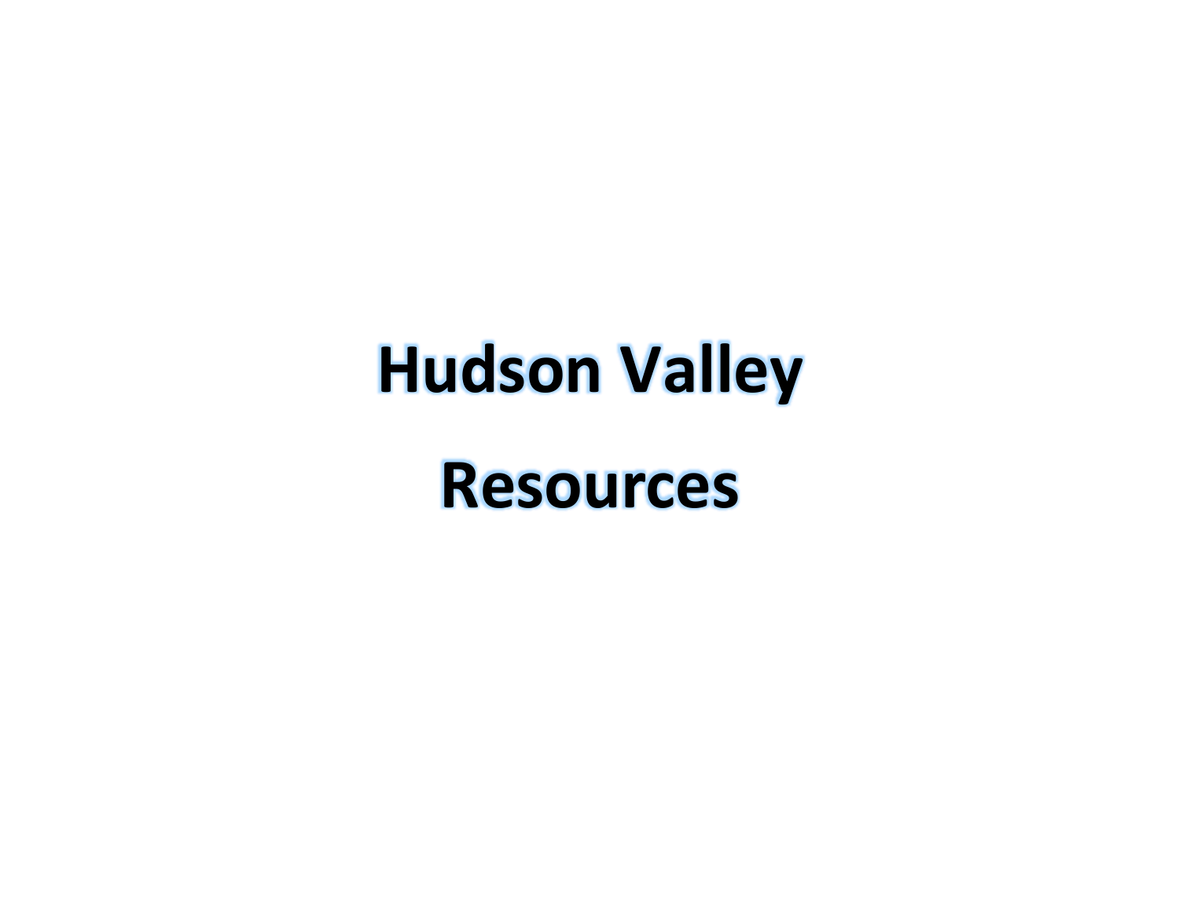# Hudson Valley

# Resources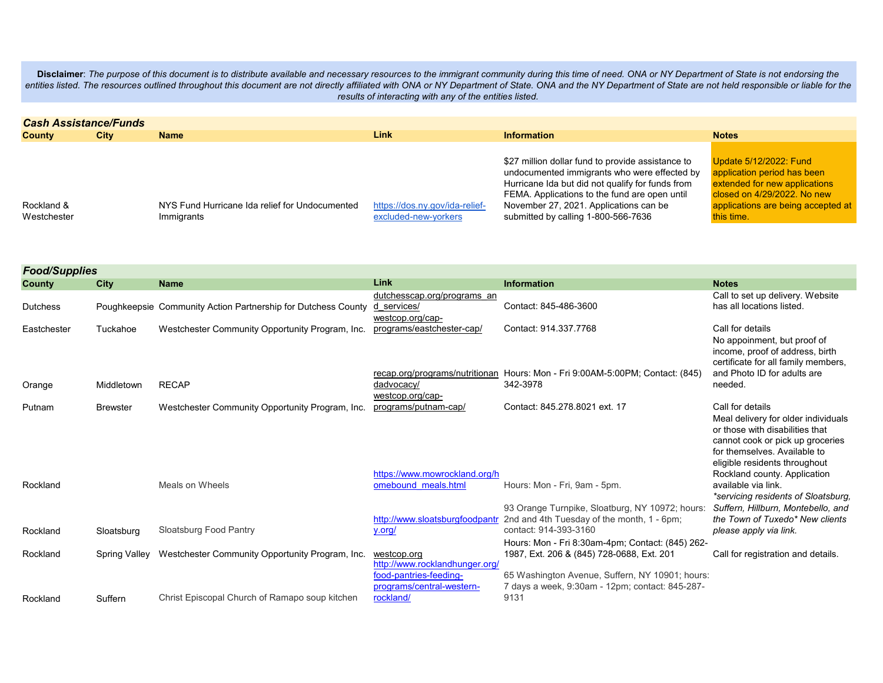**Disclaimer**: *The purpose of this document is to distribute available and necessary resources to the immigrant community during this time of need. ONA or NY Department of State is not endorsing the entities listed. The resources outlined throughout this document are not directly affiliated with ONA or NY Department of State. ONA and the NY Department of State are not held responsible or liable for the results of interacting with any of the entities listed.*

***Cash Assistance/Funds***

| County | City | Name | Link | Information | Notes |
|---|---|---|---|---|---|
| Rockland & Westchester | | NYS Fund Hurricane Ida relief for Undocumented Immigrants | https://dos.ny.gov/ida-relief-excluded-new-yorkers | $27 million dollar fund to provide assistance to undocumented immigrants who were effected by Hurricane Ida but did not qualify for funds from FEMA. Applications to the fund are open until November 27, 2021. Applications can be submitted by calling 1-800-566-7636 | Update 5/12/2022: Fund application period has been extended for new applications closed on 4/29/2022. No new applications are being accepted at this time. |

***Food/Supplies***

| County | City | Name | Link | Information | Notes |
|---|---|---|---|---|---|
| Dutchess | Poughkeepsie | Community Action Partnership for Dutchess County | dutchesscap.org/programs_and_services/ | Contact: 845-486-3600 | Call to set up delivery. Website has all locations listed. |
| Eastchester | Tuckahoe | Westchester Community Opportunity Program, Inc. | westcop.org/cap-programs/eastchester-cap/ | Contact: 914.337.7768 | Call for details |
| Orange | Middletown | RECAP | recap.org/programs/nutritionandadvocacy/ | Hours: Mon - Fri 9:00AM-5:00PM; Contact: (845) 342-3978 | No appoinment, but proof of income, proof of address, birth certificate for all family members, and Photo ID for adults are needed. |
| Putnam | Brewster | Westchester Community Opportunity Program, Inc. | westcop.org/cap-programs/putnam-cap/ | Contact: 845.278.8021 ext. 17 | Call for details |
| Rockland | | Meals on Wheels | https://www.mowrockland.org/homebound_meals.html | Hours: Mon - Fri, 9am - 5pm. | Meal delivery for older individuals or those with disabilities that cannot cook or pick up groceries for themselves. Available to eligible residents throughout Rockland county. Application available via link. |
| Rockland | Sloatsburg | Sloatsburg Food Pantry | http://www.sloatsburgfoodpantry.org/ | 93 Orange Turnpike, Sloatburg, NY 10972; hours: 2nd and 4th Tuesday of the month, 1 - 6pm; contact: 914-393-3160 | *\*servicing residents of Sloatsburg, Suffern, Hillburn, Montebello, and the Town of Tuxedo\* New clients please apply via link.* |
| Rockland | Spring Valley | Westchester Community Opportunity Program, Inc. | westcop.org | Hours: Mon - Fri 8:30am-4pm; Contact: (845) 262-1987, Ext. 206 & (845) 728-0688, Ext. 201 | Call for registration and details. |
| Rockland | Suffern | Christ Episcopal Church of Ramapo soup kitchen | http://www.rocklandhunger.org/food-pantries-feeding-programs/central-western-rockland/ | 65 Washington Avenue, Suffern, NY 10901; hours: 7 days a week, 9:30am - 12pm; contact: 845-287-9131 | |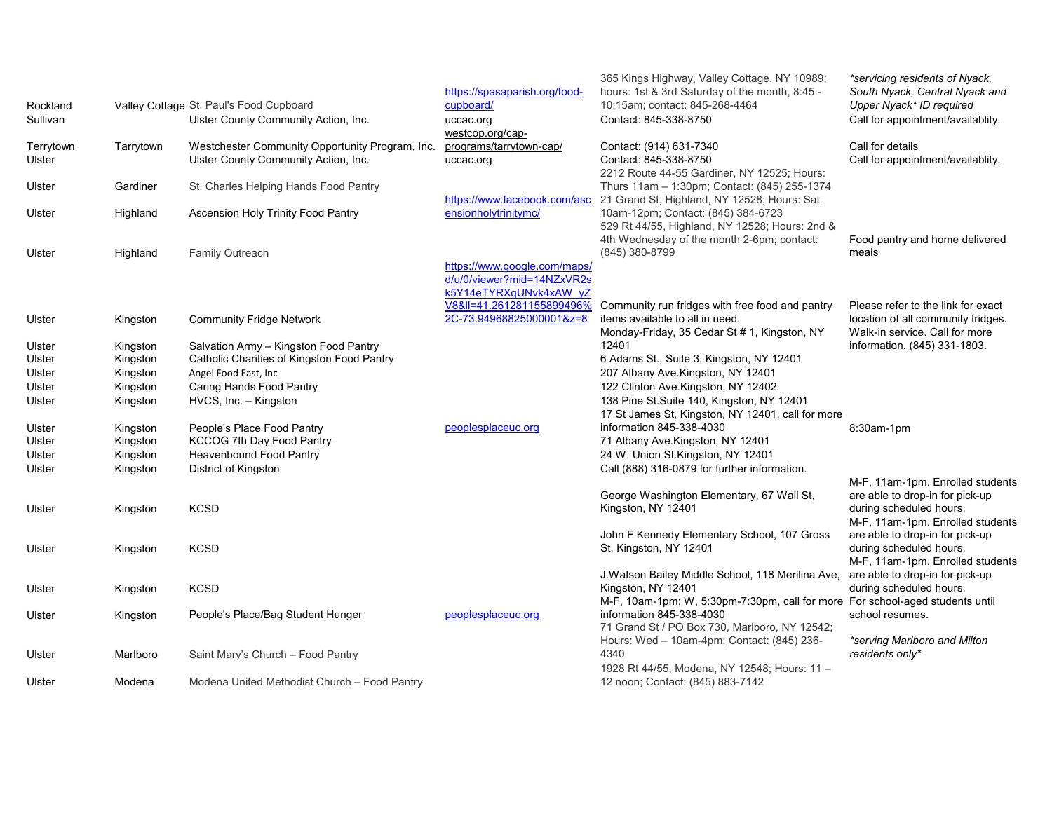| | | | | | |
|---|---|---|---|---|---|
| Rockland | Valley Cottage | St. Paul's Food Cupboard | https://spasaparish.org/food-cupboard/ | 365 Kings Highway, Valley Cottage, NY 10989; hours: 1st & 3rd Saturday of the month, 8:45 - 10:15am; contact: 845-268-4464 | *servicing residents of Nyack, South Nyack, Central Nyack and Upper Nyack* ID required |
| Sullivan | | Ulster County Community Action, Inc. | uccac.org | Contact: 845-338-8750 | Call for appointment/availablity. |
| Terrytown | Tarrytown | Westchester Community Opportunity Program, Inc. | westcop.org/cap-programs/tarrytown-cap/ | Contact: (914) 631-7340 | Call for details |
| Ulster | | Ulster County Community Action, Inc. | uccac.org | Contact: 845-338-8750 | Call for appointment/availablity. |
| Ulster | Gardiner | St. Charles Helping Hands Food Pantry | | 2212 Route 44-55 Gardiner, NY 12525; Hours: Thurs 11am – 1:30pm; Contact: (845) 255-1374 | |
| Ulster | Highland | Ascension Holy Trinity Food Pantry | https://www.facebook.com/ascensionholytrinitymc/ | 21 Grand St, Highland, NY 12528; Hours: Sat 10am-12pm; Contact: (845) 384-6723 | |
| Ulster | Highland | Family Outreach | | 529 Rt 44/55, Highland, NY 12528; Hours: 2nd & 4th Wednesday of the month 2-6pm; contact: (845) 380-8799 | Food pantry and home delivered meals |
| Ulster | Kingston | Community Fridge Network | https://www.google.com/maps/d/u/0/viewer?mid=14NZxVR2sk5Y14eTYRXqUNvk4xAW_yZV8&ll=41.261281155899496%2C-73.94968825000001&z=8 | Community run fridges with free food and pantry items available to all in need. | Please refer to the link for exact location of all community fridges. |
| Ulster | Kingston | Salvation Army – Kingston Food Pantry | | Monday-Friday, 35 Cedar St # 1, Kingston, NY 12401 | Walk-in service. Call for more information, (845) 331-1803. |
| Ulster | Kingston | Catholic Charities of Kingston Food Pantry | | 6 Adams St., Suite 3, Kingston, NY 12401 | |
| Ulster | Kingston | Angel Food East, Inc | | 207 Albany Ave.Kingston, NY 12401 | |
| Ulster | Kingston | Caring Hands Food Pantry | | 122 Clinton Ave.Kingston, NY 12402 | |
| Ulster | Kingston | HVCS, Inc. – Kingston | | 138 Pine St.Suite 140, Kingston, NY 12401 | |
| Ulster | Kingston | People's Place Food Pantry | peoplesplaceuc.org | 17 St James St, Kingston, NY 12401, call for more information 845-338-4030 | 8:30am-1pm |
| Ulster | Kingston | KCCOG 7th Day Food Pantry | | 71 Albany Ave.Kingston, NY 12401 | |
| Ulster | Kingston | Heavenbound Food Pantry | | 24 W. Union St.Kingston, NY 12401 | |
| Ulster | Kingston | District of Kingston | | Call (888) 316-0879 for further information. | |
| Ulster | Kingston | KCSD | | George Washington Elementary, 67 Wall St, Kingston, NY 12401 | M-F, 11am-1pm. Enrolled students are able to drop-in for pick-up during scheduled hours. |
| Ulster | Kingston | KCSD | | John F Kennedy Elementary School, 107 Gross St, Kingston, NY 12401 | M-F, 11am-1pm. Enrolled students are able to drop-in for pick-up during scheduled hours. |
| Ulster | Kingston | KCSD | | J.Watson Bailey Middle School, 118 Merilina Ave, Kingston, NY 12401 | M-F, 11am-1pm. Enrolled students are able to drop-in for pick-up during scheduled hours. |
| Ulster | Kingston | People's Place/Bag Student Hunger | peoplesplaceuc.org | M-F, 10am-1pm; W, 5:30pm-7:30pm, call for more information 845-338-4030 | For school-aged students until school resumes. |
| Ulster | Marlboro | Saint Mary's Church – Food Pantry | | 71 Grand St / PO Box 730, Marlboro, NY 12542; Hours: Wed – 10am-4pm; Contact: (845) 236-4340 | *serving Marlboro and Milton residents only* |
| Ulster | Modena | Modena United Methodist Church – Food Pantry | | 1928 Rt 44/55, Modena, NY 12548; Hours: 11 – 12 noon; Contact: (845) 883-7142 | |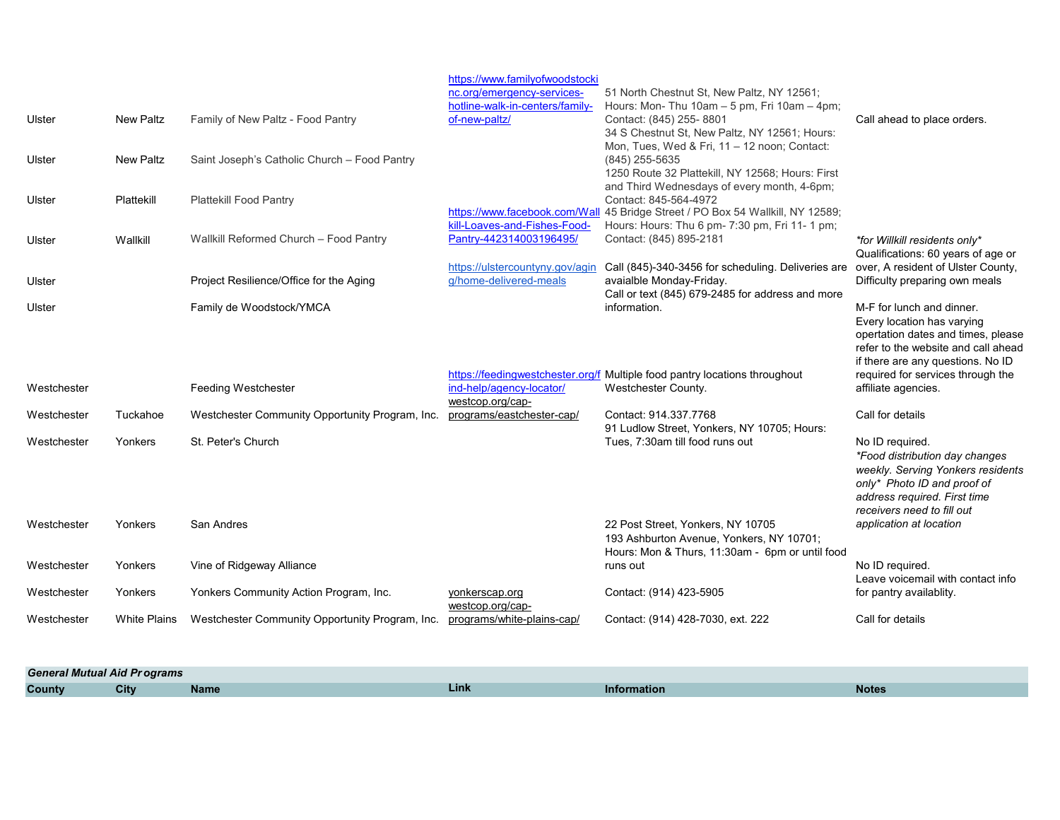| | | | | | |
|---|---|---|---|---|---|
| Ulster | New Paltz | Family of New Paltz - Food Pantry | https://www.familyofwoodstockinc.org/emergency-services-hotline-walk-in-centers/family-of-new-paltz/ | 51 North Chestnut St, New Paltz, NY 12561; Hours: Mon- Thu 10am – 5 pm, Fri 10am – 4pm; Contact: (845) 255- 8801 | Call ahead to place orders. |
| Ulster | New Paltz | Saint Joseph's Catholic Church – Food Pantry | | 34 S Chestnut St, New Paltz, NY 12561; Hours: Mon, Tues, Wed & Fri, 11 – 12 noon; Contact: (845) 255-5635 | |
| Ulster | Plattekill | Plattekill Food Pantry | | 1250 Route 32 Plattekill, NY 12568; Hours: First and Third Wednesdays of every month, 4-6pm; Contact: 845-564-4972 | |
| Ulster | Wallkill | Wallkill Reformed Church – Food Pantry | https://www.facebook.com/Wallkill-Loaves-and-Fishes-Food-Pantry-442314003196495/ | 45 Bridge Street / PO Box 54 Wallkill, NY 12589; Hours: Hours: Thu 6 pm- 7:30 pm, Fri 11- 1 pm; Contact: (845) 895-2181 | *for Willkill residents only* |
| Ulster | | Project Resilience/Office for the Aging | https://ulstercountyny.gov/aging/home-delivered-meals | Call (845)-340-3456 for scheduling. Deliveries are avaialble Monday-Friday. | Qualifications: 60 years of age or over, A resident of Ulster County, Difficulty preparing own meals |
| Ulster | | Family de Woodstock/YMCA | | Call or text (845) 679-2485 for address and more information. | M-F for lunch and dinner. |
| Westchester | | Feeding Westchester | https://feedingwestchester.org/find-help/agency-locator/ | Multiple food pantry locations throughout Westchester County. | Every location has varying opertation dates and times, please refer to the website and call ahead if there are any questions. No ID required for services through the affiliate agencies. |
| Westchester | Tuckahoe | Westchester Community Opportunity Program, Inc. | westcop.org/cap-programs/eastchester-cap/ | Contact: 914.337.7768 | Call for details |
| Westchester | Yonkers | St. Peter's Church | | 91 Ludlow Street, Yonkers, NY 10705; Hours: Tues, 7:30am till food runs out | No ID required. |
| Westchester | Yonkers | San Andres | | 22 Post Street, Yonkers, NY 10705 | *Food distribution day changes weekly. Serving Yonkers residents only* Photo ID and proof of address required. First time receivers need to fill out application at location* |
| Westchester | Yonkers | Vine of Ridgeway Alliance | | 193 Ashburton Avenue, Yonkers, NY 10701; Hours: Mon & Thurs, 11:30am - 6pm or until food runs out | No ID required. |
| Westchester | Yonkers | Yonkers Community Action Program, Inc. | yonkerscap.org | Contact: (914) 423-5905 | Leave voicemail with contact info for pantry availablity. |
| Westchester | White Plains | Westchester Community Opportunity Program, Inc. | westcop.org/cap-programs/white-plains-cap/ | Contact: (914) 428-7030, ext. 222 | Call for details |

***General Mutual Aid Programs***

| County | City | Name | Link | Information | Notes |
|---|---|---|---|---|---|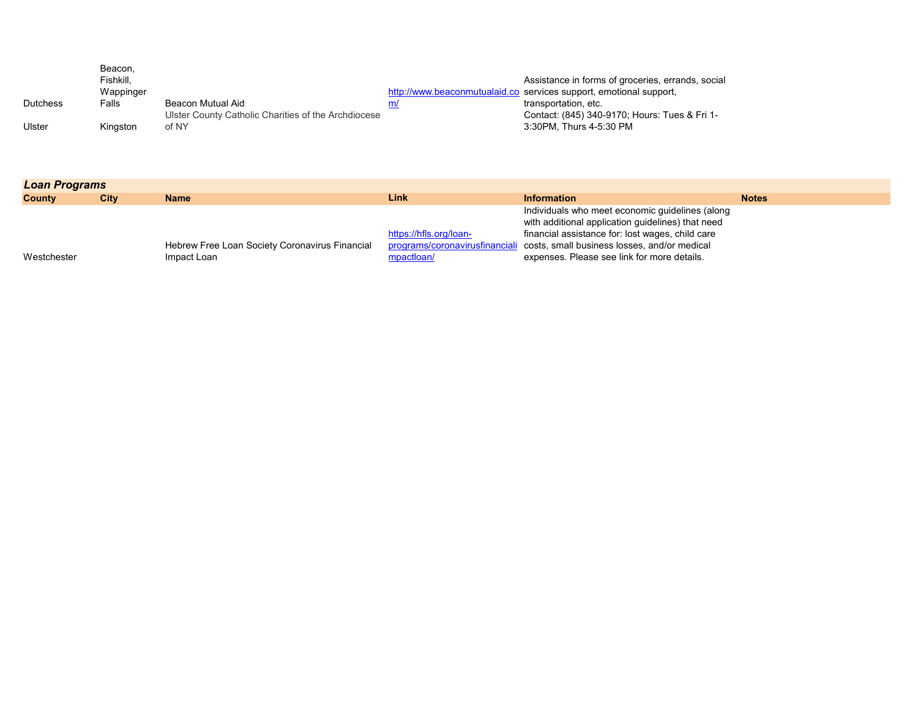| | | | | | |
|---|---|---|---|---|---|
| Dutchess | Beacon, Fishkill, Wappinger Falls | Beacon Mutual Aid | http://www.beaconmutualaid.com/ | Assistance in forms of groceries, errands, social services support, emotional support, transportation, etc. | |
| Ulster | Kingston | Ulster County Catholic Charities of the Archdiocese of NY | | Contact: (845) 340-9170; Hours: Tues & Fri 1-3:30PM, Thurs 4-5:30 PM | |

***Loan Programs***

| County | City | Name | Link | Information | Notes |
|---|---|---|---|---|---|
| Westchester | | Hebrew Free Loan Society Coronavirus Financial Impact Loan | https://hfls.org/loan-programs/coronavirusfinancialimpactloan/ | Individuals who meet economic guidelines (along with additional application guidelines) that need financial assistance for: lost wages, child care costs, small business losses, and/or medical expenses. Please see link for more details. | |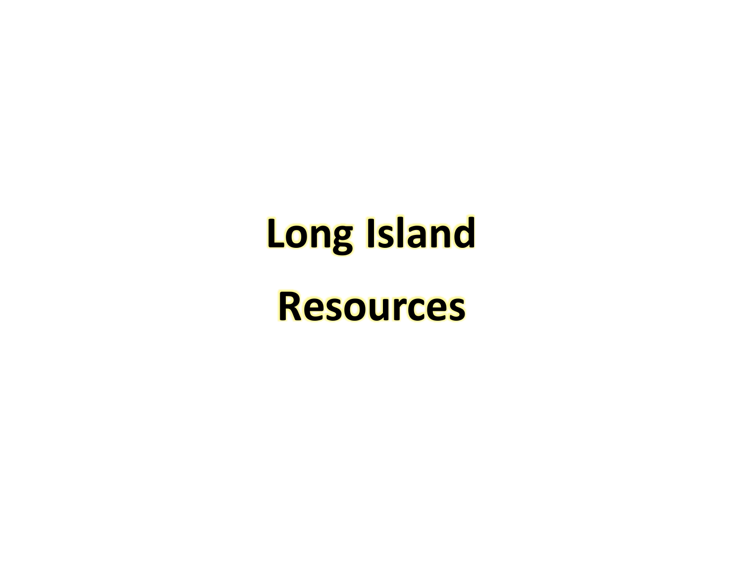# Long Island

# Resources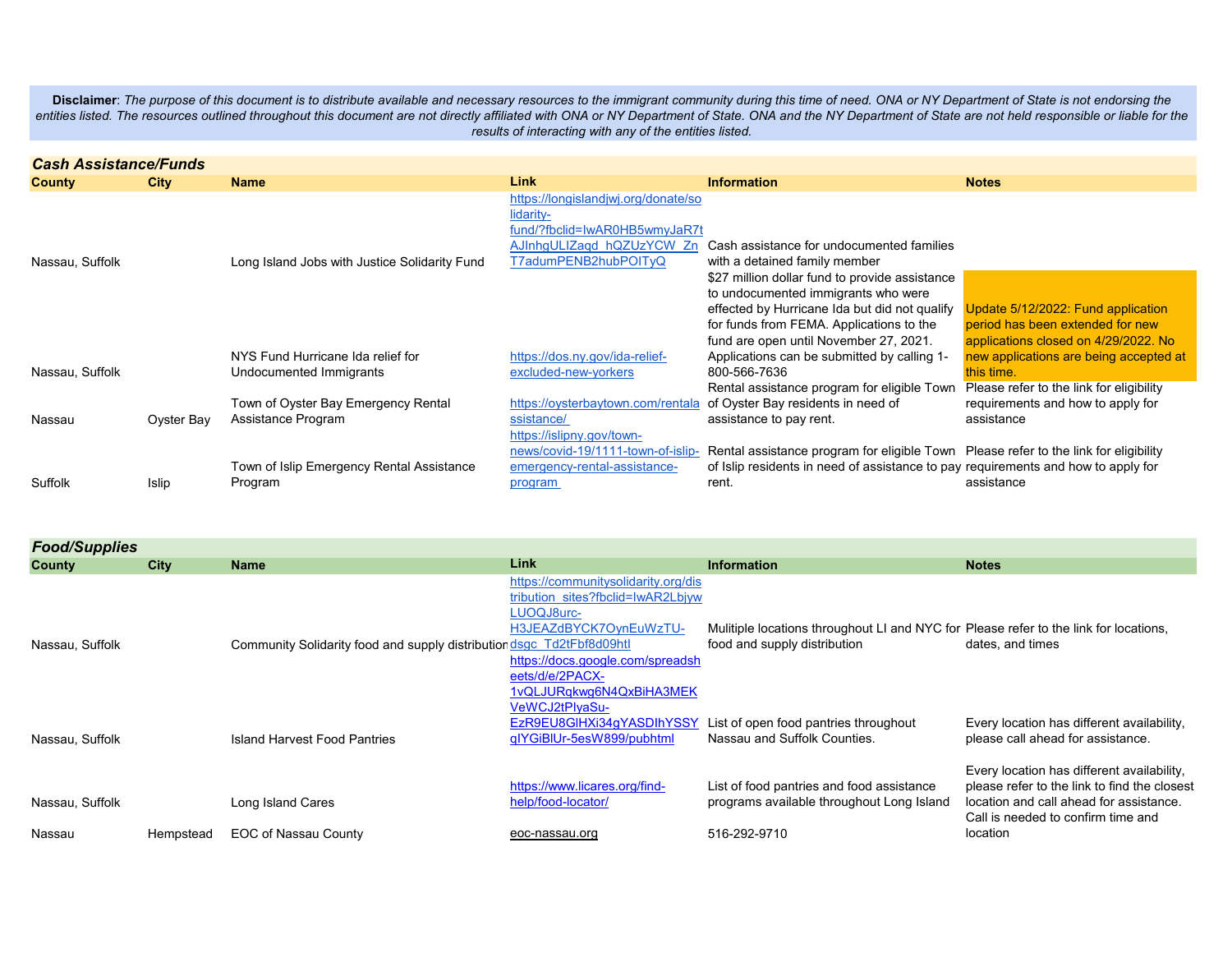**Disclaimer**: *The purpose of this document is to distribute available and necessary resources to the immigrant community during this time of need. ONA or NY Department of State is not endorsing the entities listed. The resources outlined throughout this document are not directly affiliated with ONA or NY Department of State. ONA and the NY Department of State are not held responsible or liable for the results of interacting with any of the entities listed.*

## *Cash Assistance/Funds*

| County | City | Name | Link | Information | Notes |
|---|---|---|---|---|---|
| Nassau, Suffolk | | Long Island Jobs with Justice Solidarity Fund | https://longislandjwj.org/donate/solidarity-fund/?fbclid=IwAR0HB5wmyJaR7tAJInhgULIZagd_hQZUzYCW_ZnT7adumPENB2hubPOITyQ | Cash assistance for undocumented families with a detained family member | |
| Nassau, Suffolk | | NYS Fund Hurricane Ida relief for Undocumented Immigrants | https://dos.ny.gov/ida-relief-excluded-new-yorkers | $27 million dollar fund to provide assistance to undocumented immigrants who were effected by Hurricane Ida but did not qualify for funds from FEMA. Applications to the fund are open until November 27, 2021. Applications can be submitted by calling 1-800-566-7636 | Update 5/12/2022: Fund application period has been extended for new applications closed on 4/29/2022. No new applications are being accepted at this time. |
| Nassau | Oyster Bay | Town of Oyster Bay Emergency Rental Assistance Program | https://oysterbaytown.com/rentalassistance/ | Rental assistance program for eligible Town of Oyster Bay residents in need of assistance to pay rent. | Please refer to the link for eligibility requirements and how to apply for assistance |
| Suffolk | Islip | Town of Islip Emergency Rental Assistance Program | https://islipny.gov/town-news/covid-19/1111-town-of-islip-emergency-rental-assistance-program | Rental assistance program for eligible Town of Islip residents in need of assistance to pay rent. | Please refer to the link for eligibility requirements and how to apply for assistance |

## *Food/Supplies*

| County | City | Name | Link | Information | Notes |
|---|---|---|---|---|---|
| Nassau, Suffolk | | Community Solidarity food and supply distribution | https://communitysolidarity.org/distribution_sites?fbclid=IwAR2LbjywLUOQJ8urc-H3JEAZdBYCK7OynEuWzTU-dsgc_Td2tFbf8d09htl | Mulitiple locations throughout LI and NYC for food and supply distribution | Please refer to the link for locations, dates, and times |
| Nassau, Suffolk | | Island Harvest Food Pantries | https://docs.google.com/spreadsheets/d/e/2PACX-1vQLJURqkwg6N4QxBiHA3MEKVeWCJ2tPIyaSu-EzR9EU8GlHXi34gYASDIhYSSYqIYGiBlUr-5esW899/pubhtml | List of open food pantries throughout Nassau and Suffolk Counties. | Every location has different availability, please call ahead for assistance. |
| Nassau, Suffolk | | Long Island Cares | https://www.licares.org/find-help/food-locator/ | List of food pantries and food assistance programs available throughout Long Island | Every location has different availability, please refer to the link to find the closest location and call ahead for assistance. |
| Nassau | Hempstead | EOC of Nassau County | eoc-nassau.org | 516-292-9710 | Call is needed to confirm time and location |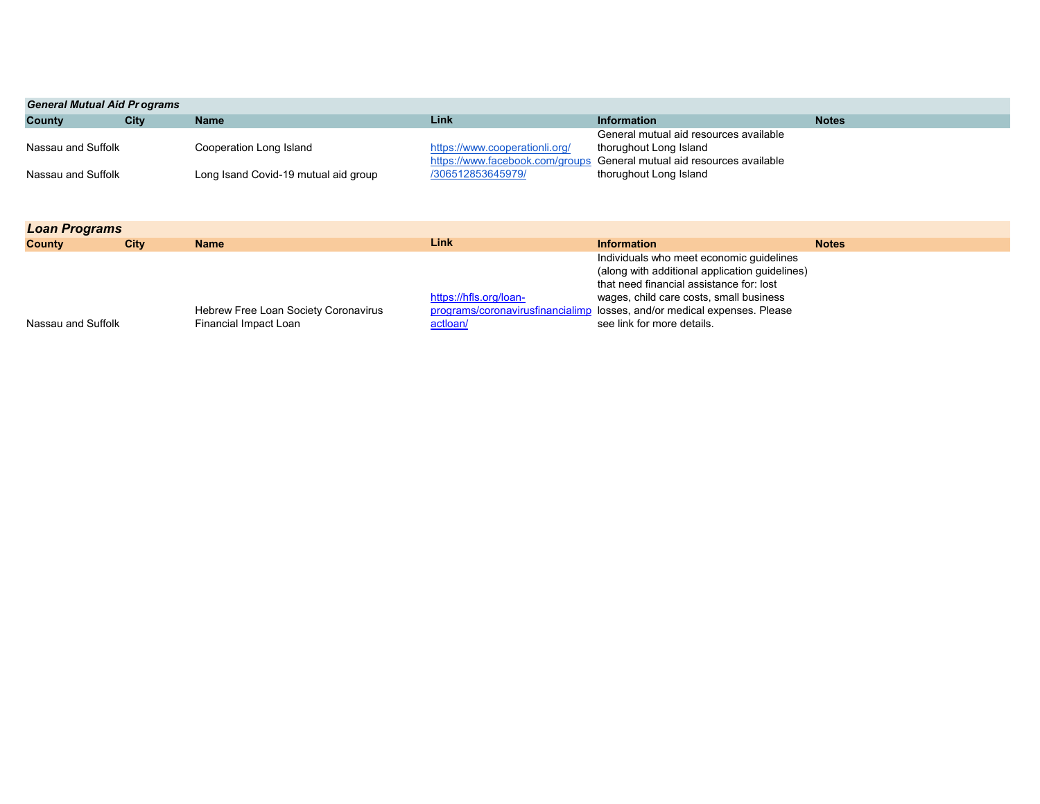### *General Mutual Aid Programs*

| County | City | Name | Link | Information | Notes |
|---|---|---|---|---|---|
| Nassau and Suffolk | | Cooperation Long Island | https://www.cooperationli.org/ | General mutual aid resources available thorughout Long Island | |
| Nassau and Suffolk | | Long Isand Covid-19 mutual aid group | https://www.facebook.com/groups/306512853645979/ | General mutual aid resources available thorughout Long Island | |

### *Loan Programs*

| County | City | Name | Link | Information | Notes |
|---|---|---|---|---|---|
| Nassau and Suffolk | | Hebrew Free Loan Society Coronavirus Financial Impact Loan | https://hfls.org/loan-programs/coronavirusfinancialimpactloan/ | Individuals who meet economic guidelines (along with additional application guidelines) that need financial assistance for: lost wages, child care costs, small business losses, and/or medical expenses. Please see link for more details. | |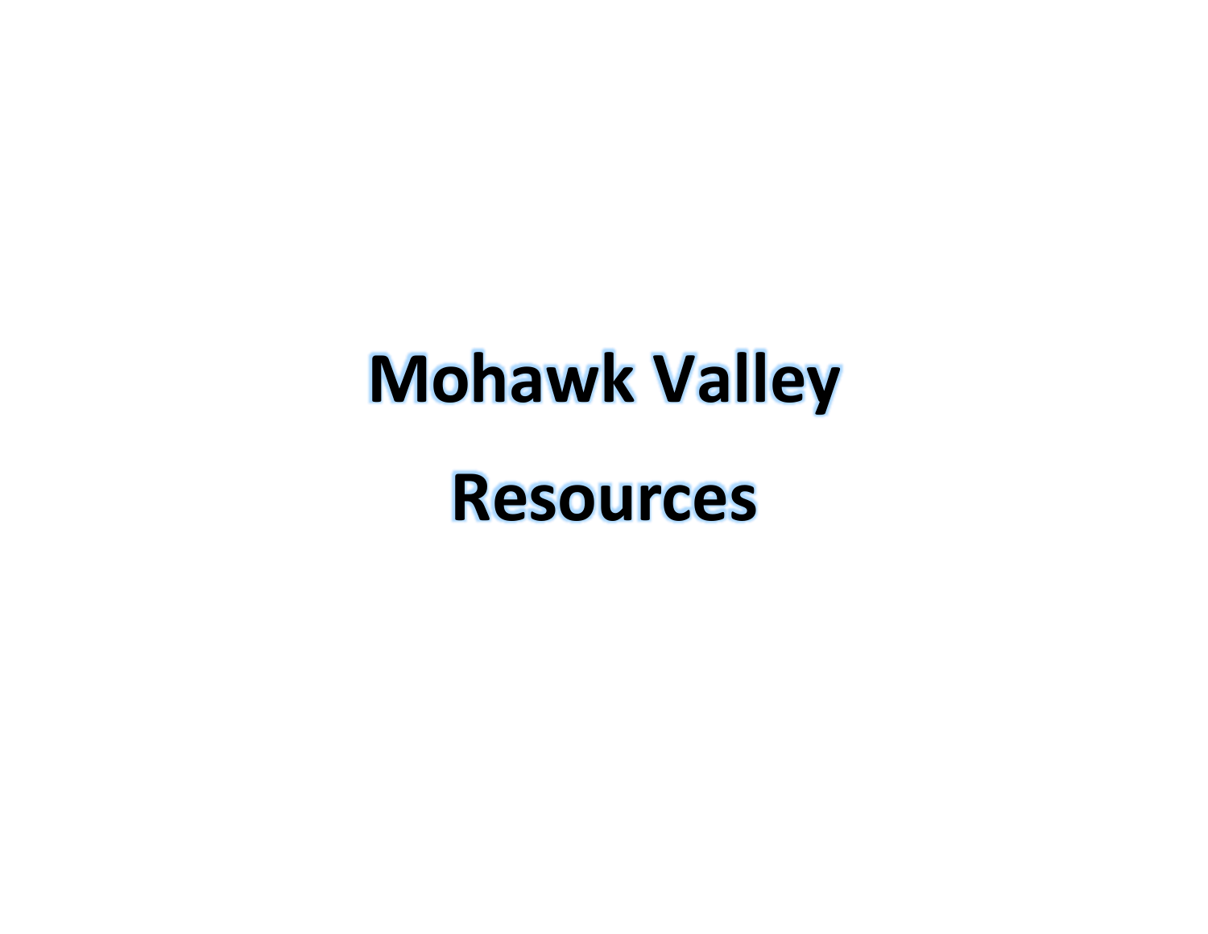# Mohawk Valley

# Resources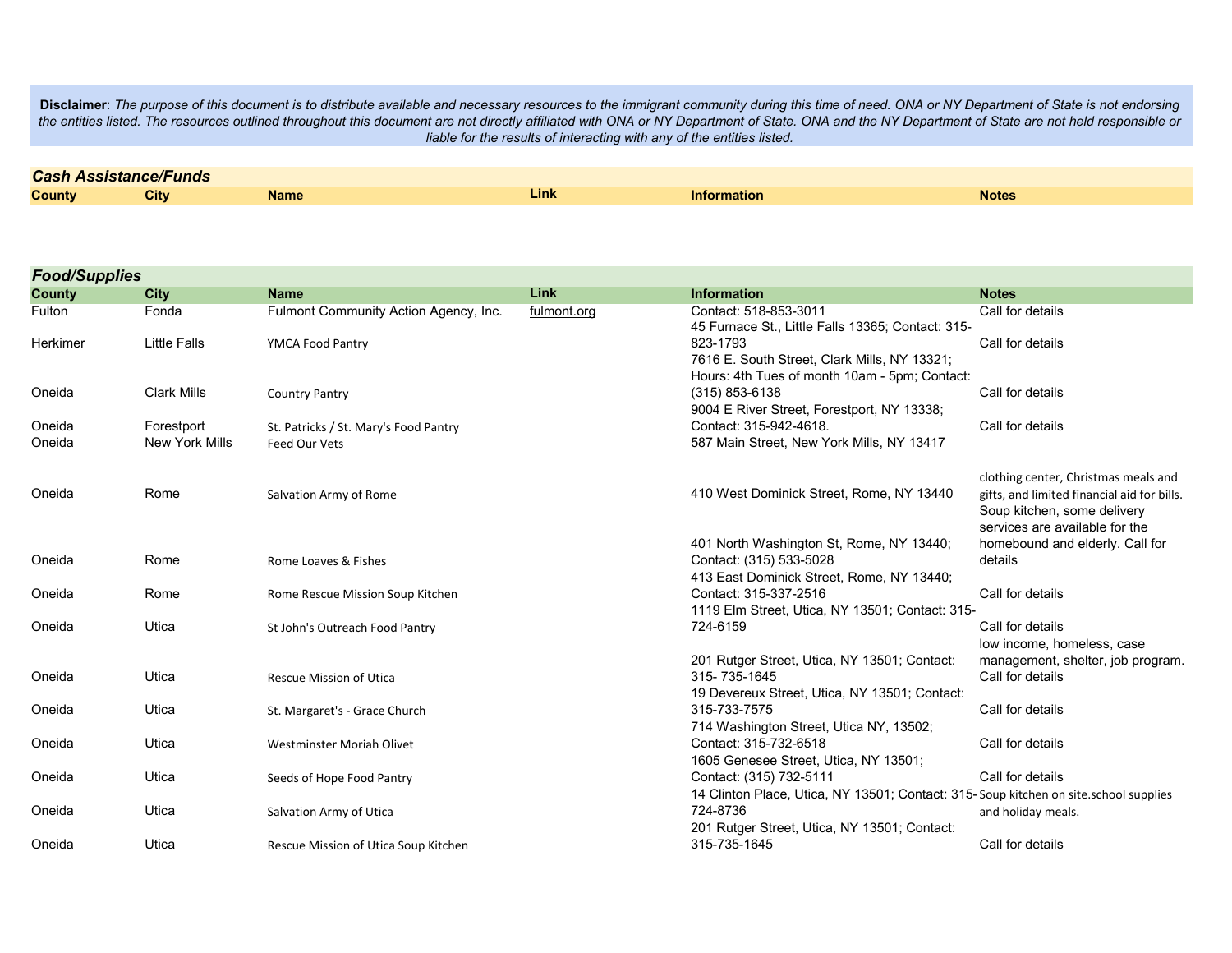**Disclaimer**: *The purpose of this document is to distribute available and necessary resources to the immigrant community during this time of need. ONA or NY Department of State is not endorsing the entities listed. The resources outlined throughout this document are not directly affiliated with ONA or NY Department of State. ONA and the NY Department of State are not held responsible or liable for the results of interacting with any of the entities listed.*

## *Cash Assistance/Funds*

| County | City | Name | Link | Information | Notes |
|---|---|---|---|---|---|

## *Food/Supplies*

| County | City | Name | Link | Information | Notes |
|---|---|---|---|---|---|
| Fulton | Fonda | Fulmont Community Action Agency, Inc. | fulmont.org | Contact: 518-853-3011 | Call for details |
| Herkimer | Little Falls | YMCA Food Pantry | | 45 Furnace St., Little Falls 13365; Contact: 315-823-1793 | Call for details |
| Oneida | Clark Mills | Country Pantry | | 7616 E. South Street, Clark Mills, NY 13321; Hours: 4th Tues of month 10am - 5pm; Contact: (315) 853-6138 | Call for details |
| Oneida | Forestport | St. Patricks / St. Mary's Food Pantry | | 9004 E River Street, Forestport, NY 13338; Contact: 315-942-4618. | Call for details |
| Oneida | New York Mills | Feed Our Vets | | 587 Main Street, New York Mills, NY 13417 | |
| Oneida | Rome | Salvation Army of Rome | | 410 West Dominick Street, Rome, NY 13440 | clothing center, Christmas meals and gifts, and limited financial aid for bills. |
| Oneida | Rome | Rome Loaves & Fishes | | 401 North Washington St, Rome, NY 13440; Contact: (315) 533-5028 | Soup kitchen, some delivery services are available for the homebound and elderly. Call for details |
| Oneida | Rome | Rome Rescue Mission Soup Kitchen | | 413 East Dominick Street, Rome, NY 13440; Contact: 315-337-2516 | Call for details |
| Oneida | Utica | St John's Outreach Food Pantry | | 1119 Elm Street, Utica, NY 13501; Contact: 315-724-6159 | Call for details |
| Oneida | Utica | Rescue Mission of Utica | | 201 Rutger Street, Utica, NY 13501; Contact: 315- 735-1645 | low income, homeless, case management, shelter, job program. Call for details |
| Oneida | Utica | St. Margaret's - Grace Church | | 19 Devereux Street, Utica, NY 13501; Contact: 315-733-7575 | Call for details |
| Oneida | Utica | Westminster Moriah Olivet | | 714 Washington Street, Utica NY, 13502; Contact: 315-732-6518 | Call for details |
| Oneida | Utica | Seeds of Hope Food Pantry | | 1605 Genesee Street, Utica, NY 13501; Contact: (315) 732-5111 | Call for details |
| Oneida | Utica | Salvation Army of Utica | | 14 Clinton Place, Utica, NY 13501; Contact: 315-724-8736 | Soup kitchen on site.school supplies and holiday meals. |
| Oneida | Utica | Rescue Mission of Utica Soup Kitchen | | 201 Rutger Street, Utica, NY 13501; Contact: 315-735-1645 | Call for details |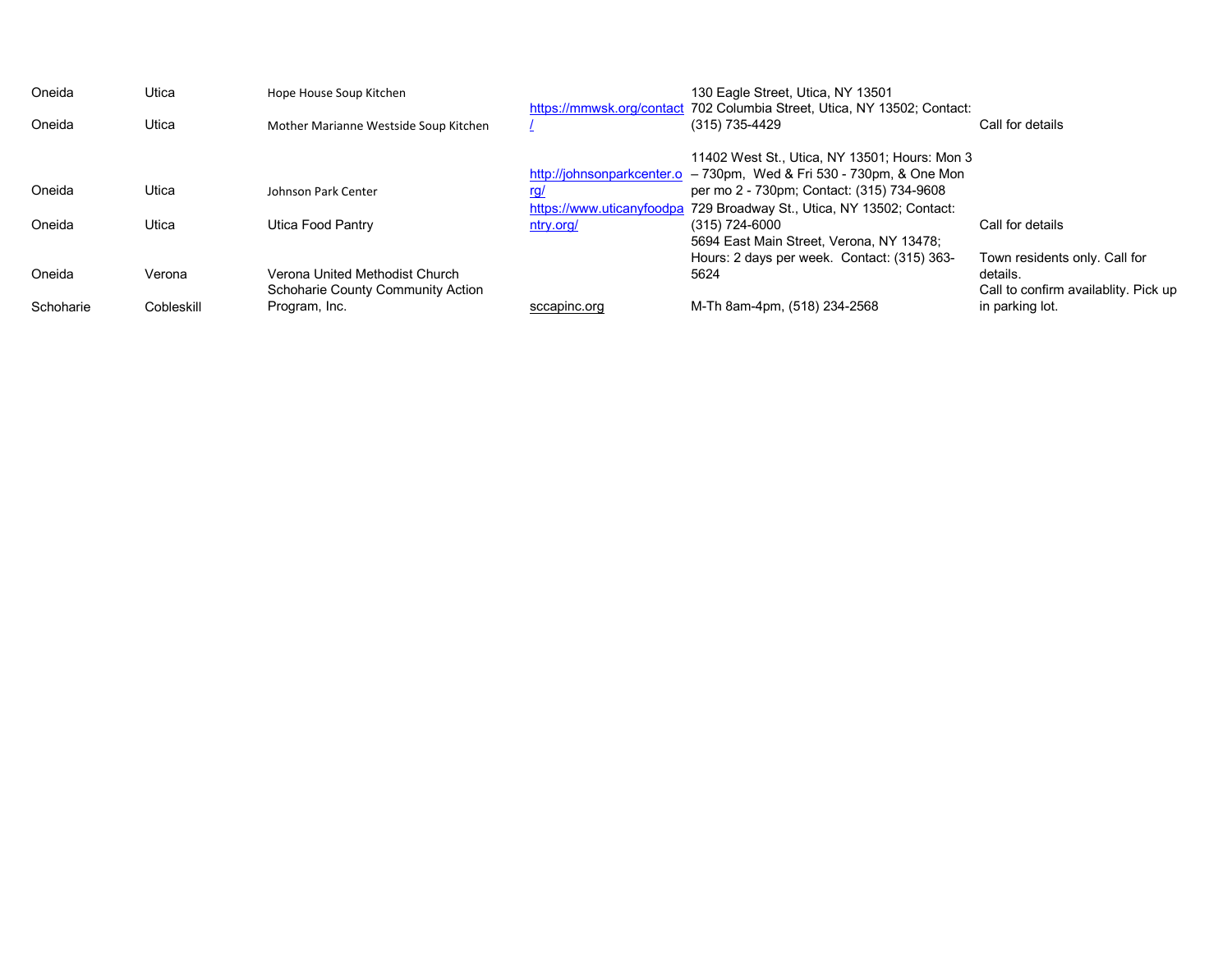| | | | | | |
|---|---|---|---|---|---|
| Oneida | Utica | Hope House Soup Kitchen | | 130 Eagle Street, Utica, NY 13501 | |
| Oneida | Utica | Mother Marianne Westside Soup Kitchen | https://mmwsk.org/contact/ | 702 Columbia Street, Utica, NY 13502; Contact: (315) 735-4429 | Call for details |
| Oneida | Utica | Johnson Park Center | http://johnsonparkcenter.org/ | 11402 West St., Utica, NY 13501; Hours: Mon 3 – 730pm, Wed & Fri 530 - 730pm, & One Mon per mo 2 - 730pm; Contact: (315) 734-9608 | |
| Oneida | Utica | Utica Food Pantry | https://www.uticanyfoodpantry.org/ | 729 Broadway St., Utica, NY 13502; Contact: (315) 724-6000 | Call for details |
| Oneida | Verona | Verona United Methodist Church | | 5694 East Main Street, Verona, NY 13478; Hours: 2 days per week. Contact: (315) 363-5624 | Town residents only. Call for details. |
| Schoharie | Cobleskill | Schoharie County Community Action Program, Inc. | sccapinc.org | M-Th 8am-4pm, (518) 234-2568 | Call to confirm availablity. Pick up in parking lot. |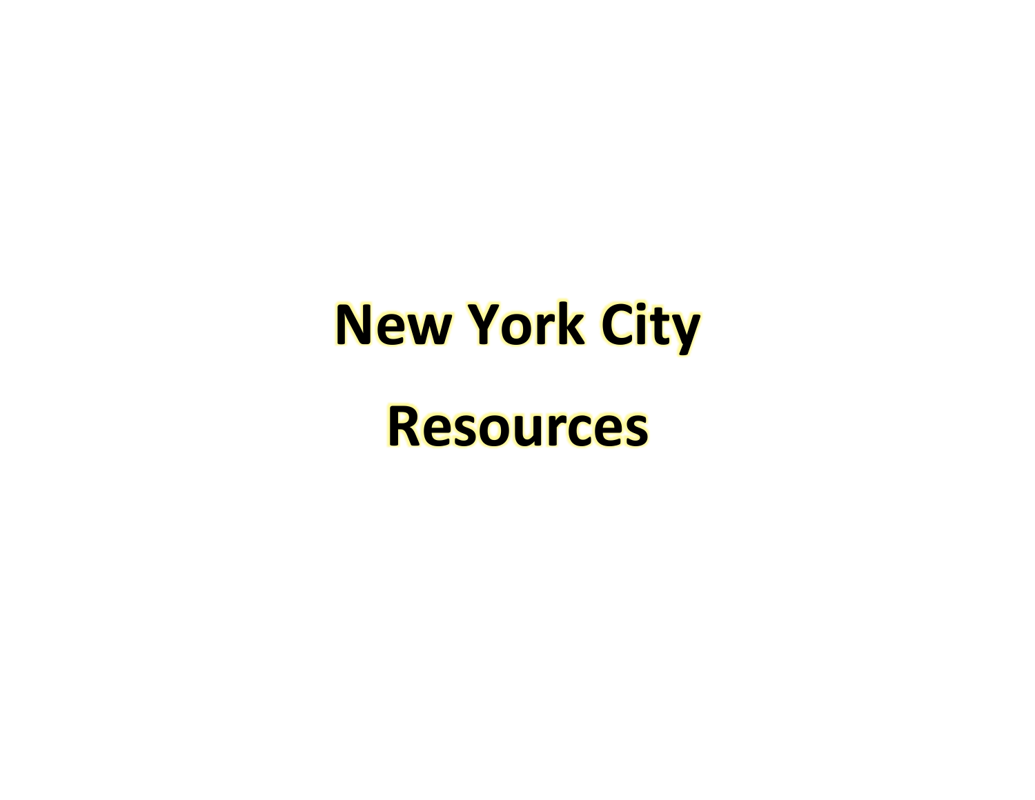# New York City

# Resources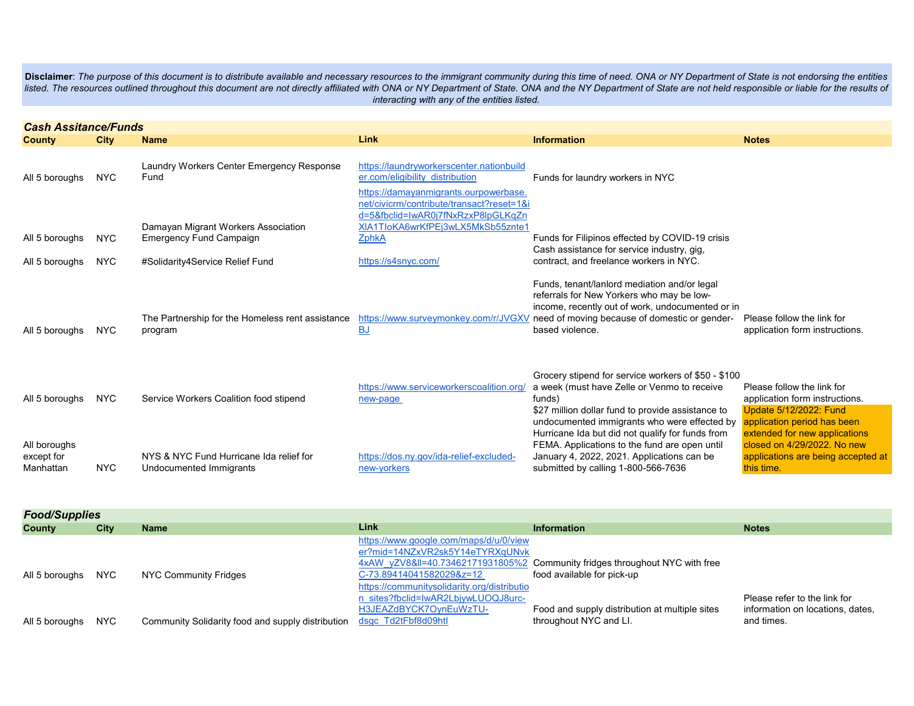**Disclaimer**: *The purpose of this document is to distribute available and necessary resources to the immigrant community during this time of need. ONA or NY Department of State is not endorsing the entities listed. The resources outlined throughout this document are not directly affiliated with ONA or NY Department of State. ONA and the NY Department of State are not held responsible or liable for the results of interacting with any of the entities listed.*

## *Cash Assitance/Funds*

| County | City | Name | Link | Information | Notes |
|---|---|---|---|---|---|
| All 5 boroughs | NYC | Laundry Workers Center Emergency Response Fund | https://laundryworkerscenter.nationbuilder.com/eligibility_distribution | Funds for laundry workers in NYC | |
| All 5 boroughs | NYC | Damayan Migrant Workers Association Emergency Fund Campaign | https://damayanmigrants.ourpowerbase.net/civicrm/contribute/transact?reset=1&id=5&fbclid=IwAR0j7fNxRzxP8lpGLKqZnXlA1TIoKA6wrKfPEj3wLX5MkSb55znte1ZphkA | Funds for Filipinos effected by COVID-19 crisis | |
| All 5 boroughs | NYC | #Solidarity4Service Relief Fund | https://s4snyc.com/ | Cash assistance for service industry, gig, contract, and freelance workers in NYC. | |
| All 5 boroughs | NYC | The Partnership for the Homeless rent assistance program | https://www.surveymonkey.com/r/JVGXVBJ | Funds, tenant/lanlord mediation and/or legal referrals for New Yorkers who may be low-income, recently out of work, undocumented or in need of moving because of domestic or gender-based violence. | Please follow the link for application form instructions. |
| All 5 boroughs | NYC | Service Workers Coalition food stipend | https://www.serviceworkerscoalition.org/new-page | Grocery stipend for service workers of $50 - $100 a week (must have Zelle or Venmo to receive funds) | Please follow the link for application form instructions. |
| All boroughs except for Manhattan | NYC | NYS & NYC Fund Hurricane Ida relief for Undocumented Immigrants | https://dos.ny.gov/ida-relief-excluded-new-yorkers | $27 million dollar fund to provide assistance to undocumented immigrants who were effected by Hurricane Ida but did not qualify for funds from FEMA. Applications to the fund are open until January 4, 2022, 2021. Applications can be submitted by calling 1-800-566-7636 | Update 5/12/2022: Fund application period has been extended for new applications closed on 4/29/2022. No new applications are being accepted at this time. |

## *Food/Supplies*

| County | City | Name | Link | Information | Notes |
|---|---|---|---|---|---|
| All 5 boroughs | NYC | NYC Community Fridges | https://www.google.com/maps/d/u/0/viewer?mid=14NZxVR2sk5Y14eTYRXqUNvk4xAW_yZV8&ll=40.73462171931805%2C-73.89414041582029&z=12 | Community fridges throughout NYC with free food available for pick-up | |
| All 5 boroughs | NYC | Community Solidarity food and supply distribution | https://communitysolidarity.org/distribution_sites?fbclid=IwAR2LbjywLUOQJ8urc-H3JEAZdBYCK7OynEuWzTU-dsgc_Td2tFbf8d09htI | Food and supply distribution at multiple sites throughout NYC and LI. | Please refer to the link for information on locations, dates, and times. |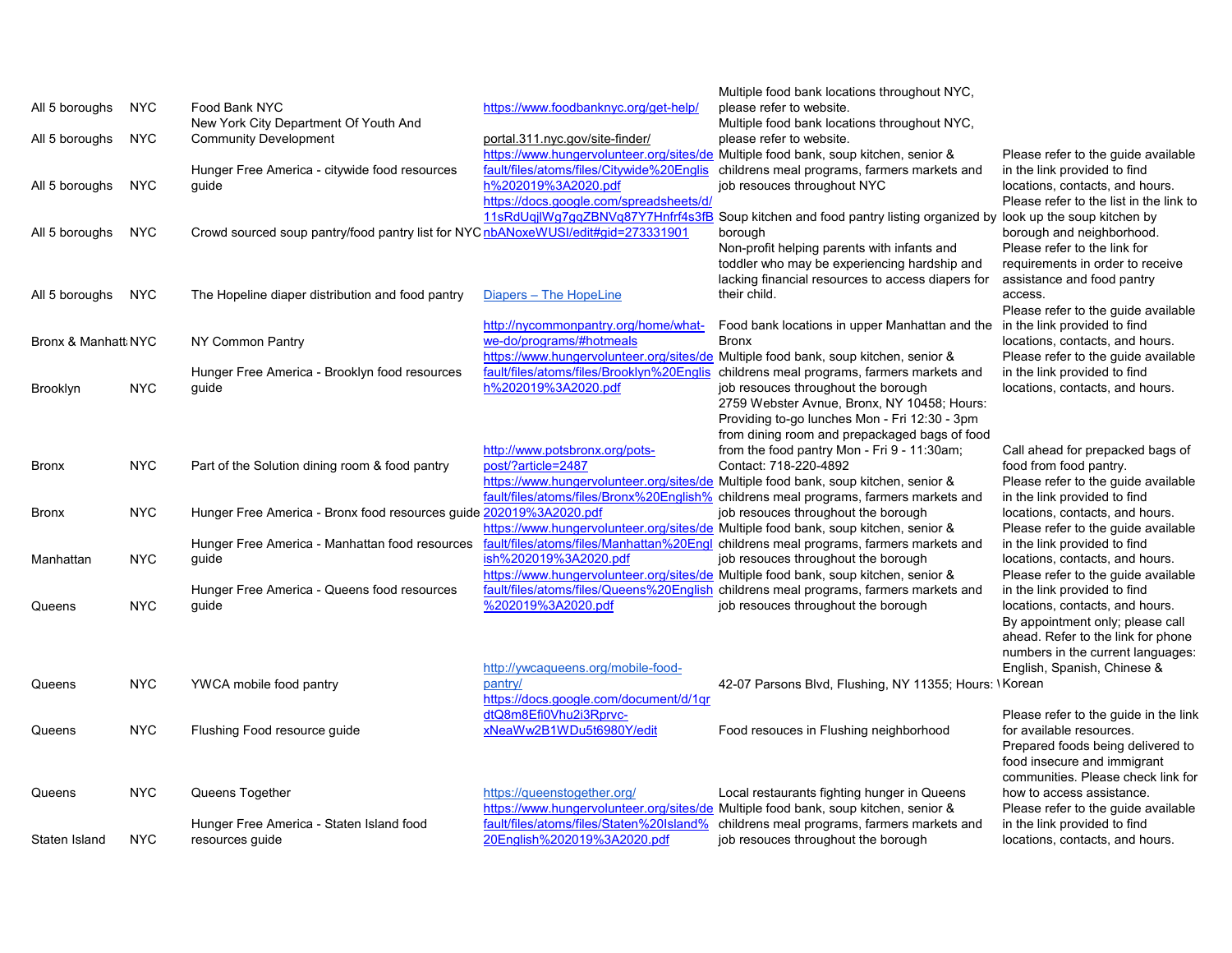| | | | | | |
|---|---|---|---|---|---|
| All 5 boroughs | NYC | Food Bank NYC | https://www.foodbanknyc.org/get-help/ | Multiple food bank locations throughout NYC, please refer to website. | |
| All 5 boroughs | NYC | New York City Department Of Youth And Community Development | portal.311.nyc.gov/site-finder/ | Multiple food bank locations throughout NYC, please refer to website. | |
| All 5 boroughs | NYC | Hunger Free America - citywide food resources guide | https://www.hungervolunteer.org/sites/default/files/atoms/files/Citywide%20English%202019%3A2020.pdf | Multiple food bank, soup kitchen, senior & childrens meal programs, farmers markets and job resouces throughout NYC | Please refer to the guide available in the link provided to find locations, contacts, and hours. |
| All 5 boroughs | NYC | Crowd sourced soup pantry/food pantry list for NYC | https://docs.google.com/spreadsheets/d/11sRdUqjlWg7gqZBNVq87Y7Hnfrf4s3fBnbANoxeWUSI/edit#gid=273331901 | Soup kitchen and food pantry listing organized by borough | Please refer to the list in the link to look up the soup kitchen by borough and neighborhood. |
| All 5 boroughs | NYC | The Hopeline diaper distribution and food pantry | Diapers – The HopeLine | Non-profit helping parents with infants and toddler who may be experiencing hardship and lacking financial resources to access diapers for their child. | Please refer to the link for requirements in order to receive assistance and food pantry access. |
| Bronx & Manhatt | NYC | NY Common Pantry | http://nycommonpantry.org/home/what-we-do/programs/#hotmeals | Food bank locations in upper Manhattan and the Bronx | Please refer to the guide available in the link provided to find locations, contacts, and hours. |
| Brooklyn | NYC | Hunger Free America - Brooklyn food resources guide | https://www.hungervolunteer.org/sites/default/files/atoms/files/Brooklyn%20English%202019%3A2020.pdf | Multiple food bank, soup kitchen, senior & childrens meal programs, farmers markets and job resouces throughout the borough | Please refer to the guide available in the link provided to find locations, contacts, and hours. |
| Bronx | NYC | Part of the Solution dining room & food pantry | http://www.potsbronx.org/pots-post/?article=2487 | 2759 Webster Avnue, Bronx, NY 10458; Hours: Providing to-go lunches Mon - Fri 12:30 - 3pm from dining room and prepackaged bags of food from the food pantry Mon - Fri 9 - 11:30am; Contact: 718-220-4892 | Call ahead for prepacked bags of food from food pantry. |
| Bronx | NYC | Hunger Free America - Bronx food resources guide | https://www.hungervolunteer.org/sites/default/files/atoms/files/Bronx%20English%202019%3A2020.pdf | Multiple food bank, soup kitchen, senior & childrens meal programs, farmers markets and job resouces throughout the borough | Please refer to the guide available in the link provided to find locations, contacts, and hours. |
| Manhattan | NYC | Hunger Free America - Manhattan food resources guide | https://www.hungervolunteer.org/sites/default/files/atoms/files/Manhattan%20English%202019%3A2020.pdf | Multiple food bank, soup kitchen, senior & childrens meal programs, farmers markets and job resouces throughout the borough | Please refer to the guide available in the link provided to find locations, contacts, and hours. |
| Queens | NYC | Hunger Free America - Queens food resources guide | https://www.hungervolunteer.org/sites/default/files/atoms/files/Queens%20English%202019%3A2020.pdf | Multiple food bank, soup kitchen, senior & childrens meal programs, farmers markets and job resouces throughout the borough | Please refer to the guide available in the link provided to find locations, contacts, and hours. |
| Queens | NYC | YWCA mobile food pantry | http://ywcaqueens.org/mobile-food-pantry/ | 42-07 Parsons Blvd, Flushing, NY 11355; Hours: \ | By appointment only; please call ahead. Refer to the link for phone numbers in the current languages: English, Spanish, Chinese & Korean |
| Queens | NYC | Flushing Food resource guide | https://docs.google.com/document/d/1qrdtQ8m8Efi0Vhu2i3Rprvc-xNeaWw2B1WDu5t6980Y/edit | Food resouces in Flushing neighborhood | Please refer to the guide in the link for available resources. |
| Queens | NYC | Queens Together | https://queenstogether.org/ | Local restaurants fighting hunger in Queens | Prepared foods being delivered to food insecure and immigrant communities. Please check link for how to access assistance. |
| Staten Island | NYC | Hunger Free America - Staten Island food resources guide | https://www.hungervolunteer.org/sites/default/files/atoms/files/Staten%20Island%20English%202019%3A2020.pdf | Multiple food bank, soup kitchen, senior & childrens meal programs, farmers markets and job resouces throughout the borough | Please refer to the guide available in the link provided to find locations, contacts, and hours. |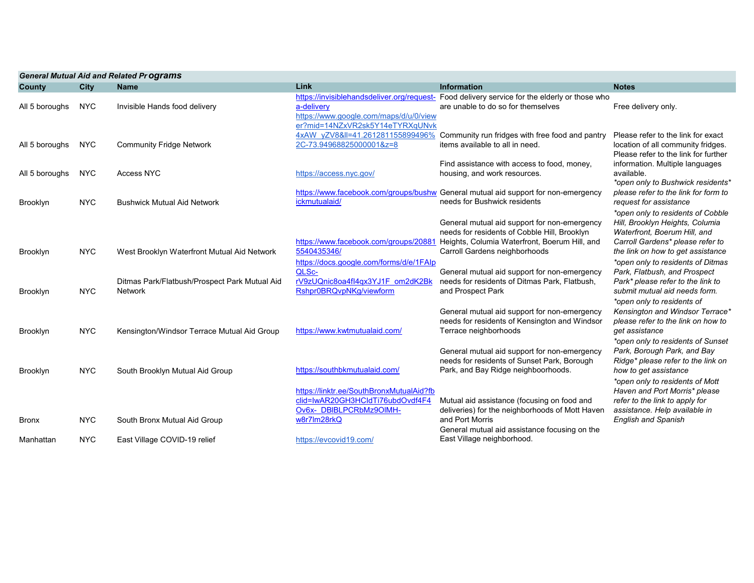**General Mutual Aid and Related Programs**

| County | City | Name | Link | Information | Notes |
|---|---|---|---|---|---|
| All 5 boroughs | NYC | Invisible Hands food delivery | https://invisiblehandsdeliver.org/request-a-delivery | Food delivery service for the elderly or those who are unable to do so for themselves | Free delivery only. |
| All 5 boroughs | NYC | Community Fridge Network | https://www.google.com/maps/d/u/0/viewer?mid=14NZxVR2sk5Y14eTYRXqUNvk4xAW_yZV8&ll=41.261281155899496%2C-73.94968825000001&z=8 | Community run fridges with free food and pantry items available to all in need. | Please refer to the link for exact location of all community fridges. |
| All 5 boroughs | NYC | Access NYC | https://access.nyc.gov/ | Find assistance with access to food, money, housing, and work resources. | Please refer to the link for further information. Multiple languages available. |
| Brooklyn | NYC | Bushwick Mutual Aid Network | https://www.facebook.com/groups/bushwickmutualaid/ | General mutual aid support for non-emergency needs for Bushwick residents | *\*open only to Bushwick residents\* please refer to the link for form to request for assistance* |
| Brooklyn | NYC | West Brooklyn Waterfront Mutual Aid Network | https://www.facebook.com/groups/208815540435346/ | General mutual aid support for non-emergency needs for residents of Cobble Hill, Brooklyn Heights, Columia Waterfront, Boerum Hill, and Carroll Gardens neighborhoods | *\*open only to residents of Cobble Hill, Brooklyn Heights, Columia Waterfront, Boerum Hill, and Carroll Gardens\* please refer to the link on how to get assistance* |
| Brooklyn | NYC | Ditmas Park/Flatbush/Prospect Park Mutual Aid Network | https://docs.google.com/forms/d/e/1FAIpQLSc-rV9zUQnic8oa4fI4qx3YJ1F_om2dK2BkRshpr0BRQvpNKg/viewform | General mutual aid support for non-emergency needs for residents of Ditmas Park, Flatbush, and Prospect Park | *\*open only to residents of Ditmas Park, Flatbush, and Prospect Park\* please refer to the link to submit mutual aid needs form.* |
| Brooklyn | NYC | Kensington/Windsor Terrace Mutual Aid Group | https://www.kwtmutualaid.com/ | General mutual aid support for non-emergency needs for residents of Kensington and Windsor Terrace neighborhoods | *\*open only to residents of Kensington and Windsor Terrace\* please refer to the link on how to get assistance* |
| Brooklyn | NYC | South Brooklyn Mutual Aid Group | https://southbkmutualaid.com/ | General mutual aid support for non-emergency needs for residents of Sunset Park, Borough Park, and Bay Ridge neighboorhoods. | *\*open only to residents of Sunset Park, Borough Park, and Bay Ridge\* please refer to the link on how to get assistance* |
| Bronx | NYC | South Bronx Mutual Aid Group | https://linktr.ee/SouthBronxMutualAid?fbclid=IwAR20GH3HCldTi76ubdOvdf4F4Ov6x-_DBlBLPCRbMz9OlMH-w8r7lm28rkQ | Mutual aid assistance (focusing on food and deliveries) for the neighborhoods of Mott Haven and Port Morris | *\*open only to residents of Mott Haven and Port Morris\* please refer to the link to apply for assistance. Help available in English and Spanish* |
| Manhattan | NYC | East Village COVID-19 relief | https://evcovid19.com/ | General mutual aid assistance focusing on the East Village neighborhood. | |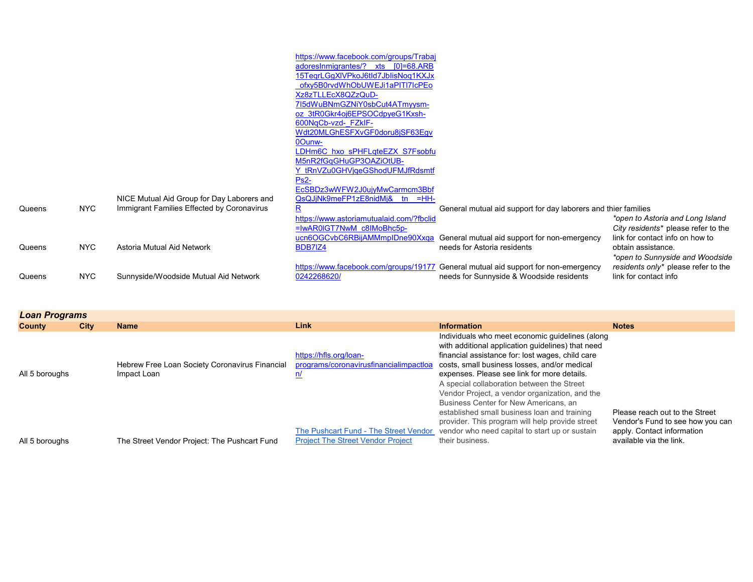| | | | | | |
|---|---|---|---|---|---|
| Queens | NYC | NICE Mutual Aid Group for Day Laborers and Immigrant Families Effected by Coronavirus | https://www.facebook.com/groups/TrabajadoresInmigrantes/?__xts__[0]=68.ARB15TeqrLGgXlVPkoJ6tId7JbIisNoq1KXJx_ofxy5B0rvdWhObUWEJi1aPITl7IcPEoXz8zTLLEcX8QZzQuD-7I5dWuBNmGZNiY0sbCut4ATmyysm-oz_3tR0Gkr4oj6EPSOCdpyeG1Kxsh-600NqCb-vzd-_FZkIF-Wdt20MLGhESFXvGF0doru8jSF63Egv0Ounw-LDHm6C_hxo_sPHFLqteEZX_S7FsobfuM5nR2fGqGHuGP3OAZiOtUB-Y_tRnVZu0GHVjqeGShodUFMJfRdsmtfPs2-EcSBDz3wWFW2J0ujyMwCarmcm3BbfQsQJjNk9meFP1zE8nidMj&__tn__=HH-R | General mutual aid support for day laborers and thier families | |
| Queens | NYC | Astoria Mutual Aid Network | https://www.astoriamutualaid.com/?fbclid=IwAR0lGT7NwM_c8IMoBhc5p-ucn6OGCvbC6RBijAMMmpIDne90XxqaBDB7IZ4 | General mutual aid support for non-emergency needs for Astoria residents | *open to Astoria and Long Island City residents* please refer to the link for contact info on how to obtain assistance. |
| Queens | NYC | Sunnyside/Woodside Mutual Aid Network | https://www.facebook.com/groups/191770242268620/ | General mutual aid support for non-emergency needs for Sunnyside & Woodside residents | *open to Sunnyside and Woodside residents only* please refer to the link for contact info |

## *Loan Programs*

| County | City | Name | Link | Information | Notes |
|---|---|---|---|---|---|
| All 5 boroughs | | Hebrew Free Loan Society Coronavirus Financial Impact Loan | https://hfls.org/loan-programs/coronavirusfinancialimpactloan/ | Individuals who meet economic guidelines (along with additional application guidelines) that need financial assistance for: lost wages, child care costs, small business losses, and/or medical expenses. Please see link for more details. | |
| All 5 boroughs | | The Street Vendor Project: The Pushcart Fund | The Pushcart Fund - The Street Vendor Project The Street Vendor Project | A special collaboration between the Street Vendor Project, a vendor organization, and the Business Center for New Americans, an established small business loan and training provider. This program will help provide street vendor who need capital to start up or sustain their business. | Please reach out to the Street Vendor's Fund to see how you can apply. Contact information available via the link. |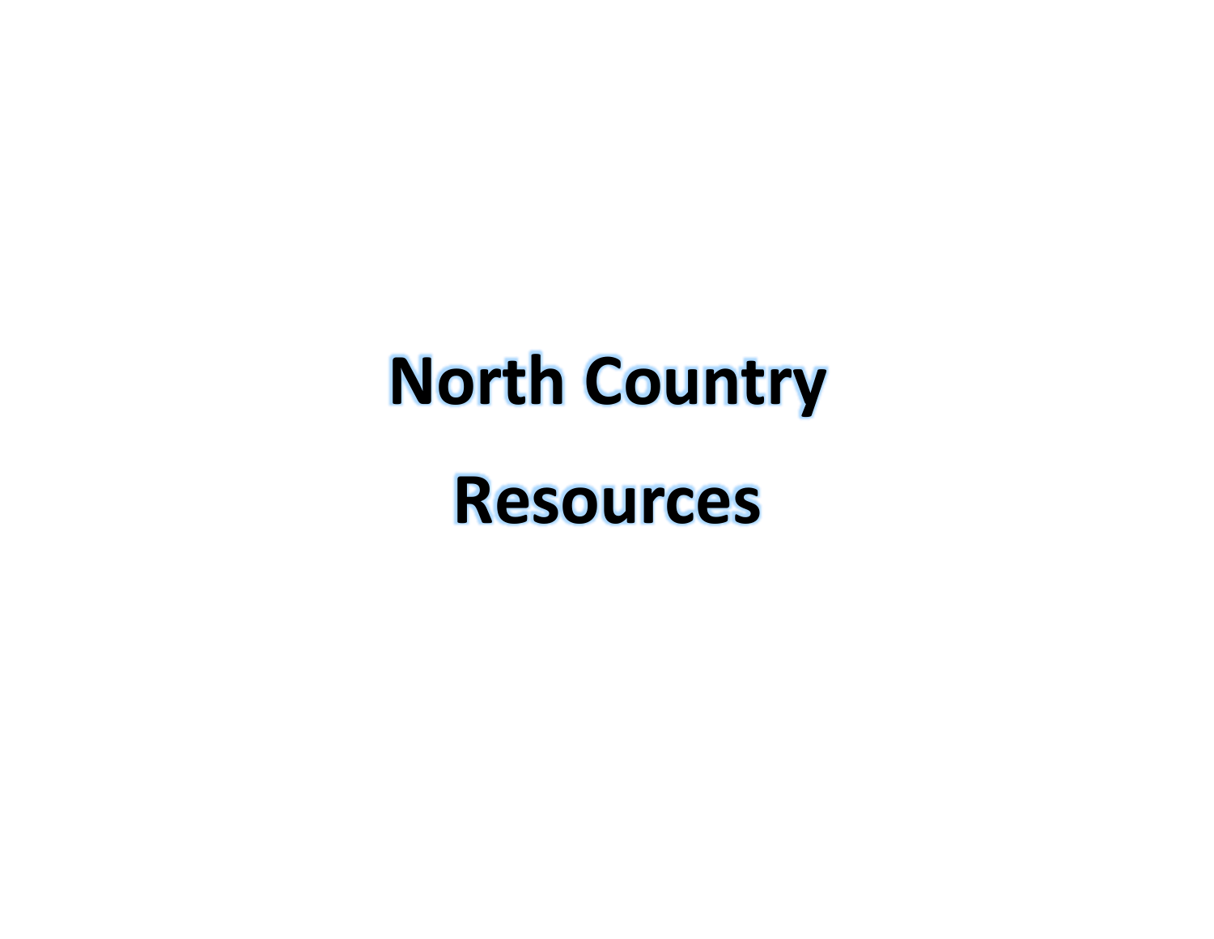# North Country Resources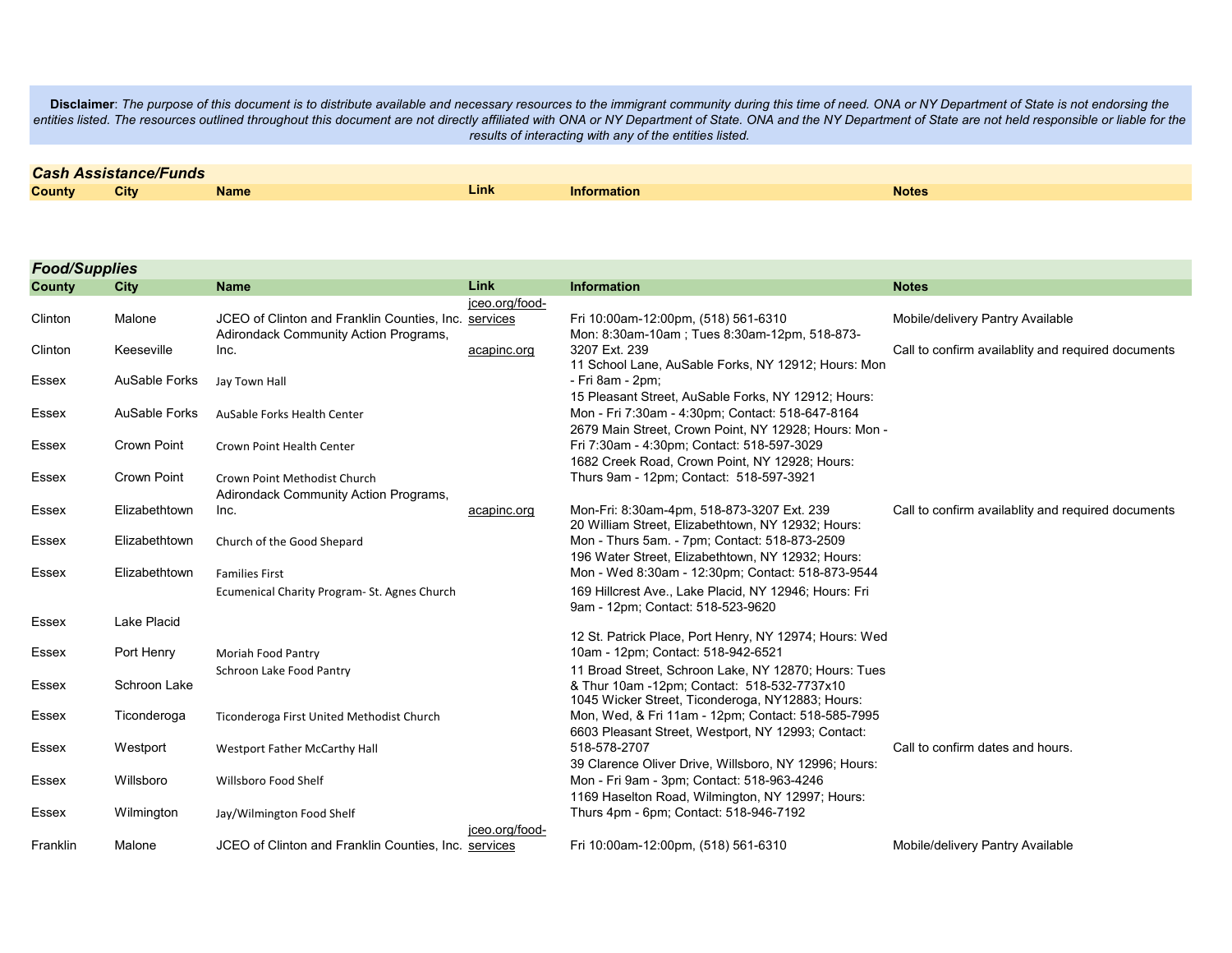**Disclaimer**: *The purpose of this document is to distribute available and necessary resources to the immigrant community during this time of need. ONA or NY Department of State is not endorsing the entities listed. The resources outlined throughout this document are not directly affiliated with ONA or NY Department of State. ONA and the NY Department of State are not held responsible or liable for the results of interacting with any of the entities listed.*

## *Cash Assistance/Funds*

| County | City | Name | Link | Information | Notes |
|---|---|---|---|---|---|

## *Food/Supplies*

| County | City | Name | Link | Information | Notes |
|---|---|---|---|---|---|
| Clinton | Malone | JCEO of Clinton and Franklin Counties, Inc. | jceo.org/food-services | Fri 10:00am-12:00pm, (518) 561-6310 | Mobile/delivery Pantry Available |
| Clinton | Keeseville | Adirondack Community Action Programs, Inc. | acapinc.org | Mon: 8:30am-10am ; Tues 8:30am-12pm, 518-873-3207 Ext. 239 | Call to confirm availablity and required documents |
| Essex | AuSable Forks | Jay Town Hall | | 11 School Lane, AuSable Forks, NY 12912; Hours: Mon - Fri 8am - 2pm; | |
| Essex | AuSable Forks | AuSable Forks Health Center | | 15 Pleasant Street, AuSable Forks, NY 12912; Hours: Mon - Fri 7:30am - 4:30pm; Contact: 518-647-8164 | |
| Essex | Crown Point | Crown Point Health Center | | 2679 Main Street, Crown Point, NY 12928; Hours: Mon - Fri 7:30am - 4:30pm; Contact: 518-597-3029 | |
| Essex | Crown Point | Crown Point Methodist Church | | 1682 Creek Road, Crown Point, NY 12928; Hours: Thurs 9am - 12pm; Contact: 518-597-3921 | |
| Essex | Elizabethtown | Adirondack Community Action Programs, Inc. | acapinc.org | Mon-Fri: 8:30am-4pm, 518-873-3207 Ext. 239 | Call to confirm availablity and required documents |
| Essex | Elizabethtown | Church of the Good Shepard | | 20 William Street, Elizabethtown, NY 12932; Hours: Mon - Thurs 5am. - 7pm; Contact: 518-873-2509 | |
| Essex | Elizabethtown | Families First | | 196 Water Street, Elizabethtown, NY 12932; Hours: Mon - Wed 8:30am - 12:30pm; Contact: 518-873-9544 | |
| Essex | Lake Placid | Ecumenical Charity Program- St. Agnes Church | | 169 Hillcrest Ave., Lake Placid, NY 12946; Hours: Fri 9am - 12pm; Contact: 518-523-9620 | |
| Essex | Port Henry | Moriah Food Pantry | | 12 St. Patrick Place, Port Henry, NY 12974; Hours: Wed 10am - 12pm; Contact: 518-942-6521 | |
| Essex | Schroon Lake | Schroon Lake Food Pantry | | 11 Broad Street, Schroon Lake, NY 12870; Hours: Tues & Thur 10am -12pm; Contact: 518-532-7737x10 | |
| Essex | Ticonderoga | Ticonderoga First United Methodist Church | | 1045 Wicker Street, Ticonderoga, NY12883; Hours: Mon, Wed, & Fri 11am - 12pm; Contact: 518-585-7995 | |
| Essex | Westport | Westport Father McCarthy Hall | | 6603 Pleasant Street, Westport, NY 12993; Contact: 518-578-2707 | Call to confirm dates and hours. |
| Essex | Willsboro | Willsboro Food Shelf | | 39 Clarence Oliver Drive, Willsboro, NY 12996; Hours: Mon - Fri 9am - 3pm; Contact: 518-963-4246 | |
| Essex | Wilmington | Jay/Wilmington Food Shelf | | 1169 Haselton Road, Wilmington, NY 12997; Hours: Thurs 4pm - 6pm; Contact: 518-946-7192 | |
| Franklin | Malone | JCEO of Clinton and Franklin Counties, Inc. | jceo.org/food-services | Fri 10:00am-12:00pm, (518) 561-6310 | Mobile/delivery Pantry Available |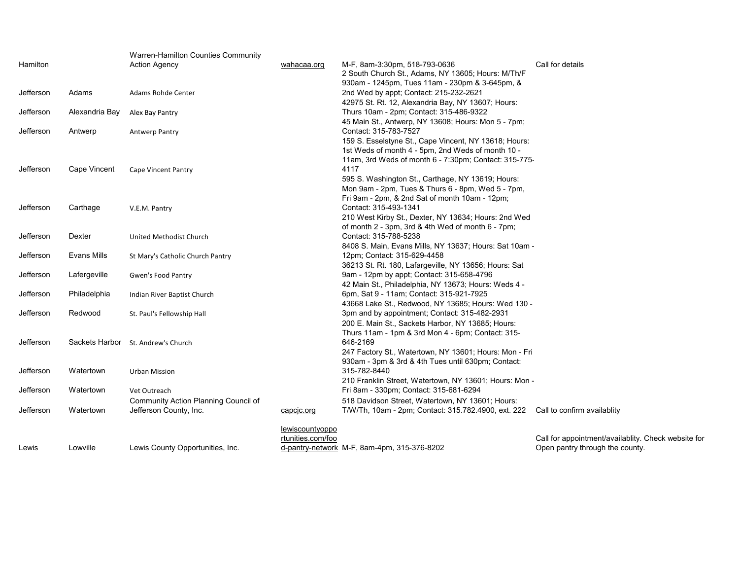| | | | | | |
|---|---|---|---|---|---|
| Hamilton | | Warren-Hamilton Counties Community Action Agency | wahacaa.org | M-F, 8am-3:30pm, 518-793-0636 | Call for details |
| Jefferson | Adams | Adams Rohde Center | | 2 South Church St., Adams, NY 13605; Hours: M/Th/F 930am - 1245pm, Tues 11am - 230pm & 3-645pm, & 2nd Wed by appt; Contact: 215-232-2621 | |
| Jefferson | Alexandria Bay | Alex Bay Pantry | | 42975 St. Rt. 12, Alexandria Bay, NY 13607; Hours: Thurs 10am - 2pm; Contact: 315-486-9322 | |
| Jefferson | Antwerp | Antwerp Pantry | | 45 Main St., Antwerp, NY 13608; Hours: Mon 5 - 7pm; Contact: 315-783-7527 | |
| Jefferson | Cape Vincent | Cape Vincent Pantry | | 159 S. Esselstyne St., Cape Vincent, NY 13618; Hours: 1st Weds of month 4 - 5pm, 2nd Weds of month 10 - 11am, 3rd Weds of month 6 - 7:30pm; Contact: 315-775-4117 | |
| Jefferson | Carthage | V.E.M. Pantry | | 595 S. Washington St., Carthage, NY 13619; Hours: Mon 9am - 2pm, Tues & Thurs 6 - 8pm, Wed 5 - 7pm, Fri 9am - 2pm, & 2nd Sat of month 10am - 12pm; Contact: 315-493-1341 | |
| Jefferson | Dexter | United Methodist Church | | 210 West Kirby St., Dexter, NY 13634; Hours: 2nd Wed of month 2 - 3pm, 3rd & 4th Wed of month 6 - 7pm; Contact: 315-788-5238 | |
| Jefferson | Evans Mills | St Mary's Catholic Church Pantry | | 8408 S. Main, Evans Mills, NY 13637; Hours: Sat 10am - 12pm; Contact: 315-629-4458 | |
| Jefferson | Lafergeville | Gwen's Food Pantry | | 36213 St. Rt. 180, Lafargeville, NY 13656; Hours: Sat 9am - 12pm by appt; Contact: 315-658-4796 | |
| Jefferson | Philadelphia | Indian River Baptist Church | | 42 Main St., Philadelphia, NY 13673; Hours: Weds 4 - 6pm, Sat 9 - 11am; Contact: 315-921-7925 | |
| Jefferson | Redwood | St. Paul's Fellowship Hall | | 43668 Lake St., Redwood, NY 13685; Hours: Wed 130 - 3pm and by appointment; Contact: 315-482-2931 | |
| Jefferson | Sackets Harbor | St. Andrew's Church | | 200 E. Main St., Sackets Harbor, NY 13685; Hours: Thurs 11am - 1pm & 3rd Mon 4 - 6pm; Contact: 315-646-2169 | |
| Jefferson | Watertown | Urban Mission | | 247 Factory St., Watertown, NY 13601; Hours: Mon - Fri 930am - 3pm & 3rd & 4th Tues until 630pm; Contact: 315-782-8440 | |
| Jefferson | Watertown | Vet Outreach | | 210 Franklin Street, Watertown, NY 13601; Hours: Mon - Fri 8am - 330pm; Contact: 315-681-6294 | |
| Jefferson | Watertown | Community Action Planning Council of Jefferson County, Inc. | capcjc.org | 518 Davidson Street, Watertown, NY 13601; Hours: T/W/Th, 10am - 2pm; Contact: 315.782.4900, ext. 222 | Call to confirm availablity |
| Lewis | Lowville | Lewis County Opportunities, Inc. | lewiscountyopportunities.com/food-pantry-network | M-F, 8am-4pm, 315-376-8202 | Call for appointment/availablity. Check website for Open pantry through the county. |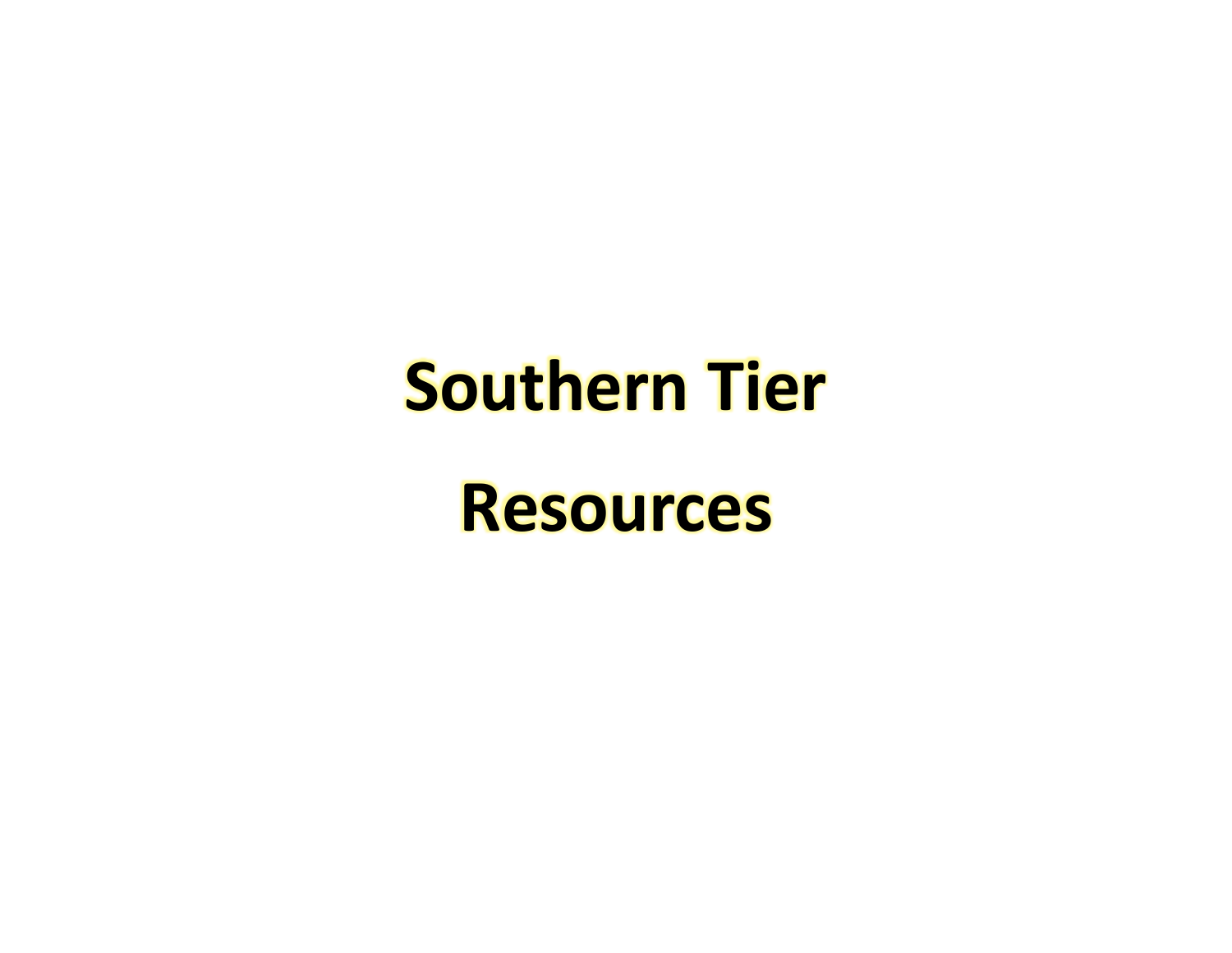# Southern Tier

# Resources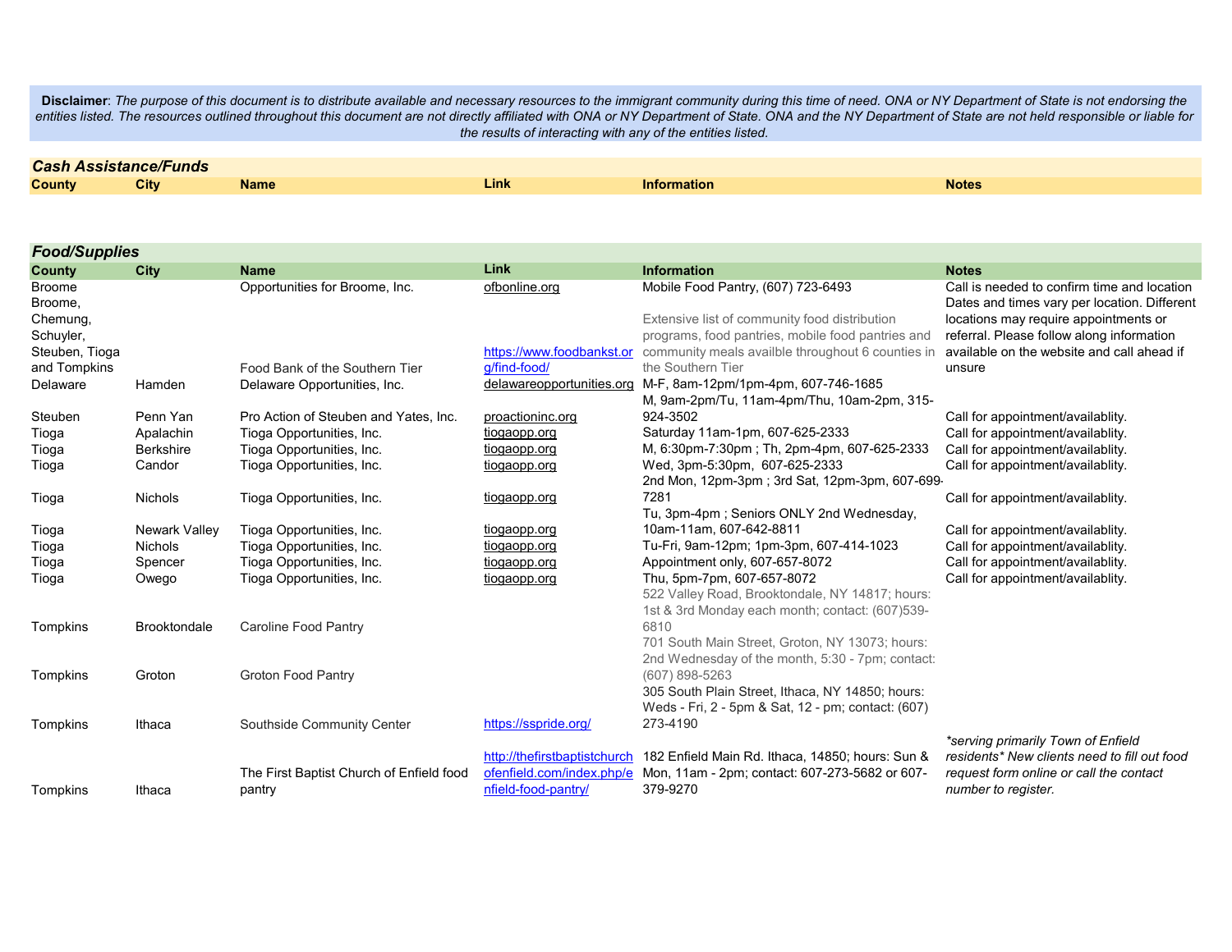**Disclaimer**: *The purpose of this document is to distribute available and necessary resources to the immigrant community during this time of need. ONA or NY Department of State is not endorsing the entities listed. The resources outlined throughout this document are not directly affiliated with ONA or NY Department of State. ONA and the NY Department of State are not held responsible or liable for the results of interacting with any of the entities listed.*

***Cash Assistance/Funds***

| County | City | Name | Link | Information | Notes |
|---|---|---|---|---|---|

***Food/Supplies***

| County | City | Name | Link | Information | Notes |
|---|---|---|---|---|---|
| Broome | | Opportunities for Broome, Inc. | ofbonline.org | Mobile Food Pantry, (607) 723-6493 | Call is needed to confirm time and location |
| Broome, Chemung, Schuyler, Steuben, Tioga and Tompkins | | Food Bank of the Southern Tier | https://www.foodbankst.org/find-food/ | Extensive list of community food distribution programs, food pantries, mobile food pantries and community meals availble throughout 6 counties in the Southern Tier | Dates and times vary per location. Different locations may require appointments or referral. Please follow along information available on the website and call ahead if unsure |
| Delaware | Hamden | Delaware Opportunities, Inc. | delawareopportunities.org | M-F, 8am-12pm/1pm-4pm, 607-746-1685 | |
| Steuben | Penn Yan | Pro Action of Steuben and Yates, Inc. | proactioninc.org | M, 9am-2pm/Tu, 11am-4pm/Thu, 10am-2pm, 315-924-3502 | Call for appointment/availablity. |
| Tioga | Apalachin | Tioga Opportunities, Inc. | tiogaopp.org | Saturday 11am-1pm, 607-625-2333 | Call for appointment/availablity. |
| Tioga | Berkshire | Tioga Opportunities, Inc. | tiogaopp.org | M, 6:30pm-7:30pm ; Th, 2pm-4pm, 607-625-2333 | Call for appointment/availablity. |
| Tioga | Candor | Tioga Opportunities, Inc. | tiogaopp.org | Wed, 3pm-5:30pm, 607-625-2333 | Call for appointment/availablity. |
| Tioga | Nichols | Tioga Opportunities, Inc. | tiogaopp.org | 2nd Mon, 12pm-3pm ; 3rd Sat, 12pm-3pm, 607-699-7281 | Call for appointment/availablity. |
| Tioga | Newark Valley | Tioga Opportunities, Inc. | tiogaopp.org | Tu, 3pm-4pm ; Seniors ONLY 2nd Wednesday, 10am-11am, 607-642-8811 | Call for appointment/availablity. |
| Tioga | Nichols | Tioga Opportunities, Inc. | tiogaopp.org | Tu-Fri, 9am-12pm; 1pm-3pm, 607-414-1023 | Call for appointment/availablity. |
| Tioga | Spencer | Tioga Opportunities, Inc. | tiogaopp.org | Appointment only, 607-657-8072 | Call for appointment/availablity. |
| Tioga | Owego | Tioga Opportunities, Inc. | tiogaopp.org | Thu, 5pm-7pm, 607-657-8072 | Call for appointment/availablity. |
| Tompkins | Brooktondale | Caroline Food Pantry | | 522 Valley Road, Brooktondale, NY 14817; hours: 1st & 3rd Monday each month; contact: (607)539-6810 | |
| Tompkins | Groton | Groton Food Pantry | | 701 South Main Street, Groton, NY 13073; hours: 2nd Wednesday of the month, 5:30 - 7pm; contact: (607) 898-5263 | |
| Tompkins | Ithaca | Southside Community Center | https://sspride.org/ | 305 South Plain Street, Ithaca, NY 14850; hours: Weds - Fri, 2 - 5pm & Sat, 12 - pm; contact: (607) 273-4190 | |
| Tompkins | Ithaca | The First Baptist Church of Enfield food pantry | http://thefirstbaptistchurchofenfield.com/index.php/enfield-food-pantry/ | 182 Enfield Main Rd. Ithaca, 14850; hours: Sun & Mon, 11am - 2pm; contact: 607-273-5682 or 607-379-9270 | *\*serving primarily Town of Enfield residents\* New clients need to fill out food request form online or call the contact number to register.* |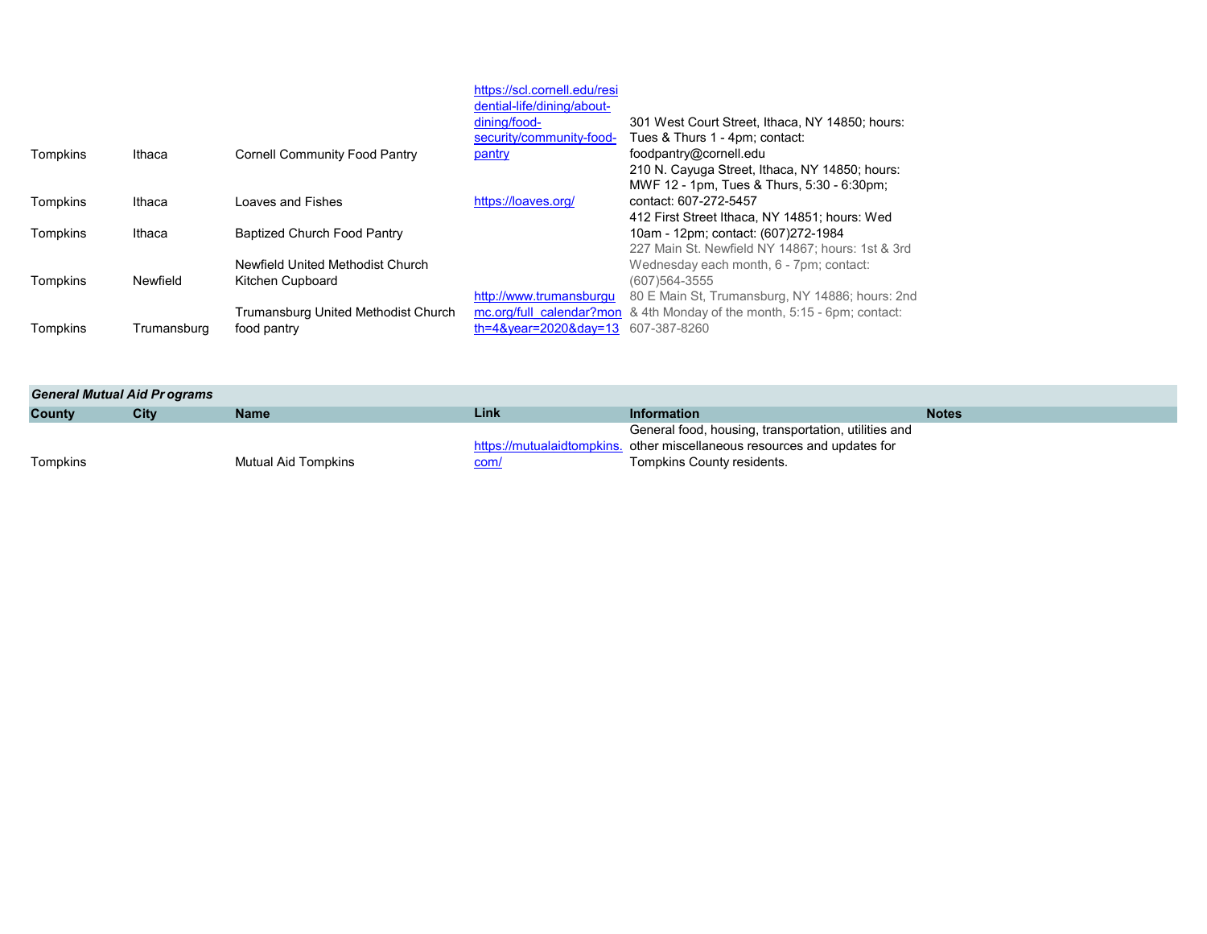| | | | | | |
|---|---|---|---|---|---|
| Tompkins | Ithaca | Cornell Community Food Pantry | https://scl.cornell.edu/residential-life/dining/about-dining/food-security/community-food-pantry | 301 West Court Street, Ithaca, NY 14850; hours: Tues & Thurs 1 - 4pm; contact: foodpantry@cornell.edu | |
| Tompkins | Ithaca | Loaves and Fishes | https://loaves.org/ | 210 N. Cayuga Street, Ithaca, NY 14850; hours: MWF 12 - 1pm, Tues & Thurs, 5:30 - 6:30pm; contact: 607-272-5457 | |
| Tompkins | Ithaca | Baptized Church Food Pantry | | 412 First Street Ithaca, NY 14851; hours: Wed 10am - 12pm; contact: (607)272-1984 | |
| Tompkins | Newfield | Newfield United Methodist Church Kitchen Cupboard | | 227 Main St. Newfield NY 14867; hours: 1st & 3rd Wednesday each month, 6 - 7pm; contact: (607)564-3555 | |
| Tompkins | Trumansburg | Trumansburg United Methodist Church food pantry | http://www.trumansburgumc.org/full_calendar?month=4&year=2020&day=13 | 80 E Main St, Trumansburg, NY 14886; hours: 2nd & 4th Monday of the month, 5:15 - 6pm; contact: 607-387-8260 | |

***General Mutual Aid Programs***

| County | City | Name | Link | Information | Notes |
|---|---|---|---|---|---|
| Tompkins | | Mutual Aid Tompkins | https://mutualaidtompkins.com/ | General food, housing, transportation, utilities and other miscellaneous resources and updates for Tompkins County residents. | |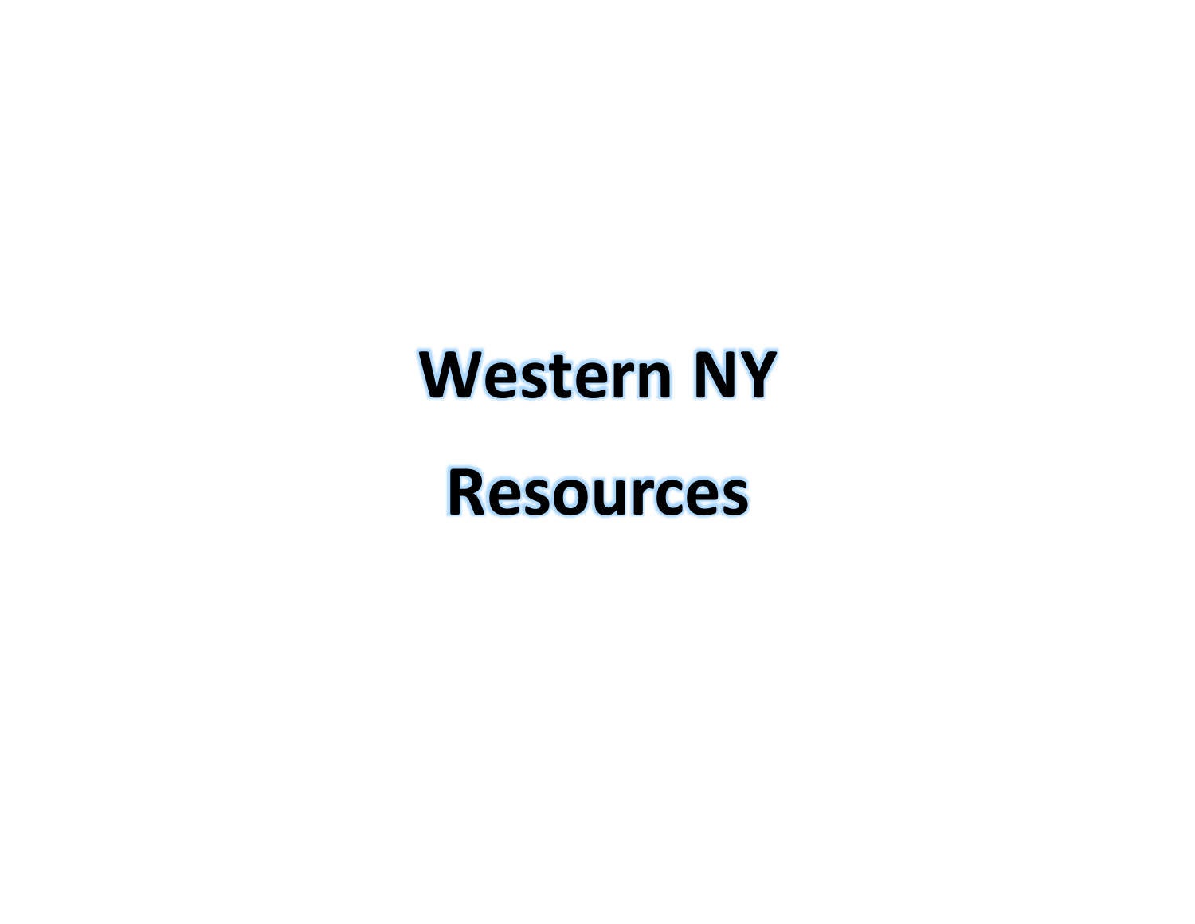# Western NY

# Resources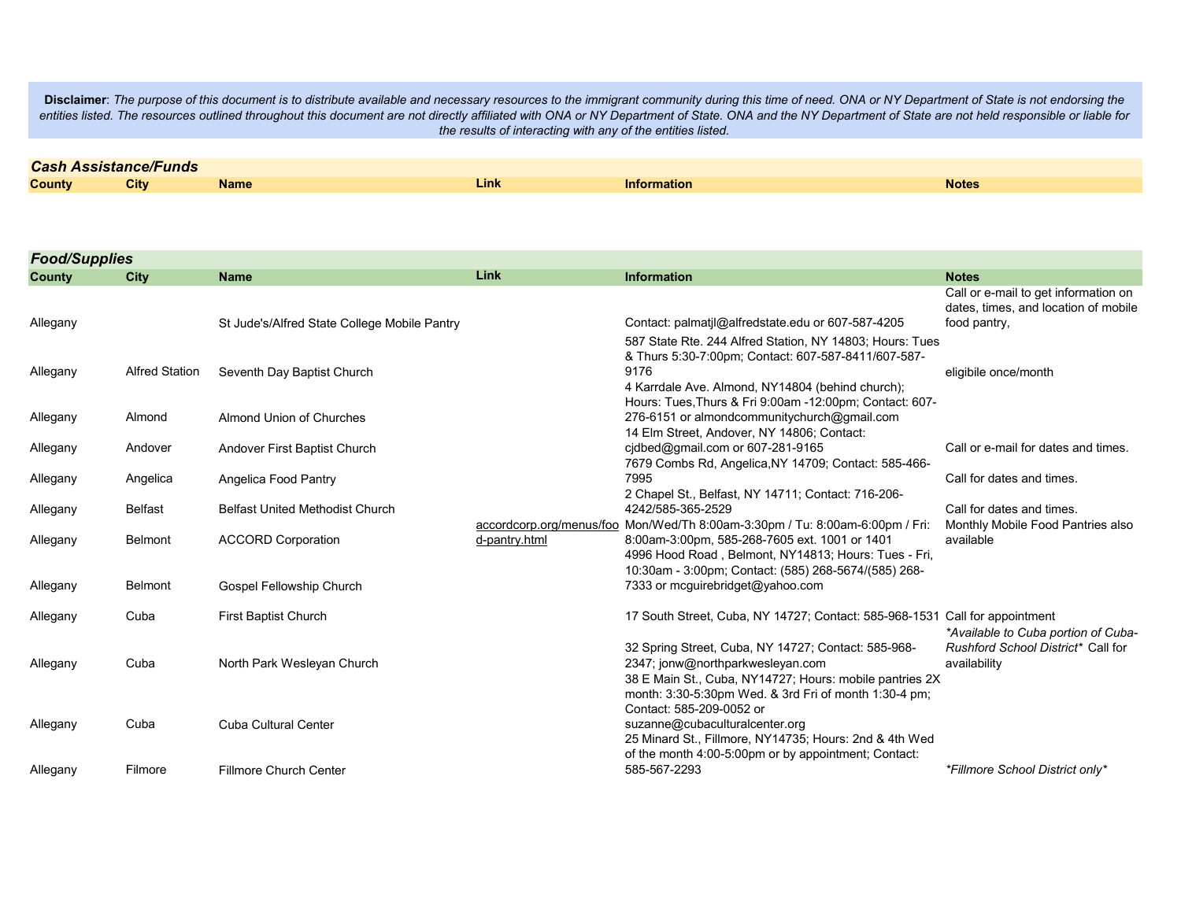**Disclaimer**: *The purpose of this document is to distribute available and necessary resources to the immigrant community during this time of need. ONA or NY Department of State is not endorsing the entities listed. The resources outlined throughout this document are not directly affiliated with ONA or NY Department of State. ONA and the NY Department of State are not held responsible or liable for the results of interacting with any of the entities listed.*

## *Cash Assistance/Funds*

| County | City | Name | Link | Information | Notes |
|---|---|---|---|---|---|

## *Food/Supplies*

| County | City | Name | Link | Information | Notes |
|---|---|---|---|---|---|
| Allegany | | St Jude's/Alfred State College Mobile Pantry | | Contact: palmatjl@alfredstate.edu or 607-587-4205 | Call or e-mail to get information on dates, times, and location of mobile food pantry, |
| Allegany | Alfred Station | Seventh Day Baptist Church | | 587 State Rte. 244 Alfred Station, NY 14803; Hours: Tues & Thurs 5:30-7:00pm; Contact: 607-587-8411/607-587-9176 | eligibile once/month |
| Allegany | Almond | Almond Union of Churches | | 4 Karrdale Ave. Almond, NY14804 (behind church); Hours: Tues,Thurs & Fri 9:00am -12:00pm; Contact: 607-276-6151 or almondcommunitychurch@gmail.com | |
| Allegany | Andover | Andover First Baptist Church | | 14 Elm Street, Andover, NY 14806; Contact: cjdbed@gmail.com or 607-281-9165 | Call or e-mail for dates and times. |
| Allegany | Angelica | Angelica Food Pantry | | 7679 Combs Rd, Angelica,NY 14709; Contact: 585-466-7995 | Call for dates and times. |
| Allegany | Belfast | Belfast United Methodist Church | | 2 Chapel St., Belfast, NY 14711; Contact: 716-206-4242/585-365-2529 | Call for dates and times. |
| Allegany | Belmont | ACCORD Corporation | accordcorp.org/menus/food-pantry.html | Mon/Wed/Th 8:00am-3:30pm / Tu: 8:00am-6:00pm / Fri: 8:00am-3:00pm, 585-268-7605 ext. 1001 or 1401 | Monthly Mobile Food Pantries also available |
| Allegany | Belmont | Gospel Fellowship Church | | 4996 Hood Road , Belmont, NY14813; Hours: Tues - Fri, 10:30am - 3:00pm; Contact: (585) 268-5674/(585) 268-7333 or mcguirebridget@yahoo.com | |
| Allegany | Cuba | First Baptist Church | | 17 South Street, Cuba, NY 14727; Contact: 585-968-1531 | Call for appointment |
| Allegany | Cuba | North Park Wesleyan Church | | 32 Spring Street, Cuba, NY 14727; Contact: 585-968-2347; jonw@northparkwesleyan.com | *Available to Cuba portion of Cuba-Rushford School District* Call for availability |
| Allegany | Cuba | Cuba Cultural Center | | 38 E Main St., Cuba, NY14727; Hours: mobile pantries 2X month: 3:30-5:30pm Wed. & 3rd Fri of month 1:30-4 pm; Contact: 585-209-0052 or suzanne@cubaculturalcenter.org | |
| Allegany | Filmore | Fillmore Church Center | | 25 Minard St., Fillmore, NY14735; Hours: 2nd & 4th Wed of the month 4:00-5:00pm or by appointment; Contact: 585-567-2293 | *Fillmore School District only* |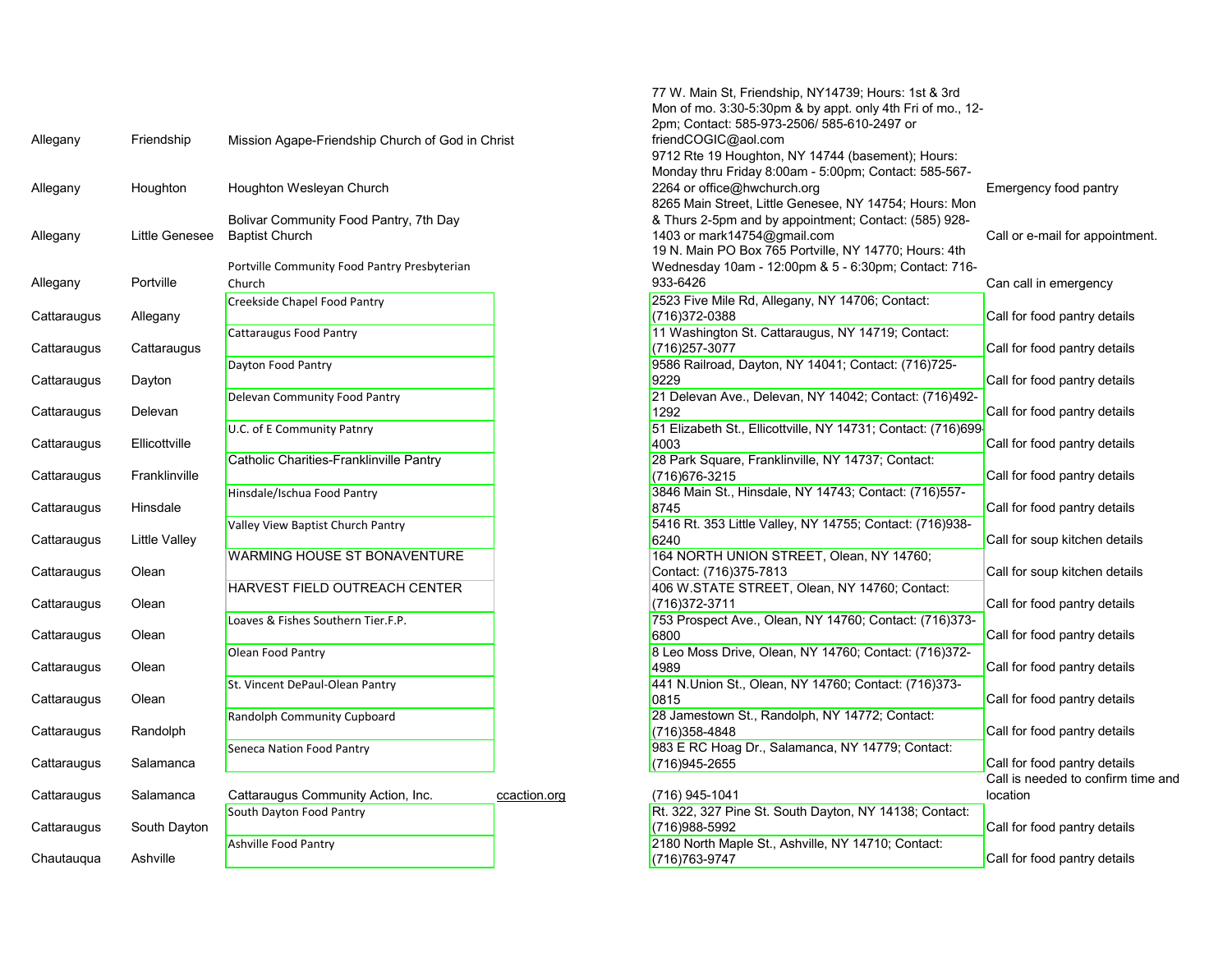| | | | | | |
|---|---|---|---|---|---|
| Allegany | Friendship | Mission Agape-Friendship Church of God in Christ | | 77 W. Main St, Friendship, NY14739; Hours: 1st & 3rd Mon of mo. 3:30-5:30pm & by appt. only 4th Fri of mo., 12-2pm; Contact: 585-973-2506/ 585-610-2497 or friendCOGIC@aol.com | |
| Allegany | Houghton | Houghton Wesleyan Church | | 9712 Rte 19 Houghton, NY 14744 (basement); Hours: Monday thru Friday 8:00am - 5:00pm; Contact: 585-567-2264 or office@hwchurch.org | Emergency food pantry |
| Allegany | Little Genesee | Bolivar Community Food Pantry, 7th Day Baptist Church | | 8265 Main Street, Little Genesee, NY 14754; Hours: Mon & Thurs 2-5pm and by appointment; Contact: (585) 928-1403 or mark14754@gmail.com | Call or e-mail for appointment. |
| Allegany | Portville | Portville Community Food Pantry Presbyterian Church | | 19 N. Main PO Box 765 Portville, NY 14770; Hours: 4th Wednesday 10am - 12:00pm & 5 - 6:30pm; Contact: 716-933-6426 | Can call in emergency |
| Cattaraugus | Allegany | Creekside Chapel Food Pantry | | 2523 Five Mile Rd, Allegany, NY 14706; Contact: (716)372-0388 | Call for food pantry details |
| Cattaraugus | Cattaraugus | Cattaraugus Food Pantry | | 11 Washington St. Cattaraugus, NY 14719; Contact: (716)257-3077 | Call for food pantry details |
| Cattaraugus | Dayton | Dayton Food Pantry | | 9586 Railroad, Dayton, NY 14041; Contact: (716)725-9229 | Call for food pantry details |
| Cattaraugus | Delevan | Delevan Community Food Pantry | | 21 Delevan Ave., Delevan, NY 14042; Contact: (716)492-1292 | Call for food pantry details |
| Cattaraugus | Ellicottville | U.C. of E Community Patnry | | 51 Elizabeth St., Ellicottville, NY 14731; Contact: (716)699-4003 | Call for food pantry details |
| Cattaraugus | Franklinville | Catholic Charities-Franklinville Pantry | | 28 Park Square, Franklinville, NY 14737; Contact: (716)676-3215 | Call for food pantry details |
| Cattaraugus | Hinsdale | Hinsdale/Ischua Food Pantry | | 3846 Main St., Hinsdale, NY 14743; Contact: (716)557-8745 | Call for food pantry details |
| Cattaraugus | Little Valley | Valley View Baptist Church Pantry | | 5416 Rt. 353 Little Valley, NY 14755; Contact: (716)938-6240 | Call for soup kitchen details |
| Cattaraugus | Olean | WARMING HOUSE ST BONAVENTURE | | 164 NORTH UNION STREET, Olean, NY 14760; Contact: (716)375-7813 | Call for soup kitchen details |
| Cattaraugus | Olean | HARVEST FIELD OUTREACH CENTER | | 406 W.STATE STREET, Olean, NY 14760; Contact: (716)372-3711 | Call for food pantry details |
| Cattaraugus | Olean | Loaves & Fishes Southern Tier.F.P. | | 753 Prospect Ave., Olean, NY 14760; Contact: (716)373-6800 | Call for food pantry details |
| Cattaraugus | Olean | Olean Food Pantry | | 8 Leo Moss Drive, Olean, NY 14760; Contact: (716)372-4989 | Call for food pantry details |
| Cattaraugus | Olean | St. Vincent DePaul-Olean Pantry | | 441 N.Union St., Olean, NY 14760; Contact: (716)373-0815 | Call for food pantry details |
| Cattaraugus | Randolph | Randolph Community Cupboard | | 28 Jamestown St., Randolph, NY 14772; Contact: (716)358-4848 | Call for food pantry details |
| Cattaraugus | Salamanca | Seneca Nation Food Pantry | | 983 E RC Hoag Dr., Salamanca, NY 14779; Contact: (716)945-2655 | Call for food pantry details |
| Cattaraugus | Salamanca | Cattaraugus Community Action, Inc. | ccaction.org | (716) 945-1041 | Call is needed to confirm time and location |
| Cattaraugus | South Dayton | South Dayton Food Pantry | | Rt. 322, 327 Pine St. South Dayton, NY 14138; Contact: (716)988-5992 | Call for food pantry details |
| Chautauqua | Ashville | Ashville Food Pantry | | 2180 North Maple St., Ashville, NY 14710; Contact: (716)763-9747 | Call for food pantry details |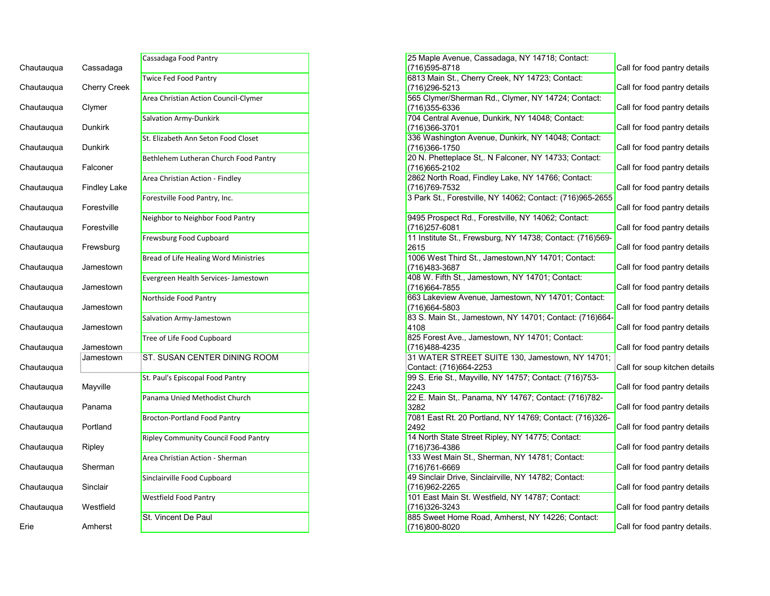| | | | | |
|---|---|---|---|---|
| Chautauqua | Cassadaga | Cassadaga Food Pantry | 25 Maple Avenue, Cassadaga, NY 14718; Contact: (716)595-8718 | Call for food pantry details |
| Chautauqua | Cherry Creek | Twice Fed Food Pantry | 6813 Main St., Cherry Creek, NY 14723; Contact: (716)296-5213 | Call for food pantry details |
| Chautauqua | Clymer | Area Christian Action Council-Clymer | 565 Clymer/Sherman Rd., Clymer, NY 14724; Contact: (716)355-6336 | Call for food pantry details |
| Chautauqua | Dunkirk | Salvation Army-Dunkirk | 704 Central Avenue, Dunkirk, NY 14048; Contact: (716)366-3701 | Call for food pantry details |
| Chautauqua | Dunkirk | St. Elizabeth Ann Seton Food Closet | 336 Washington Avenue, Dunkirk, NY 14048; Contact: (716)366-1750 | Call for food pantry details |
| Chautauqua | Falconer | Bethlehem Lutheran Church Food Pantry | 20 N. Phetteplace St,. N Falconer, NY 14733; Contact: (716)665-2102 | Call for food pantry details |
| Chautauqua | Findley Lake | Area Christian Action - Findley | 2862 North Road, Findley Lake, NY 14766; Contact: (716)769-7532 | Call for food pantry details |
| Chautauqua | Forestville | Forestville Food Pantry, Inc. | 3 Park St., Forestville, NY 14062; Contact: (716)965-2655 | Call for food pantry details |
| Chautauqua | Forestville | Neighbor to Neighbor Food Pantry | 9495 Prospect Rd., Forestville, NY 14062; Contact: (716)257-6081 | Call for food pantry details |
| Chautauqua | Frewsburg | Frewsburg Food Cupboard | 11 Institute St., Frewsburg, NY 14738; Contact: (716)569-2615 | Call for food pantry details |
| Chautauqua | Jamestown | Bread of Life Healing Word Ministries | 1006 West Third St., Jamestown,NY 14701; Contact: (716)483-3687 | Call for food pantry details |
| Chautauqua | Jamestown | Evergreen Health Services- Jamestown | 408 W. Fifth St., Jamestown, NY 14701; Contact: (716)664-7855 | Call for food pantry details |
| Chautauqua | Jamestown | Northside Food Pantry | 663 Lakeview Avenue, Jamestown, NY 14701; Contact: (716)664-5803 | Call for food pantry details |
| Chautauqua | Jamestown | Salvation Army-Jamestown | 83 S. Main St., Jamestown, NY 14701; Contact: (716)664-4108 | Call for food pantry details |
| Chautauqua | Jamestown | Tree of Life Food Cupboard | 825 Forest Ave., Jamestown, NY 14701; Contact: (716)488-4235 | Call for food pantry details |
| Chautauqua | Jamestown | ST. SUSAN CENTER DINING ROOM | 31 WATER STREET SUITE 130, Jamestown, NY 14701; Contact: (716)664-2253 | Call for soup kitchen details |
| Chautauqua | Mayville | St. Paul's Episcopal Food Pantry | 99 S. Erie St., Mayville, NY 14757; Contact: (716)753-2243 | Call for food pantry details |
| Chautauqua | Panama | Panama Unied Methodist Church | 22 E. Main St,. Panama, NY 14767; Contact: (716)782-3282 | Call for food pantry details |
| Chautauqua | Portland | Brocton-Portland Food Pantry | 7081 East Rt. 20 Portland, NY 14769; Contact: (716)326-2492 | Call for food pantry details |
| Chautauqua | Ripley | Ripley Community Council Food Pantry | 14 North State Street Ripley, NY 14775; Contact: (716)736-4386 | Call for food pantry details |
| Chautauqua | Sherman | Area Christian Action - Sherman | 133 West Main St., Sherman, NY 14781; Contact: (716)761-6669 | Call for food pantry details |
| Chautauqua | Sinclair | Sinclairville Food Cupboard | 49 Sinclair Drive, Sinclairville, NY 14782; Contact: (716)962-2265 | Call for food pantry details |
| Chautauqua | Westfield | Westfield Food Pantry | 101 East Main St. Westfield, NY 14787; Contact: (716)326-3243 | Call for food pantry details |
| Erie | Amherst | St. Vincent De Paul | 885 Sweet Home Road, Amherst, NY 14226; Contact: (716)800-8020 | Call for food pantry details. |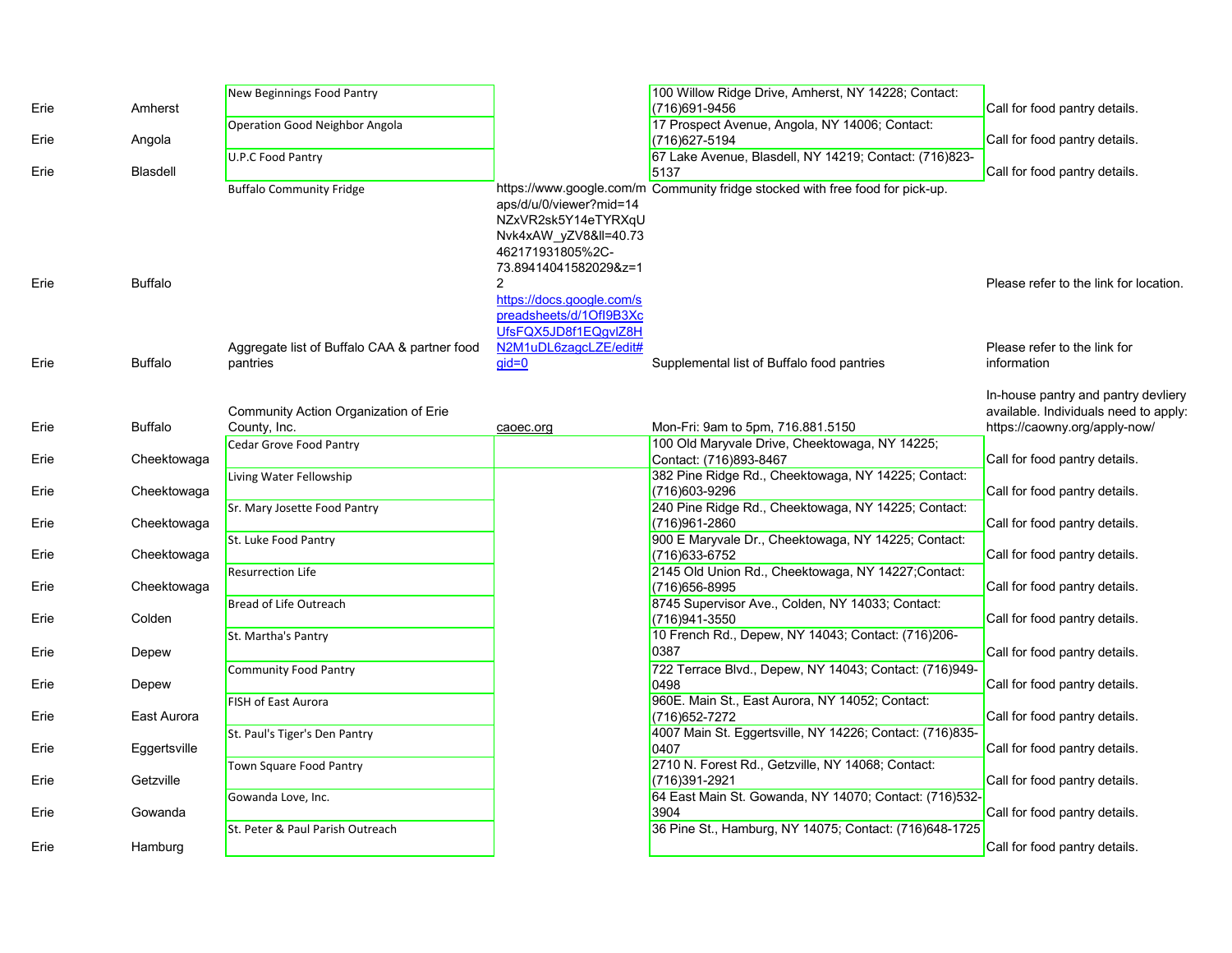| | | | | | |
|---|---|---|---|---|---|
| Erie | Amherst | New Beginnings Food Pantry | | 100 Willow Ridge Drive, Amherst, NY 14228; Contact: (716)691-9456 | Call for food pantry details. |
| Erie | Angola | Operation Good Neighbor Angola | | 17 Prospect Avenue, Angola, NY 14006; Contact: (716)627-5194 | Call for food pantry details. |
| Erie | Blasdell | U.P.C Food Pantry | | 67 Lake Avenue, Blasdell, NY 14219; Contact: (716)823-5137 | Call for food pantry details. |
| Erie | Buffalo | Buffalo Community Fridge | https://www.google.com/maps/d/u/0/viewer?mid=14NZxVR2sk5Y14eTYRXqUNvk4xAW_yZV8&ll=40.73462171931805%2C-73.89414041582029&z=12 | Community fridge stocked with free food for pick-up. | Please refer to the link for location. |
| Erie | Buffalo | Aggregate list of Buffalo CAA & partner food pantries | https://docs.google.com/spreadsheets/d/1OfI9B3XcUfsFQX5JD8f1EQgvlZ8HN2M1uDL6zagcLZE/edit#gid=0 | Supplemental list of Buffalo food pantries | Please refer to the link for information |
| Erie | Buffalo | Community Action Organization of Erie County, Inc. | caoec.org | Mon-Fri: 9am to 5pm, 716.881.5150 | In-house pantry and pantry devliery available. Individuals need to apply: https://caowny.org/apply-now/ |
| Erie | Cheektowaga | Cedar Grove Food Pantry | | 100 Old Maryvale Drive, Cheektowaga, NY 14225; Contact: (716)893-8467 | Call for food pantry details. |
| Erie | Cheektowaga | Living Water Fellowship | | 382 Pine Ridge Rd., Cheektowaga, NY 14225; Contact: (716)603-9296 | Call for food pantry details. |
| Erie | Cheektowaga | Sr. Mary Josette Food Pantry | | 240 Pine Ridge Rd., Cheektowaga, NY 14225; Contact: (716)961-2860 | Call for food pantry details. |
| Erie | Cheektowaga | St. Luke Food Pantry | | 900 E Maryvale Dr., Cheektowaga, NY 14225; Contact: (716)633-6752 | Call for food pantry details. |
| Erie | Cheektowaga | Resurrection Life | | 2145 Old Union Rd., Cheektowaga, NY 14227;Contact: (716)656-8995 | Call for food pantry details. |
| Erie | Colden | Bread of Life Outreach | | 8745 Supervisor Ave., Colden, NY 14033; Contact: (716)941-3550 | Call for food pantry details. |
| Erie | Depew | St. Martha's Pantry | | 10 French Rd., Depew, NY 14043; Contact: (716)206-0387 | Call for food pantry details. |
| Erie | Depew | Community Food Pantry | | 722 Terrace Blvd., Depew, NY 14043; Contact: (716)949-0498 | Call for food pantry details. |
| Erie | East Aurora | FISH of East Aurora | | 960E. Main St., East Aurora, NY 14052; Contact: (716)652-7272 | Call for food pantry details. |
| Erie | Eggertsville | St. Paul's Tiger's Den Pantry | | 4007 Main St. Eggertsville, NY 14226; Contact: (716)835-0407 | Call for food pantry details. |
| Erie | Getzville | Town Square Food Pantry | | 2710 N. Forest Rd., Getzville, NY 14068; Contact: (716)391-2921 | Call for food pantry details. |
| Erie | Gowanda | Gowanda Love, Inc. | | 64 East Main St. Gowanda, NY 14070; Contact: (716)532-3904 | Call for food pantry details. |
| Erie | Hamburg | St. Peter & Paul Parish Outreach | | 36 Pine St., Hamburg, NY 14075; Contact: (716)648-1725 | Call for food pantry details. |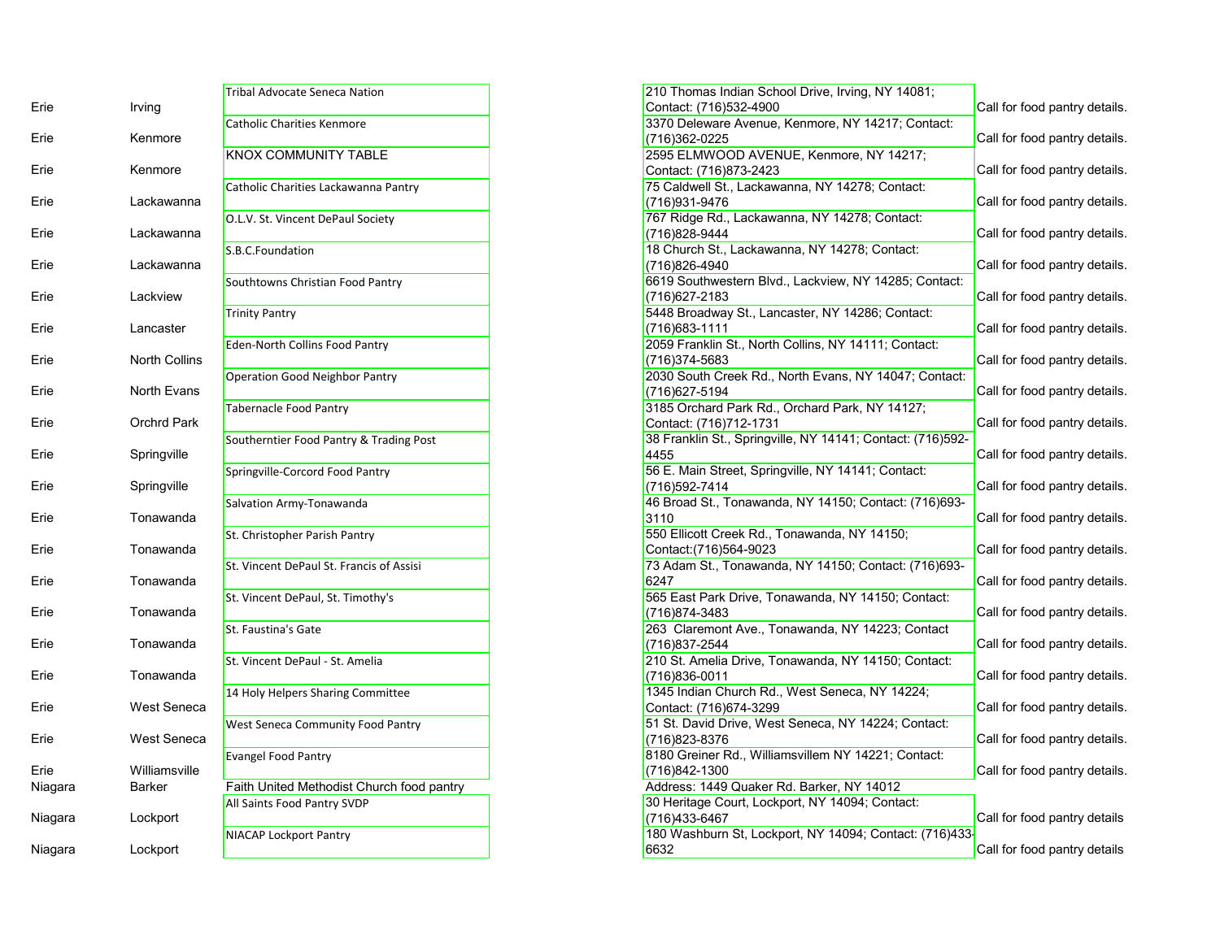| | | | | |
|---|---|---|---|---|
| Erie | Irving | Tribal Advocate Seneca Nation | 210 Thomas Indian School Drive, Irving, NY 14081; Contact: (716)532-4900 | Call for food pantry details. |
| Erie | Kenmore | Catholic Charities Kenmore | 3370 Deleware Avenue, Kenmore, NY 14217; Contact: (716)362-0225 | Call for food pantry details. |
| Erie | Kenmore | KNOX COMMUNITY TABLE | 2595 ELMWOOD AVENUE, Kenmore, NY 14217; Contact: (716)873-2423 | Call for food pantry details. |
| Erie | Lackawanna | Catholic Charities Lackawanna Pantry | 75 Caldwell St., Lackawanna, NY 14278; Contact: (716)931-9476 | Call for food pantry details. |
| Erie | Lackawanna | O.L.V. St. Vincent DePaul Society | 767 Ridge Rd., Lackawanna, NY 14278; Contact: (716)828-9444 | Call for food pantry details. |
| Erie | Lackawanna | S.B.C.Foundation | 18 Church St., Lackawanna, NY 14278; Contact: (716)826-4940 | Call for food pantry details. |
| Erie | Lackview | Southtowns Christian Food Pantry | 6619 Southwestern Blvd., Lackview, NY 14285; Contact: (716)627-2183 | Call for food pantry details. |
| Erie | Lancaster | Trinity Pantry | 5448 Broadway St., Lancaster, NY 14286; Contact: (716)683-1111 | Call for food pantry details. |
| Erie | North Collins | Eden-North Collins Food Pantry | 2059 Franklin St., North Collins, NY 14111; Contact: (716)374-5683 | Call for food pantry details. |
| Erie | North Evans | Operation Good Neighbor Pantry | 2030 South Creek Rd., North Evans, NY 14047; Contact: (716)627-5194 | Call for food pantry details. |
| Erie | Orchrd Park | Tabernacle Food Pantry | 3185 Orchard Park Rd., Orchard Park, NY 14127; Contact: (716)712-1731 | Call for food pantry details. |
| Erie | Springville | Southerntier Food Pantry & Trading Post | 38 Franklin St., Springville, NY 14141; Contact: (716)592-4455 | Call for food pantry details. |
| Erie | Springville | Springville-Corcord Food Pantry | 56 E. Main Street, Springville, NY 14141; Contact: (716)592-7414 | Call for food pantry details. |
| Erie | Tonawanda | Salvation Army-Tonawanda | 46 Broad St., Tonawanda, NY 14150; Contact: (716)693-3110 | Call for food pantry details. |
| Erie | Tonawanda | St. Christopher Parish Pantry | 550 Ellicott Creek Rd., Tonawanda, NY 14150; Contact:(716)564-9023 | Call for food pantry details. |
| Erie | Tonawanda | St. Vincent DePaul St. Francis of Assisi | 73 Adam St., Tonawanda, NY 14150; Contact: (716)693-6247 | Call for food pantry details. |
| Erie | Tonawanda | St. Vincent DePaul, St. Timothy's | 565 East Park Drive, Tonawanda, NY 14150; Contact: (716)874-3483 | Call for food pantry details. |
| Erie | Tonawanda | St. Faustina's Gate | 263 Claremont Ave., Tonawanda, NY 14223; Contact (716)837-2544 | Call for food pantry details. |
| Erie | Tonawanda | St. Vincent DePaul - St. Amelia | 210 St. Amelia Drive, Tonawanda, NY 14150; Contact: (716)836-0011 | Call for food pantry details. |
| Erie | West Seneca | 14 Holy Helpers Sharing Committee | 1345 Indian Church Rd., West Seneca, NY 14224; Contact: (716)674-3299 | Call for food pantry details. |
| Erie | West Seneca | West Seneca Community Food Pantry | 51 St. David Drive, West Seneca, NY 14224; Contact: (716)823-8376 | Call for food pantry details. |
| Erie | Williamsville | Evangel Food Pantry | 8180 Greiner Rd., Williamsvillem NY 14221; Contact: (716)842-1300 | Call for food pantry details. |
| Niagara | Barker | Faith United Methodist Church food pantry | Address: 1449 Quaker Rd. Barker, NY 14012 | |
| Niagara | Lockport | All Saints Food Pantry SVDP | 30 Heritage Court, Lockport, NY 14094; Contact: (716)433-6467 | Call for food pantry details |
| Niagara | Lockport | NIACAP Lockport Pantry | 180 Washburn St, Lockport, NY 14094; Contact: (716)433-6632 | Call for food pantry details |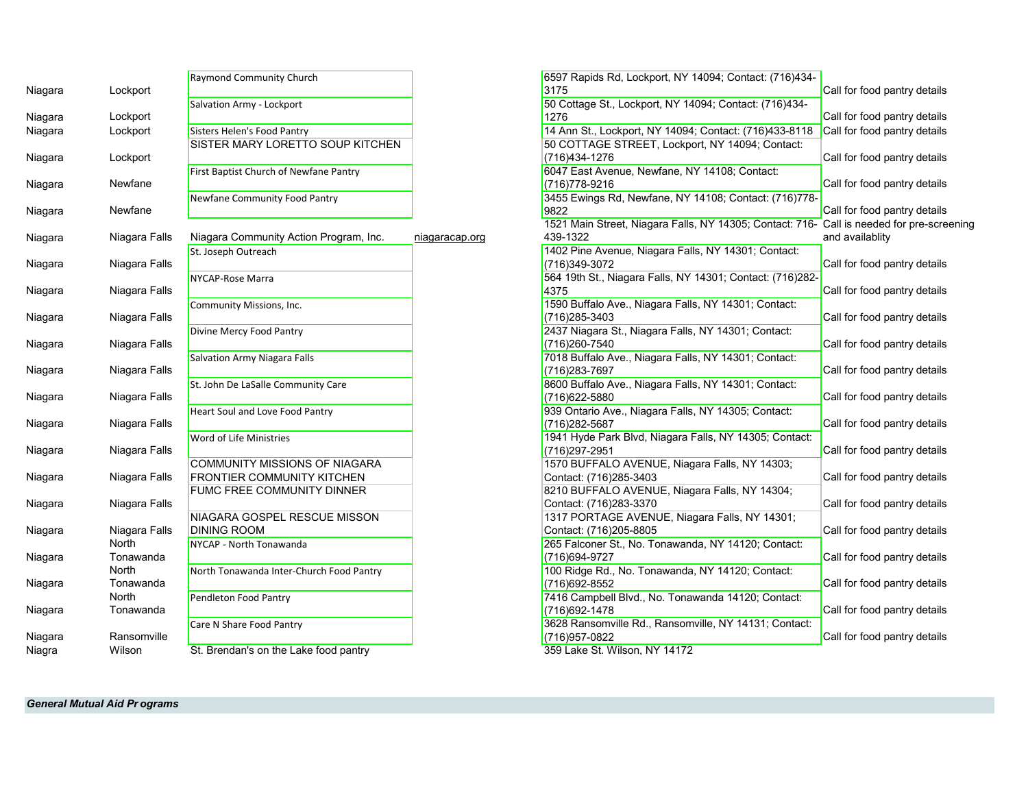| | | | | | |
|---|---|---|---|---|---|
| Niagara | Lockport | Raymond Community Church | | 6597 Rapids Rd, Lockport, NY 14094; Contact: (716)434-3175 | Call for food pantry details |
| Niagara | Lockport | Salvation Army - Lockport | | 50 Cottage St., Lockport, NY 14094; Contact: (716)434-1276 | Call for food pantry details |
| Niagara | Lockport | Sisters Helen's Food Pantry | | 14 Ann St., Lockport, NY 14094; Contact: (716)433-8118 | Call for food pantry details |
| Niagara | Lockport | SISTER MARY LORETTO SOUP KITCHEN | | 50 COTTAGE STREET, Lockport, NY 14094; Contact: (716)434-1276 | Call for food pantry details |
| Niagara | Newfane | First Baptist Church of Newfane Pantry | | 6047 East Avenue, Newfane, NY 14108; Contact: (716)778-9216 | Call for food pantry details |
| Niagara | Newfane | Newfane Community Food Pantry | | 3455 Ewings Rd, Newfane, NY 14108; Contact: (716)778-9822 | Call for food pantry details |
| Niagara | Niagara Falls | Niagara Community Action Program, Inc. | niagaracap.org | 1521 Main Street, Niagara Falls, NY 14305; Contact: 716-439-1322 | Call is needed for pre-screening and availablity |
| Niagara | Niagara Falls | St. Joseph Outreach | | 1402 Pine Avenue, Niagara Falls, NY 14301; Contact: (716)349-3072 | Call for food pantry details |
| Niagara | Niagara Falls | NYCAP-Rose Marra | | 564 19th St., Niagara Falls, NY 14301; Contact: (716)282-4375 | Call for food pantry details |
| Niagara | Niagara Falls | Community Missions, Inc. | | 1590 Buffalo Ave., Niagara Falls, NY 14301; Contact: (716)285-3403 | Call for food pantry details |
| Niagara | Niagara Falls | Divine Mercy Food Pantry | | 2437 Niagara St., Niagara Falls, NY 14301; Contact: (716)260-7540 | Call for food pantry details |
| Niagara | Niagara Falls | Salvation Army Niagara Falls | | 7018 Buffalo Ave., Niagara Falls, NY 14301; Contact: (716)283-7697 | Call for food pantry details |
| Niagara | Niagara Falls | St. John De LaSalle Community Care | | 8600 Buffalo Ave., Niagara Falls, NY 14301; Contact: (716)622-5880 | Call for food pantry details |
| Niagara | Niagara Falls | Heart Soul and Love Food Pantry | | 939 Ontario Ave., Niagara Falls, NY 14305; Contact: (716)282-5687 | Call for food pantry details |
| Niagara | Niagara Falls | Word of Life Ministries | | 1941 Hyde Park Blvd, Niagara Falls, NY 14305; Contact: (716)297-2951 | Call for food pantry details |
| Niagara | Niagara Falls | COMMUNITY MISSIONS OF NIAGARA FRONTIER COMMUNITY KITCHEN | | 1570 BUFFALO AVENUE, Niagara Falls, NY 14303; Contact: (716)285-3403 | Call for food pantry details |
| Niagara | Niagara Falls | FUMC FREE COMMUNITY DINNER | | 8210 BUFFALO AVENUE, Niagara Falls, NY 14304; Contact: (716)283-3370 | Call for food pantry details |
| Niagara | Niagara Falls | NIAGARA GOSPEL RESCUE MISSON DINING ROOM | | 1317 PORTAGE AVENUE, Niagara Falls, NY 14301; Contact: (716)205-8805 | Call for food pantry details |
| Niagara | North Tonawanda | NYCAP - North Tonawanda | | 265 Falconer St., No. Tonawanda, NY 14120; Contact: (716)694-9727 | Call for food pantry details |
| Niagara | North Tonawanda | North Tonawanda Inter-Church Food Pantry | | 100 Ridge Rd., No. Tonawanda, NY 14120; Contact: (716)692-8552 | Call for food pantry details |
| Niagara | North Tonawanda | Pendleton Food Pantry | | 7416 Campbell Blvd., No. Tonawanda 14120; Contact: (716)692-1478 | Call for food pantry details |
| Niagara | Ransomville | Care N Share Food Pantry | | 3628 Ransomville Rd., Ransomville, NY 14131; Contact: (716)957-0822 | Call for food pantry details |
| Niagra | Wilson | St. Brendan's on the Lake food pantry | | 359 Lake St. Wilson, NY 14172 | |

***General Mutual Aid Pr ograms***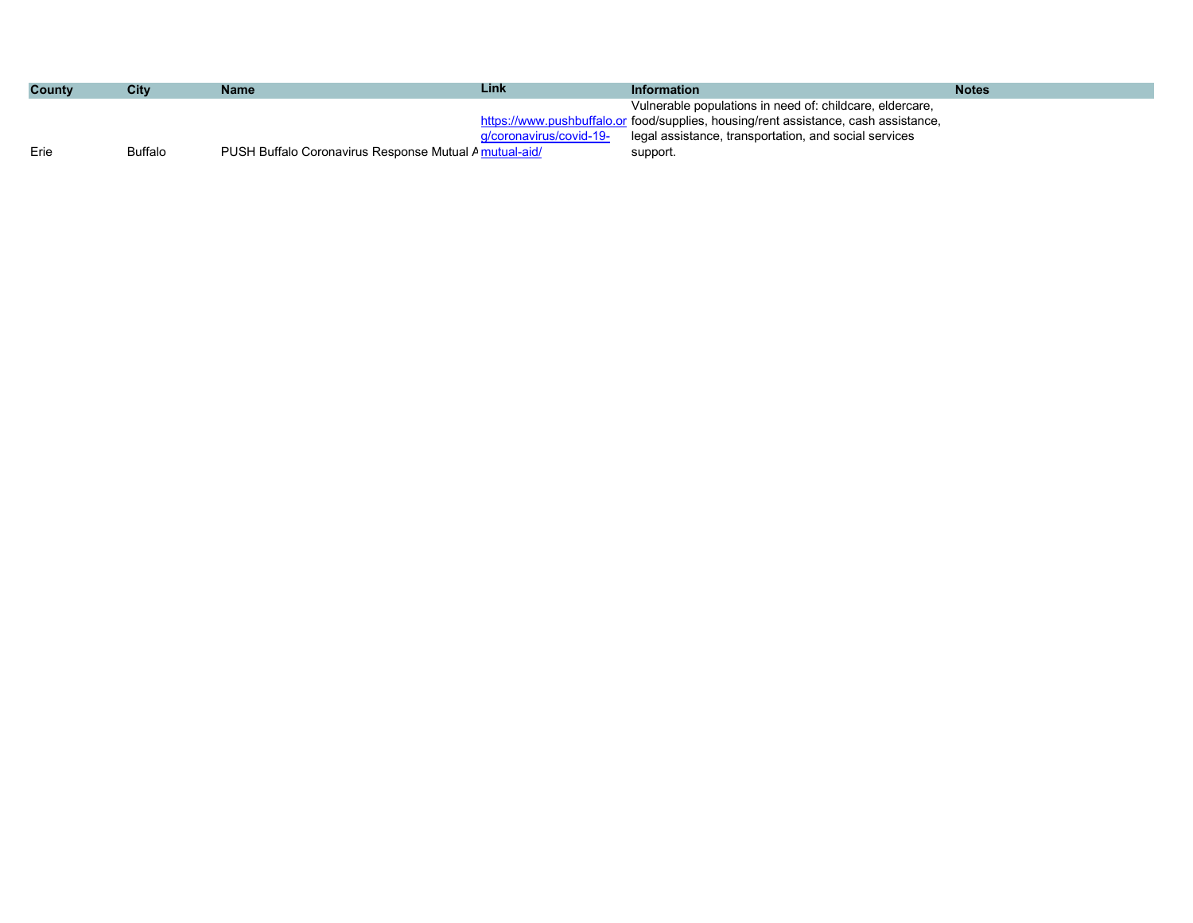| County | City | Name | Link | Information | Notes |
|---|---|---|---|---|---|
| Erie | Buffalo | PUSH Buffalo Coronavirus Response Mutual A | https://www.pushbuffalo.org/coronavirus/covid-19-mutual-aid/ | Vulnerable populations in need of: childcare, eldercare, food/supplies, housing/rent assistance, cash assistance, legal assistance, transportation, and social services support. | |